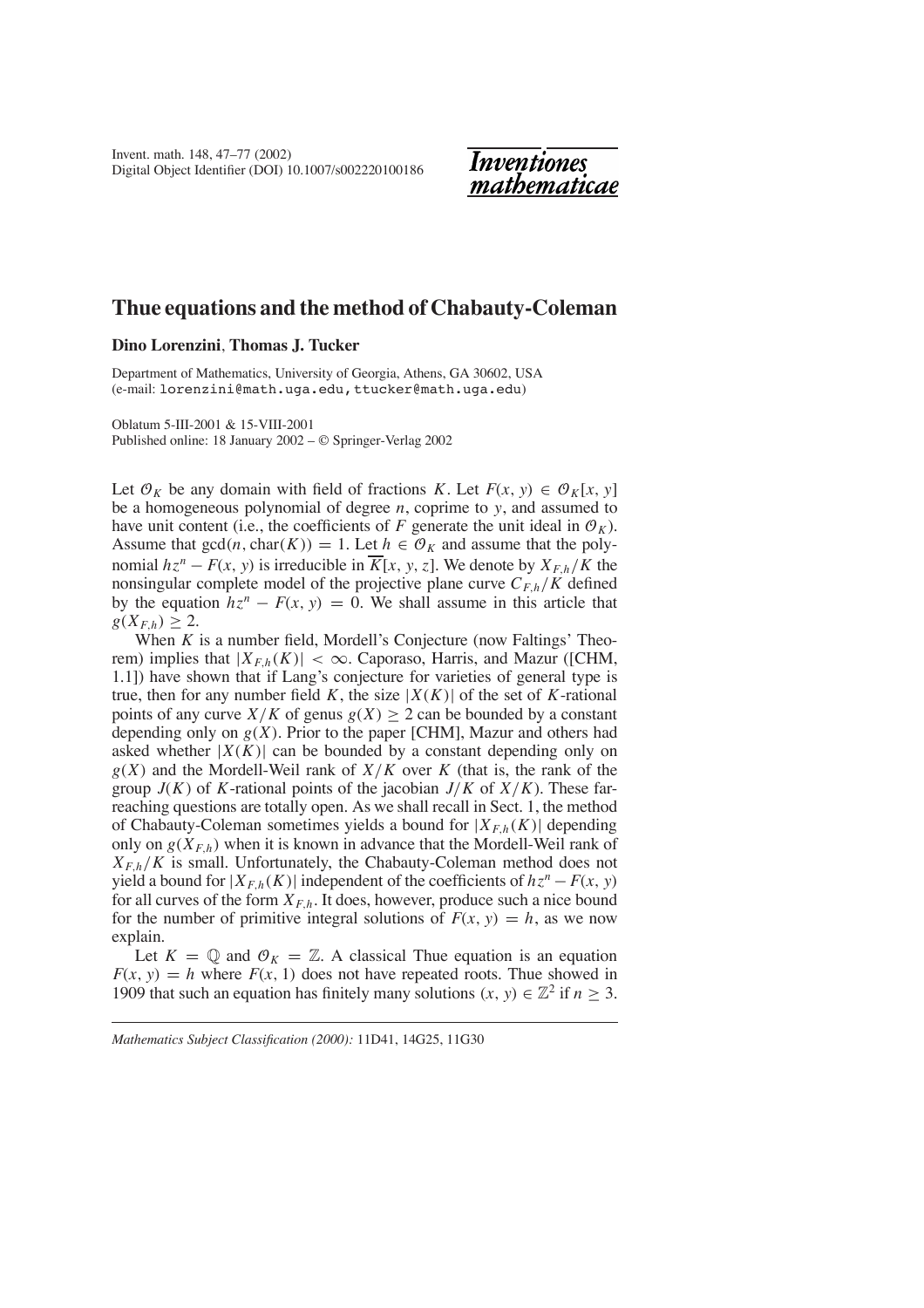# Thue equations and the method of Chabauty-Coleman

**Dino Lorenzini**, **Thomas J. Tucker**

Department of Mathematics, University of Georgia, Athens, GA 30602, USA
(e-mail: lorenzini@math.uga.edu, ttucker@math.uga.edu)

Oblatum 5-III-2001 & 15-VIII-2001
Published online: 18 January 2002 – © Springer-Verlag 2002

Let $\mathcal{O}_K$ be any domain with field of fractions $K$. Let $F(x, y) \in \mathcal{O}_K[x, y]$ be a homogeneous polynomial of degree $n$, coprime to $y$, and assumed to have unit content (i.e., the coefficients of $F$ generate the unit ideal in $\mathcal{O}_K$). Assume that $\gcd(n, \operatorname{char}(K)) = 1$. Let $h \in \mathcal{O}_K$ and assume that the polynomial $hz^n - F(x, y)$ is irreducible in $\overline{K}[x, y, z]$. We denote by $X_{F,h}/K$ the nonsingular complete model of the projective plane curve $C_{F,h}/K$ defined by the equation $hz^n - F(x, y) = 0$. We shall assume in this article that $g(X_{F,h}) \geq 2$.

When $K$ is a number field, Mordell's Conjecture (now Faltings' Theorem) implies that $|X_{F,h}(K)| < \infty$. Caporaso, Harris, and Mazur ([CHM, 1.1]) have shown that if Lang's conjecture for varieties of general type is true, then for any number field $K$, the size $|X(K)|$ of the set of $K$-rational points of any curve $X/K$ of genus $g(X) \geq 2$ can be bounded by a constant depending only on $g(X)$. Prior to the paper [CHM], Mazur and others had asked whether $|X(K)|$ can be bounded by a constant depending only on $g(X)$ and the Mordell-Weil rank of $X/K$ over $K$ (that is, the rank of the group $J(K)$ of $K$-rational points of the jacobian $J/K$ of $X/K$). These far-reaching questions are totally open. As we shall recall in Sect. 1, the method of Chabauty-Coleman sometimes yields a bound for $|X_{F,h}(K)|$ depending only on $g(X_{F,h})$ when it is known in advance that the Mordell-Weil rank of $X_{F,h}/K$ is small. Unfortunately, the Chabauty-Coleman method does not yield a bound for $|X_{F,h}(K)|$ independent of the coefficients of $hz^n - F(x, y)$ for all curves of the form $X_{F,h}$. It does, however, produce such a nice bound for the number of primitive integral solutions of $F(x, y) = h$, as we now explain.

Let $K = \mathbb{Q}$ and $\mathcal{O}_K = \mathbb{Z}$. A classical Thue equation is an equation $F(x, y) = h$ where $F(x, 1)$ does not have repeated roots. Thue showed in 1909 that such an equation has finitely many solutions $(x, y) \in \mathbb{Z}^2$ if $n \geq 3$.

*Mathematics Subject Classification (2000):* 11D41, 14G25, 11G30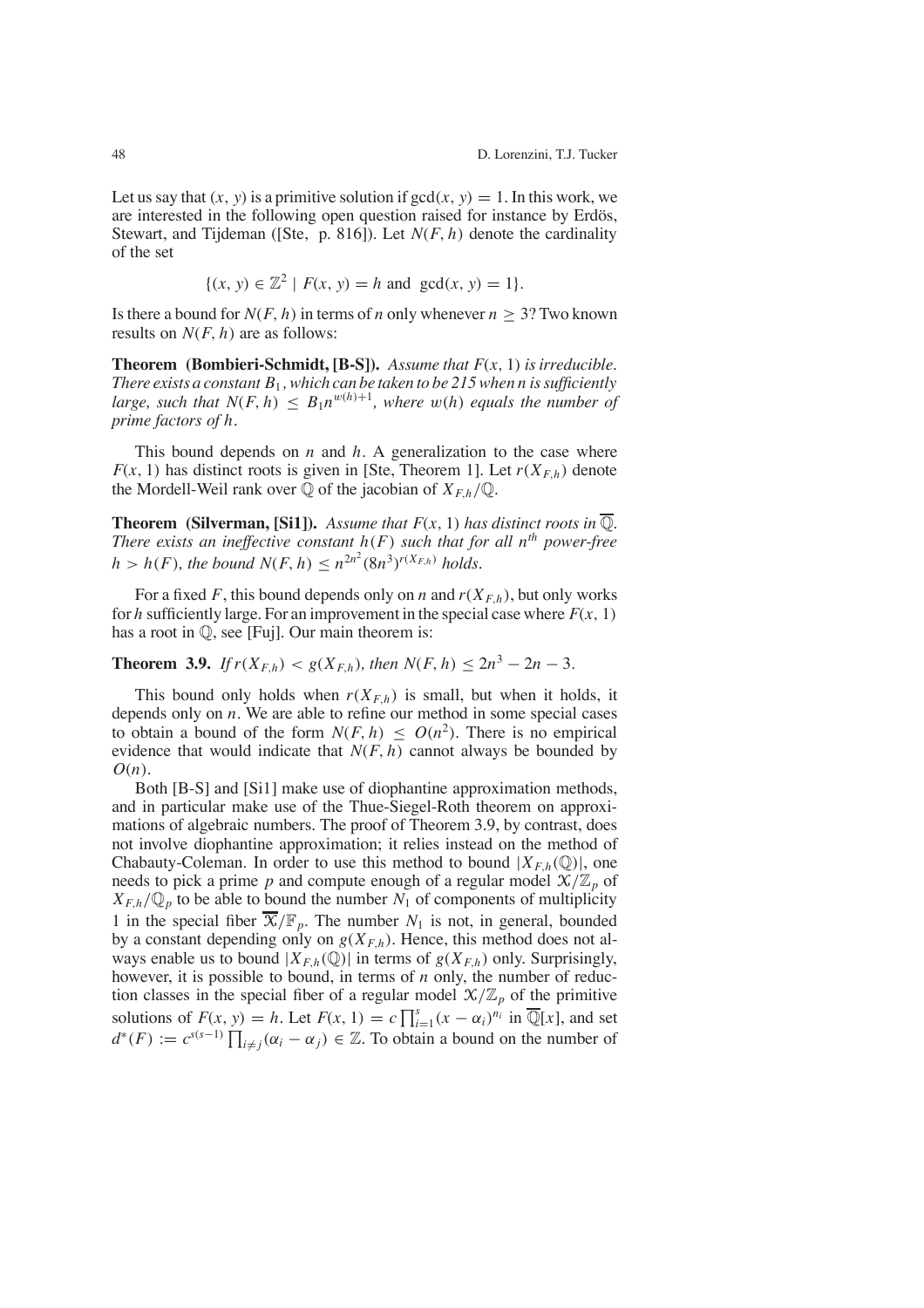Let us say that $(x, y)$ is a primitive solution if $\gcd(x, y) = 1$. In this work, we are interested in the following open question raised for instance by Erdös, Stewart, and Tijdeman ([Ste, p. 816]). Let $N(F, h)$ denote the cardinality of the set

$$\{(x, y) \in \mathbb{Z}^2 \mid F(x, y) = h \text{ and } \gcd(x, y) = 1\}.$$

Is there a bound for $N(F, h)$ in terms of $n$ only whenever $n \geq 3$? Two known results on $N(F, h)$ are as follows:

**Theorem (Bombieri-Schmidt, [B-S]).** *Assume that $F(x, 1)$ is irreducible. There exists a constant $B_1$, which can be taken to be 215 when n is sufficiently large, such that $N(F, h) \leq B_1 n^{w(h)+1}$, where $w(h)$ equals the number of prime factors of $h$.*

This bound depends on $n$ and $h$. A generalization to the case where $F(x, 1)$ has distinct roots is given in [Ste, Theorem 1]. Let $r(X_{F,h})$ denote the Mordell-Weil rank over $\mathbb{Q}$ of the jacobian of $X_{F,h}/\mathbb{Q}$.

**Theorem (Silverman, [Si1]).** *Assume that $F(x, 1)$ has distinct roots in $\overline{\mathbb{Q}}$. There exists an ineffective constant $h(F)$ such that for all $n^{th}$ power-free $h > h(F)$, the bound $N(F, h) \leq n^{2n^2}(8n^3)^{r(X_{F,h})}$ holds.*

For a fixed $F$, this bound depends only on $n$ and $r(X_{F,h})$, but only works for $h$ sufficiently large. For an improvement in the special case where $F(x, 1)$ has a root in $\mathbb{Q}$, see [Fuj]. Our main theorem is:

**Theorem 3.9.** *If $r(X_{F,h}) < g(X_{F,h})$, then $N(F, h) \leq 2n^3 - 2n - 3$.*

This bound only holds when $r(X_{F,h})$ is small, but when it holds, it depends only on $n$. We are able to refine our method in some special cases to obtain a bound of the form $N(F, h) \leq O(n^2)$. There is no empirical evidence that would indicate that $N(F, h)$ cannot always be bounded by $O(n)$.

Both [B-S] and [Si1] make use of diophantine approximation methods, and in particular make use of the Thue-Siegel-Roth theorem on approximations of algebraic numbers. The proof of Theorem 3.9, by contrast, does not involve diophantine approximation; it relies instead on the method of Chabauty-Coleman. In order to use this method to bound $|X_{F,h}(\mathbb{Q})|$, one needs to pick a prime $p$ and compute enough of a regular model $\mathcal{X}/\mathbb{Z}_p$ of $X_{F,h}/\mathbb{Q}_p$ to be able to bound the number $N_1$ of components of multiplicity 1 in the special fiber $\overline{\mathcal{X}}/\mathbb{F}_p$. The number $N_1$ is not, in general, bounded by a constant depending only on $g(X_{F,h})$. Hence, this method does not always enable us to bound $|X_{F,h}(\mathbb{Q})|$ in terms of $g(X_{F,h})$ only. Surprisingly, however, it is possible to bound, in terms of $n$ only, the number of reduction classes in the special fiber of a regular model $\mathcal{X}/\mathbb{Z}_p$ of the primitive solutions of $F(x, y) = h$. Let $F(x, 1) = c\prod_{i=1}^{s}(x - \alpha_i)^{n_i}$ in $\overline{\mathbb{Q}}[x]$, and set $d^*(F) := c^{s(s-1)}\prod_{i \neq j}(\alpha_i - \alpha_j) \in \mathbb{Z}$. To obtain a bound on the number of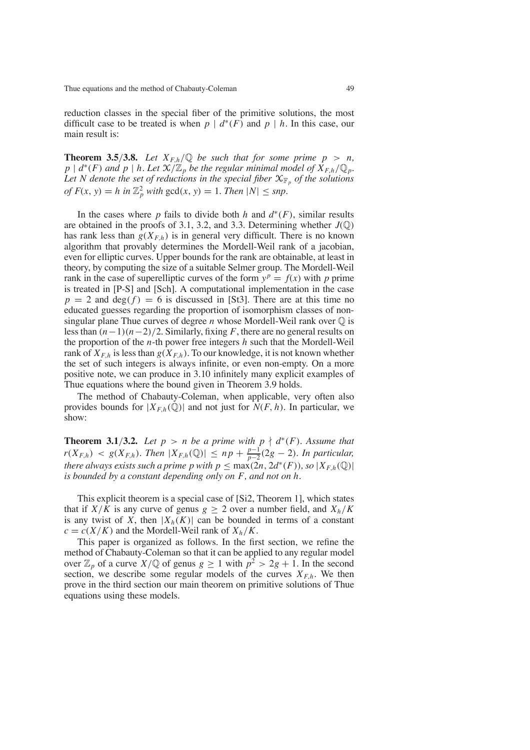reduction classes in the special fiber of the primitive solutions, the most difficult case to be treated is when $p \mid d^*(F)$ and $p \mid h$. In this case, our main result is:

**Theorem 3.5/3.8.** *Let $X_{F,h}/\mathbb{Q}$ be such that for some prime $p > n$, $p \mid d^*(F)$ and $p \mid h$. Let $\mathcal{X}/\mathbb{Z}_p$ be the regular minimal model of $X_{F,h}/\mathbb{Q}_p$. Let $N$ denote the set of reductions in the special fiber $\mathcal{X}_{\mathbb{F}_p}$ of the solutions of $F(x, y) = h$ in $\mathbb{Z}_p^2$ with $\gcd(x, y) = 1$. Then $|N| \leq snp$.*

In the cases where $p$ fails to divide both $h$ and $d^*(F)$, similar results are obtained in the proofs of 3.1, 3.2, and 3.3. Determining whether $J(\mathbb{Q})$ has rank less than $g(X_{F,h})$ is in general very difficult. There is no known algorithm that provably determines the Mordell-Weil rank of a jacobian, even for elliptic curves. Upper bounds for the rank are obtainable, at least in theory, by computing the size of a suitable Selmer group. The Mordell-Weil rank in the case of superelliptic curves of the form $y^p = f(x)$ with $p$ prime is treated in [P-S] and [Sch]. A computational implementation in the case $p = 2$ and $\deg(f) = 6$ is discussed in [St3]. There are at this time no educated guesses regarding the proportion of isomorphism classes of non-singular plane Thue curves of degree $n$ whose Mordell-Weil rank over $\mathbb{Q}$ is less than $(n-1)(n-2)/2$. Similarly, fixing $F$, there are no general results on the proportion of the $n$-th power free integers $h$ such that the Mordell-Weil rank of $X_{F,h}$ is less than $g(X_{F,h})$. To our knowledge, it is not known whether the set of such integers is always infinite, or even non-empty. On a more positive note, we can produce in 3.10 infinitely many explicit examples of Thue equations where the bound given in Theorem 3.9 holds.

The method of Chabauty-Coleman, when applicable, very often also provides bounds for $|X_{F,h}(\mathbb{Q})|$ and not just for $N(F, h)$. In particular, we show:

**Theorem 3.1/3.2.** *Let $p > n$ be a prime with $p \nmid d^*(F)$. Assume that $r(X_{F,h}) < g(X_{F,h})$. Then $|X_{F,h}(\mathbb{Q})| \leq np + \frac{p-1}{p-2}(2g-2)$. In particular, there always exists such a prime $p$ with $p \leq \max(2n, 2d^*(F))$, so $|X_{F,h}(\mathbb{Q})|$ is bounded by a constant depending only on $F$, and not on $h$.*

This explicit theorem is a special case of [Si2, Theorem 1], which states that if $X/K$ is any curve of genus $g \geq 2$ over a number field, and $X_h/K$ is any twist of $X$, then $|X_h(K)|$ can be bounded in terms of a constant $c = c(X/K)$ and the Mordell-Weil rank of $X_h/K$.

This paper is organized as follows. In the first section, we refine the method of Chabauty-Coleman so that it can be applied to any regular model over $\mathbb{Z}_p$ of a curve $X/\mathbb{Q}$ of genus $g \geq 1$ with $p^2 > 2g + 1$. In the second section, we describe some regular models of the curves $X_{F,h}$. We then prove in the third section our main theorem on primitive solutions of Thue equations using these models.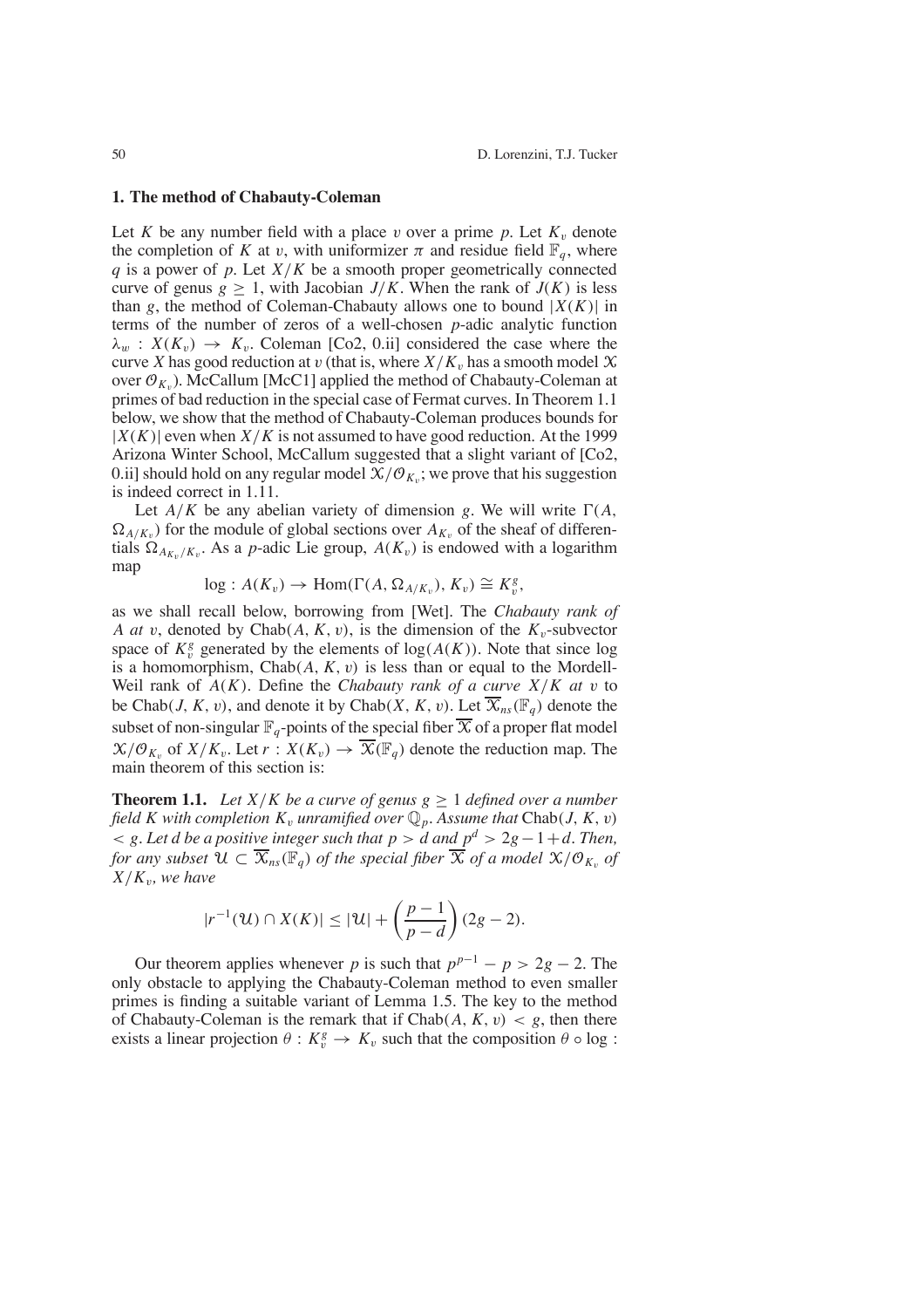## 1. The method of Chabauty-Coleman

Let $K$ be any number field with a place $v$ over a prime $p$. Let $K_v$ denote the completion of $K$ at $v$, with uniformizer $\pi$ and residue field $\mathbb{F}_q$, where $q$ is a power of $p$. Let $X/K$ be a smooth proper geometrically connected curve of genus $g \geq 1$, with Jacobian $J/K$. When the rank of $J(K)$ is less than $g$, the method of Coleman-Chabauty allows one to bound $|X(K)|$ in terms of the number of zeros of a well-chosen $p$-adic analytic function $\lambda_w : X(K_v) \to K_v$. Coleman [Co2, 0.ii] considered the case where the curve $X$ has good reduction at $v$ (that is, where $X/K_v$ has a smooth model $\mathcal{X}$ over $\mathcal{O}_{K_v}$). McCallum [McC1] applied the method of Chabauty-Coleman at primes of bad reduction in the special case of Fermat curves. In Theorem 1.1 below, we show that the method of Chabauty-Coleman produces bounds for $|X(K)|$ even when $X/K$ is not assumed to have good reduction. At the 1999 Arizona Winter School, McCallum suggested that a slight variant of [Co2, 0.ii] should hold on any regular model $\mathcal{X}/\mathcal{O}_{K_v}$; we prove that his suggestion is indeed correct in 1.11.

Let $A/K$ be any abelian variety of dimension $g$. We will write $\Gamma(A, \Omega_{A/K_v})$ for the module of global sections over $A_{K_v}$ of the sheaf of differentials $\Omega_{A_{K_v}/K_v}$. As a $p$-adic Lie group, $A(K_v)$ is endowed with a logarithm map

$$\log : A(K_v) \to \mathrm{Hom}(\Gamma(A, \Omega_{A/K_v}), K_v) \cong K_v^g,$$

as we shall recall below, borrowing from [Wet]. The *Chabauty rank of $A$ at $v$*, denoted by $\mathrm{Chab}(A, K, v)$, is the dimension of the $K_v$-subvector space of $K_v^g$ generated by the elements of $\log(A(K))$. Note that since log is a homomorphism, $\mathrm{Chab}(A, K, v)$ is less than or equal to the Mordell-Weil rank of $A(K)$. Define the *Chabauty rank of a curve $X/K$ at $v$* to be $\mathrm{Chab}(J, K, v)$, and denote it by $\mathrm{Chab}(X, K, v)$. Let $\overline{\mathcal{X}}_{ns}(\mathbb{F}_q)$ denote the subset of non-singular $\mathbb{F}_q$-points of the special fiber $\overline{\mathcal{X}}$ of a proper flat model $\mathcal{X}/\mathcal{O}_{K_v}$ of $X/K_v$. Let $r : X(K_v) \to \overline{\mathcal{X}}(\mathbb{F}_q)$ denote the reduction map. The main theorem of this section is:

**Theorem 1.1.** *Let $X/K$ be a curve of genus $g \geq 1$ defined over a number field $K$ with completion $K_v$ unramified over $\mathbb{Q}_p$. Assume that $\mathrm{Chab}(J, K, v) < g$. Let $d$ be a positive integer such that $p > d$ and $p^d > 2g - 1 + d$. Then, for any subset $\mathcal{U} \subset \overline{\mathcal{X}}_{ns}(\mathbb{F}_q)$ of the special fiber $\overline{\mathcal{X}}$ of a model $\mathcal{X}/\mathcal{O}_{K_v}$ of $X/K_v$, we have*

$$|r^{-1}(\mathcal{U}) \cap X(K)| \leq |\mathcal{U}| + \left(\frac{p-1}{p-d}\right)(2g-2).$$

Our theorem applies whenever $p$ is such that $p^{p-1} - p > 2g - 2$. The only obstacle to applying the Chabauty-Coleman method to even smaller primes is finding a suitable variant of Lemma 1.5. The key to the method of Chabauty-Coleman is the remark that if $\mathrm{Chab}(A, K, v) < g$, then there exists a linear projection $\theta : K_v^g \to K_v$ such that the composition $\theta \circ \log$ :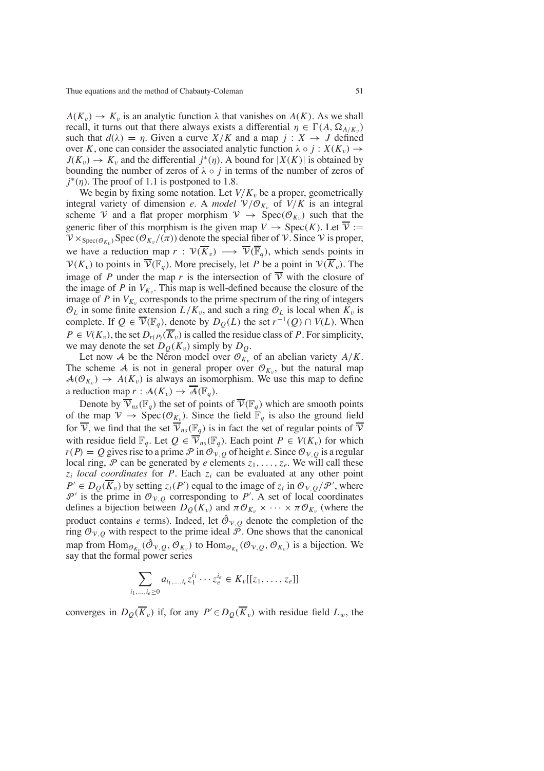$A(K_v) \to K_v$ is an analytic function $\lambda$ that vanishes on $A(K)$. As we shall recall, it turns out that there always exists a differential $\eta \in \Gamma(A, \Omega_{A/K_v})$ such that $d(\lambda) = \eta$. Given a curve $X/K$ and a map $j : X \to J$ defined over $K$, one can consider the associated analytic function $\lambda \circ j : X(K_v) \to J(K_v) \to K_v$ and the differential $j^*(\eta)$. A bound for $|X(K)|$ is obtained by bounding the number of zeros of $\lambda \circ j$ in terms of the number of zeros of $j^*(\eta)$. The proof of 1.1 is postponed to 1.8.

We begin by fixing some notation. Let $V/K_v$ be a proper, geometrically integral variety of dimension $e$. A *model* $\mathcal{V}/\mathcal{O}_{K_v}$ of $V/K$ is an integral scheme $\mathcal{V}$ and a flat proper morphism $\mathcal{V} \to \operatorname{Spec}(\mathcal{O}_{K_v})$ such that the generic fiber of this morphism is the given map $V \to \operatorname{Spec}(K)$. Let $\overline{\mathcal{V}} := \mathcal{V} \times_{\operatorname{Spec}(\mathcal{O}_{K_v})} \operatorname{Spec}(\mathcal{O}_{K_v}/(\pi))$ denote the special fiber of $\mathcal{V}$. Since $\mathcal{V}$ is proper, we have a reduction map $r : \mathcal{V}(\overline{K}_v) \longrightarrow \overline{\mathcal{V}}(\overline{\mathbb{F}}_q)$, which sends points in $\mathcal{V}(K_v)$ to points in $\overline{\mathcal{V}}(\mathbb{F}_q)$. More precisely, let $P$ be a point in $\mathcal{V}(\overline{K}_v)$. The image of $P$ under the map $r$ is the intersection of $\overline{\mathcal{V}}$ with the closure of the image of $P$ in $V_{K_v}$. This map is well-defined because the closure of the image of $P$ in $V_{K_v}$ corresponds to the prime spectrum of the ring of integers $\mathcal{O}_L$ in some finite extension $L/K_v$, and such a ring $\mathcal{O}_L$ is local when $K_v$ is complete. If $Q \in \overline{\mathcal{V}}(\mathbb{F}_q)$, denote by $D_Q(L)$ the set $r^{-1}(Q) \cap V(L)$. When $P \in V(K_v)$, the set $D_{r(P)}(\overline{K}_v)$ is called the residue class of $P$. For simplicity, we may denote the set $D_Q(K_v)$ simply by $D_Q$.

Let now $\mathcal{A}$ be the Néron model over $\mathcal{O}_{K_v}$ of an abelian variety $A/K$. The scheme $\mathcal{A}$ is not in general proper over $\mathcal{O}_{K_v}$, but the natural map $\mathcal{A}(\mathcal{O}_{K_v}) \to A(K_v)$ is always an isomorphism. We use this map to define a reduction map $r : \mathcal{A}(K_v) \to \overline{\mathcal{A}}(\mathbb{F}_q)$.

Denote by $\overline{\mathcal{V}}_{ns}(\mathbb{F}_q)$ the set of points of $\overline{\mathcal{V}}(\mathbb{F}_q)$ which are smooth points of the map $\mathcal{V} \to \operatorname{Spec}(\mathcal{O}_{K_v})$. Since the field $\mathbb{F}_q$ is also the ground field for $\overline{\mathcal{V}}$, we find that the set $\overline{\mathcal{V}}_{ns}(\mathbb{F}_q)$ is in fact the set of regular points of $\overline{\mathcal{V}}$ with residue field $\mathbb{F}_q$. Let $Q \in \overline{\mathcal{V}}_{ns}(\mathbb{F}_q)$. Each point $P \in V(K_v)$ for which $r(P) = Q$ gives rise to a prime $\mathcal{P}$ in $\mathcal{O}_{\mathcal{V},Q}$ of height $e$. Since $\mathcal{O}_{\mathcal{V},Q}$ is a regular local ring, $\mathcal{P}$ can be generated by $e$ elements $z_1, \ldots, z_e$. We will call these $z_i$ *local coordinates* for $P$. Each $z_i$ can be evaluated at any other point $P' \in D_Q(\overline{K}_v)$ by setting $z_i(P')$ equal to the image of $z_i$ in $\mathcal{O}_{\mathcal{V},Q}/\mathcal{P}'$, where $\mathcal{P}'$ is the prime in $\mathcal{O}_{\mathcal{V},Q}$ corresponding to $P'$. A set of local coordinates defines a bijection between $D_Q(K_v)$ and $\pi\mathcal{O}_{K_v} \times \cdots \times \pi\mathcal{O}_{K_v}$ (where the product contains $e$ terms). Indeed, let $\hat{\mathcal{O}}_{\mathcal{V},Q}$ denote the completion of the ring $\mathcal{O}_{\mathcal{V},Q}$ with respect to the prime ideal $\mathcal{P}$. One shows that the canonical map from $\operatorname{Hom}_{\mathcal{O}_{K_v}}(\hat{\mathcal{O}}_{\mathcal{V},Q}, \mathcal{O}_{K_v})$ to $\operatorname{Hom}_{\mathcal{O}_{K_v}}(\mathcal{O}_{\mathcal{V},Q}, \mathcal{O}_{K_v})$ is a bijection. We say that the formal power series

$$\sum_{i_1,\ldots,i_e \geq 0} a_{i_1,\ldots,i_e} z_1^{i_1} \cdots z_e^{i_e} \in K_v[[z_1, \ldots, z_e]]$$

converges in $D_Q(\overline{K}_v)$ if, for any $P' \in D_Q(\overline{K}_v)$ with residue field $L_w$, the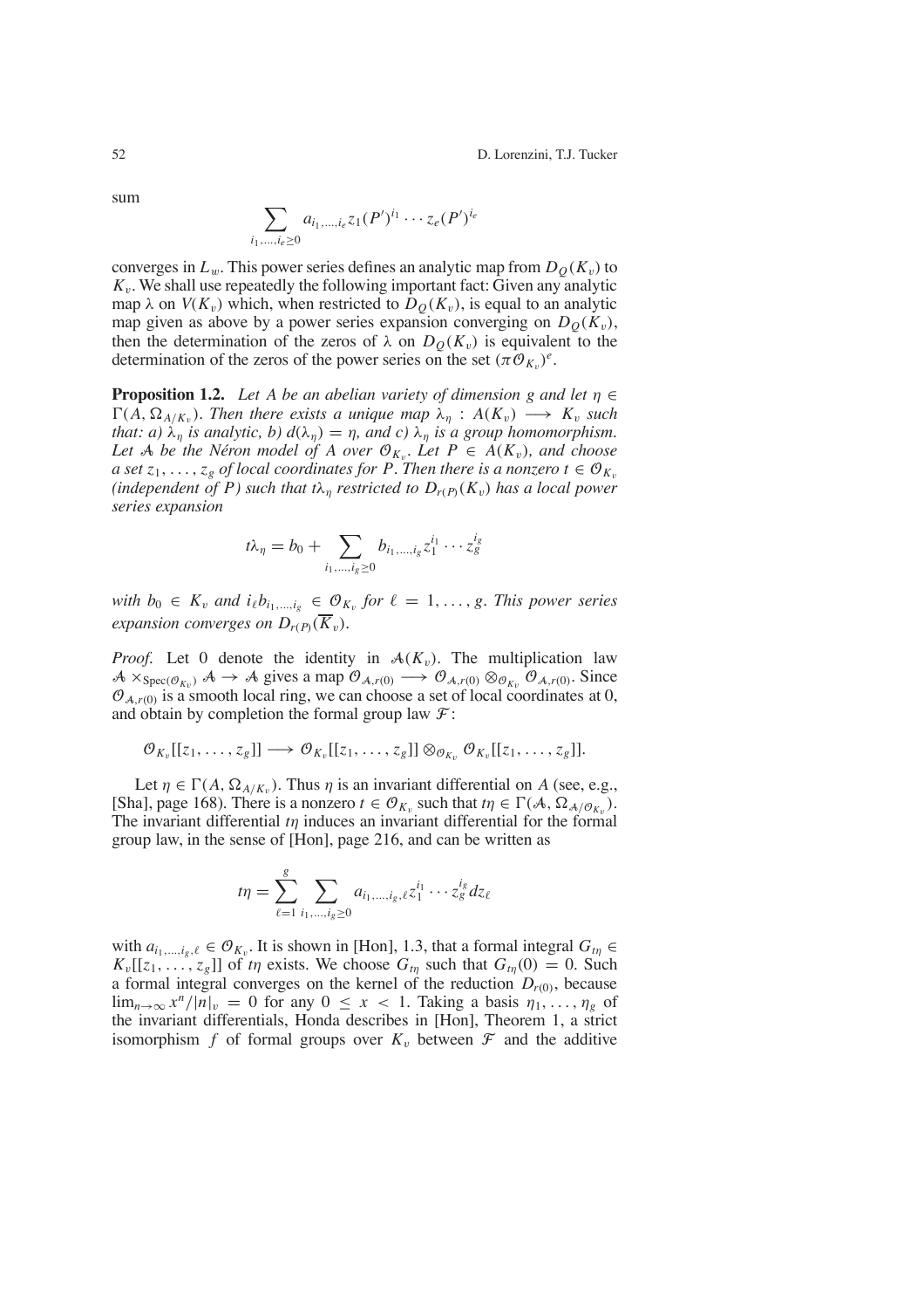sum

$$\sum_{i_1,\ldots,i_e\geq 0} a_{i_1,\ldots,i_e} z_1(P')^{i_1}\cdots z_e(P')^{i_e}$$

converges in $L_w$. This power series defines an analytic map from $D_Q(K_v)$ to $K_v$. We shall use repeatedly the following important fact: Given any analytic map $\lambda$ on $V(K_v)$ which, when restricted to $D_Q(K_v)$, is equal to an analytic map given as above by a power series expansion converging on $D_Q(K_v)$, then the determination of the zeros of $\lambda$ on $D_Q(K_v)$ is equivalent to the determination of the zeros of the power series on the set $(\pi\mathcal{O}_{K_v})^e$.

**Proposition 1.2.** *Let $A$ be an abelian variety of dimension $g$ and let $\eta \in \Gamma(A, \Omega_{A/K_v})$. Then there exists a unique map $\lambda_\eta : A(K_v) \longrightarrow K_v$ such that: a) $\lambda_\eta$ is analytic, b) $d(\lambda_\eta) = \eta$, and c) $\lambda_\eta$ is a group homomorphism. Let $\mathcal{A}$ be the Néron model of $A$ over $\mathcal{O}_{K_v}$. Let $P \in A(K_v)$, and choose a set $z_1, \ldots, z_g$ of local coordinates for $P$. Then there is a nonzero $t \in \mathcal{O}_{K_v}$ (independent of $P$) such that $t\lambda_\eta$ restricted to $D_{r(P)}(K_v)$ has a local power series expansion*

$$t\lambda_\eta = b_0 + \sum_{i_1,\ldots,i_g\geq 0} b_{i_1,\ldots,i_g} z_1^{i_1}\cdots z_g^{i_g}$$

*with $b_0 \in K_v$ and $i_\ell b_{i_1,\ldots,i_g} \in \mathcal{O}_{K_v}$ for $\ell = 1,\ldots,g$. This power series expansion converges on $D_{r(P)}(\overline{K}_v)$.*

*Proof.* Let 0 denote the identity in $\mathcal{A}(K_v)$. The multiplication law $\mathcal{A} \times_{\mathrm{Spec}(\mathcal{O}_{K_v})} \mathcal{A} \to \mathcal{A}$ gives a map $\mathcal{O}_{\mathcal{A},r(0)} \longrightarrow \mathcal{O}_{\mathcal{A},r(0)} \otimes_{\mathcal{O}_{K_v}} \mathcal{O}_{\mathcal{A},r(0)}$. Since $\mathcal{O}_{\mathcal{A},r(0)}$ is a smooth local ring, we can choose a set of local coordinates at 0, and obtain by completion the formal group law $\mathcal{F}$:

$$\mathcal{O}_{K_v}[[z_1,\ldots,z_g]] \longrightarrow \mathcal{O}_{K_v}[[z_1,\ldots,z_g]] \otimes_{\mathcal{O}_{K_v}} \mathcal{O}_{K_v}[[z_1,\ldots,z_g]].$$

Let $\eta \in \Gamma(A, \Omega_{A/K_v})$. Thus $\eta$ is an invariant differential on $A$ (see, e.g., [Sha], page 168). There is a nonzero $t \in \mathcal{O}_{K_v}$ such that $t\eta \in \Gamma(\mathcal{A}, \Omega_{\mathcal{A}/\mathcal{O}_{K_v}})$. The invariant differential $t\eta$ induces an invariant differential for the formal group law, in the sense of [Hon], page 216, and can be written as

$$t\eta = \sum_{\ell=1}^{g} \sum_{i_1,\ldots,i_g\geq 0} a_{i_1,\ldots,i_g,\ell} z_1^{i_1}\cdots z_g^{i_g} dz_\ell$$

with $a_{i_1,\ldots,i_g,\ell} \in \mathcal{O}_{K_v}$. It is shown in [Hon], 1.3, that a formal integral $G_{t\eta} \in K_v[[z_1,\ldots,z_g]]$ of $t\eta$ exists. We choose $G_{t\eta}$ such that $G_{t\eta}(0) = 0$. Such a formal integral converges on the kernel of the reduction $D_{r(0)}$, because $\lim_{n\to\infty} x^n/|n|_v = 0$ for any $0 \leq x < 1$. Taking a basis $\eta_1,\ldots,\eta_g$ of the invariant differentials, Honda describes in [Hon], Theorem 1, a strict isomorphism $f$ of formal groups over $K_v$ between $\mathcal{F}$ and the additive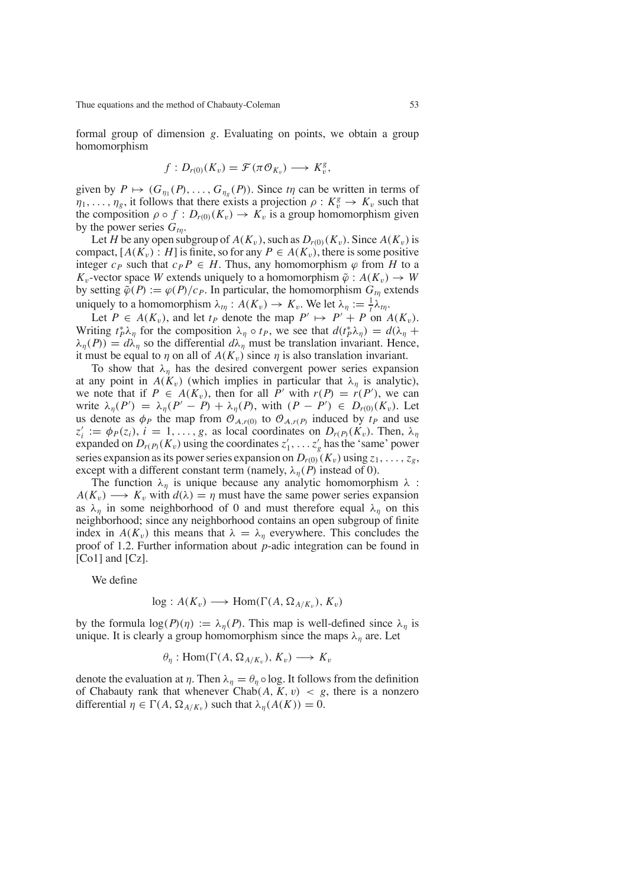formal group of dimension $g$. Evaluating on points, we obtain a group homomorphism

$$f : D_{r(0)}(K_v) = \mathcal{F}(\pi \mathcal{O}_{K_v}) \longrightarrow K_v^g,$$

given by $P \mapsto (G_{\eta_1}(P), \ldots, G_{\eta_g}(P))$. Since $t\eta$ can be written in terms of $\eta_1, \ldots, \eta_g$, it follows that there exists a projection $\rho : K_v^g \to K_v$ such that the composition $\rho \circ f : D_{r(0)}(K_v) \to K_v$ is a group homomorphism given by the power series $G_{t\eta}$.

Let $H$ be any open subgroup of $A(K_v)$, such as $D_{r(0)}(K_v)$. Since $A(K_v)$ is compact, $[A(K_v) : H]$ is finite, so for any $P \in A(K_v)$, there is some positive integer $c_P$ such that $c_P P \in H$. Thus, any homomorphism $\varphi$ from $H$ to a $K_v$-vector space $W$ extends uniquely to a homomorphism $\tilde{\varphi} : A(K_v) \to W$ by setting $\tilde{\varphi}(P) := \varphi(P)/c_P$. In particular, the homomorphism $G_{t\eta}$ extends uniquely to a homomorphism $\lambda_{t\eta} : A(K_v) \to K_v$. We let $\lambda_\eta := \frac{1}{t}\lambda_{t\eta}$.

Let $P \in A(K_v)$, and let $t_P$ denote the map $P' \mapsto P' + P$ on $A(K_v)$. Writing $t_P^*\lambda_\eta$ for the composition $\lambda_\eta \circ t_P$, we see that $d(t_P^*\lambda_\eta) = d(\lambda_\eta + \lambda_\eta(P)) = d\lambda_\eta$ so the differential $d\lambda_\eta$ must be translation invariant. Hence, it must be equal to $\eta$ on all of $A(K_v)$ since $\eta$ is also translation invariant.

To show that $\lambda_\eta$ has the desired convergent power series expansion at any point in $A(K_v)$ (which implies in particular that $\lambda_\eta$ is analytic), we note that if $P \in A(K_v)$, then for all $P'$ with $r(P) = r(P')$, we can write $\lambda_\eta(P') = \lambda_\eta(P' - P) + \lambda_\eta(P)$, with $(P - P') \in D_{r(0)}(K_v)$. Let us denote as $\phi_P$ the map from $\mathcal{O}_{\mathcal{A},r(0)}$ to $\mathcal{O}_{\mathcal{A},r(P)}$ induced by $t_P$ and use $z_i' := \phi_P(z_i)$, $i = 1, \ldots, g$, as local coordinates on $D_{r(P)}(K_v)$. Then, $\lambda_\eta$ expanded on $D_{r(P)}(K_v)$ using the coordinates $z_1', \ldots z_g'$ has the 'same' power series expansion as its power series expansion on $D_{r(0)}(K_v)$ using $z_1, \ldots, z_g$, except with a different constant term (namely, $\lambda_\eta(P)$ instead of 0).

The function $\lambda_\eta$ is unique because any analytic homomorphism $\lambda : A(K_v) \longrightarrow K_v$ with $d(\lambda) = \eta$ must have the same power series expansion as $\lambda_\eta$ in some neighborhood of 0 and must therefore equal $\lambda_\eta$ on this neighborhood; since any neighborhood contains an open subgroup of finite index in $A(K_v)$ this means that $\lambda = \lambda_\eta$ everywhere. This concludes the proof of 1.2. Further information about $p$-adic integration can be found in [Co1] and [Cz].

We define

$$\log : A(K_v) \longrightarrow \mathrm{Hom}(\Gamma(A, \Omega_{A/K_v}), K_v)$$

by the formula $\log(P)(\eta) := \lambda_\eta(P)$. This map is well-defined since $\lambda_\eta$ is unique. It is clearly a group homomorphism since the maps $\lambda_\eta$ are. Let

$$\theta_\eta : \mathrm{Hom}(\Gamma(A, \Omega_{A/K_v}), K_v) \longrightarrow K_v$$

denote the evaluation at $\eta$. Then $\lambda_\eta = \theta_\eta \circ \log$. It follows from the definition of Chabauty rank that whenever $\mathrm{Chab}(A, K, v) < g$, there is a nonzero differential $\eta \in \Gamma(A, \Omega_{A/K_v})$ such that $\lambda_\eta(A(K)) = 0$.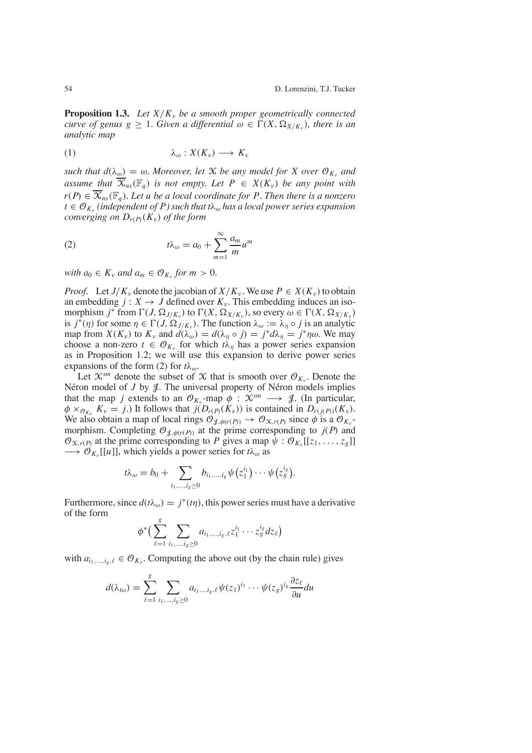**Proposition 1.3.** *Let $X/K_v$ be a smooth proper geometrically connected curve of genus $g \geq 1$. Given a differential $\omega \in \Gamma(X, \Omega_{X/K_v})$, there is an analytic map*

$$\lambda_\omega : X(K_v) \longrightarrow K_v \tag{1}$$

*such that $d(\lambda_\omega) = \omega$. Moreover, let $\mathcal{X}$ be any model for $X$ over $\mathcal{O}_{K_v}$ and assume that $\overline{\mathcal{X}}_{ns}(\mathbb{F}_q)$ is not empty. Let $P \in X(K_v)$ be any point with $r(P) \in \overline{\mathcal{X}}_{ns}(\mathbb{F}_q)$. Let $u$ be a local coordinate for $P$. Then there is a nonzero $t \in \mathcal{O}_{K_v}$ (independent of $P$) such that $t\lambda_\omega$ has a local power series expansion converging on $D_{r(P)}(K_v)$ of the form*

$$t\lambda_\omega = a_0 + \sum_{m=1}^{\infty} \frac{a_m}{m} u^m \tag{2}$$

*with $a_0 \in K_v$ and $a_m \in \mathcal{O}_{K_v}$ for $m > 0$.*

*Proof.* Let $J/K_v$ denote the jacobian of $X/K_v$. We use $P \in X(K_v)$ to obtain an embedding $j : X \to J$ defined over $K_v$. This embedding induces an isomorphism $j^*$ from $\Gamma(J, \Omega_{J/K_v})$ to $\Gamma(X, \Omega_{X/K_v})$, so every $\omega \in \Gamma(X, \Omega_{X/K_v})$ is $j^*(\eta)$ for some $\eta \in \Gamma(J, \Omega_{J/K_v})$. The function $\lambda_\omega := \lambda_\eta \circ j$ is an analytic map from $X(K_v)$ to $K_v$ and $d(\lambda_\omega) = d(\lambda_\eta \circ j) = j^* d\lambda_\eta = j^*\eta\omega$. We may choose a non-zero $t \in \mathcal{O}_{K_v}$ for which $t\lambda_\eta$ has a power series expansion as in Proposition 1.2; we will use this expansion to derive power series expansions of the form (2) for $t\lambda_\omega$.

Let $\mathcal{X}^{sm}$ denote the subset of $\mathcal{X}$ that is smooth over $\mathcal{O}_{K_v}$. Denote the Néron model of $J$ by $\mathcal{J}$. The universal property of Néron models implies that the map $j$ extends to an $\mathcal{O}_{K_v}$-map $\phi : \mathcal{X}^{sm} \longrightarrow \mathcal{J}$. (In particular, $\phi \times_{\mathcal{O}_{K_v}} K_v = j$.) It follows that $j(D_{r(P)}(K_v))$ is contained in $D_{r(j(P))}(K_v)$. We also obtain a map of local rings $\mathcal{O}_{\mathcal{J},\phi(r(P))} \to \mathcal{O}_{\mathcal{X},r(P)}$ since $\phi$ is a $\mathcal{O}_{K_v}$-morphism. Completing $\mathcal{O}_{\mathcal{J},\phi(r(P))}$ at the prime corresponding to $j(P)$ and $\mathcal{O}_{\mathcal{X},r(P)}$ at the prime corresponding to $P$ gives a map $\psi : \mathcal{O}_{K_v}[[z_1, \ldots, z_g]] \longrightarrow \mathcal{O}_{K_v}[[u]]$, which yields a power series for $t\lambda_\omega$ as

$$t\lambda_\omega = b_0 + \sum_{i_1,\ldots,i_g \geq 0} b_{i_1,\ldots,i_g} \psi\big(z_1^{i_1}\big) \cdots \psi\big(z_g^{i_g}\big).$$

Furthermore, since $d(t\lambda_\omega) = j^*(t\eta)$, this power series must have a derivative of the form

$$\phi^*\Big(\sum_{\ell=1}^{g} \sum_{i_1,\ldots,i_g \geq 0} a_{i_1,\ldots,i_g,\ell} z_1^{i_1} \cdots z_g^{i_g} dz_\ell\Big)$$

with $a_{i_1,\ldots,i_g,\ell} \in \mathcal{O}_{K_v}$. Computing the above out (by the chain rule) gives

$$d(\lambda_{t\omega}) = \sum_{\ell=1}^{g} \sum_{i_1,\ldots,i_g \geq 0} a_{i_1,\ldots i_g,\ell} \psi(z_1)^{i_1} \cdots \psi(z_g)^{i_g} \frac{\partial z_\ell}{\partial u} du$$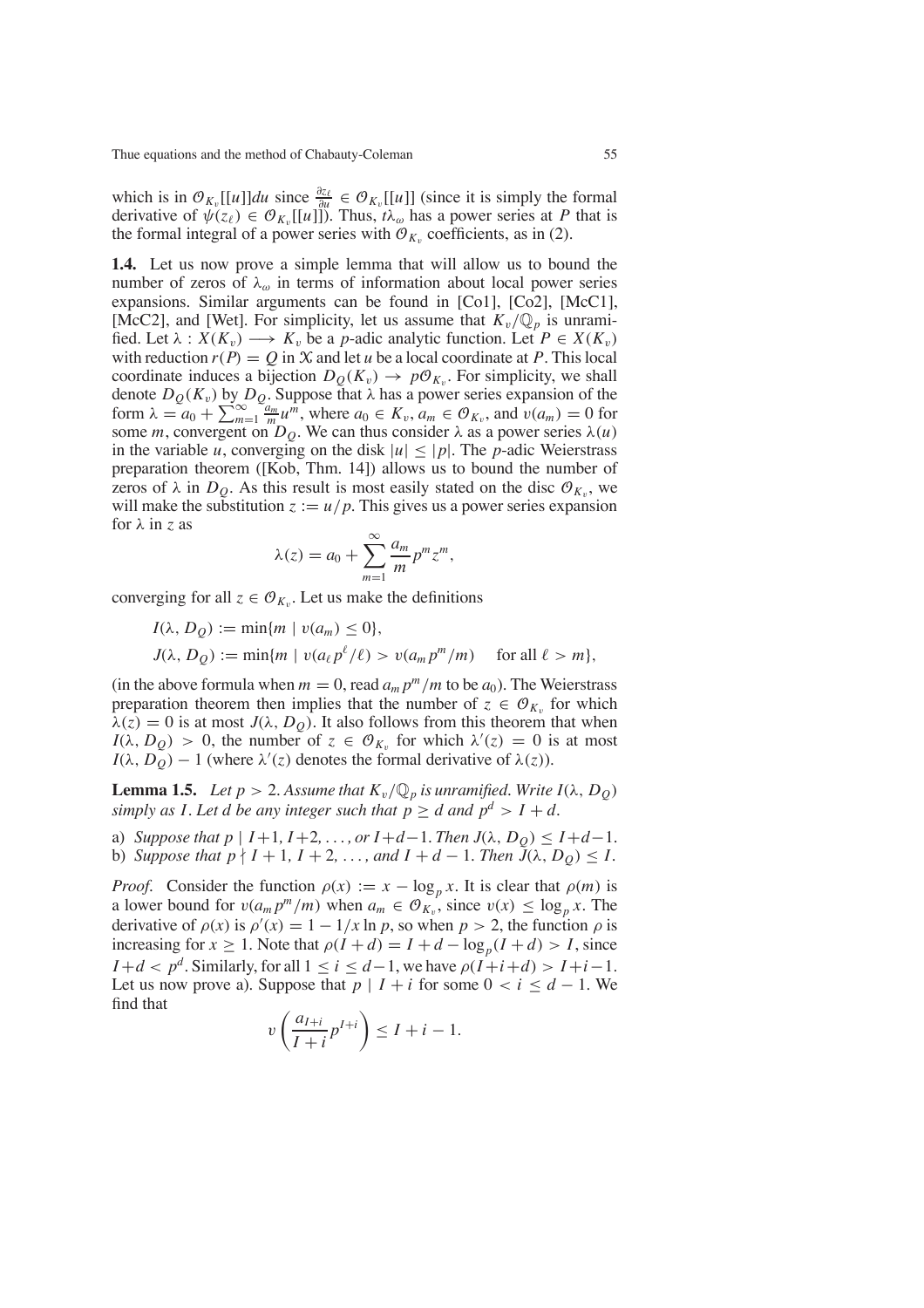which is in $\mathcal{O}_{K_v}[[u]]du$ since $\frac{\partial z_\ell}{du} \in \mathcal{O}_{K_v}[[u]]$ (since it is simply the formal derivative of $\psi(z_\ell) \in \mathcal{O}_{K_v}[[u]]$). Thus, $t\lambda_\omega$ has a power series at $P$ that is the formal integral of a power series with $\mathcal{O}_{K_v}$ coefficients, as in (2).

**1.4.** Let us now prove a simple lemma that will allow us to bound the number of zeros of $\lambda_\omega$ in terms of information about local power series expansions. Similar arguments can be found in [Co1], [Co2], [McC1], [McC2], and [Wet]. For simplicity, let us assume that $K_v/\mathbb{Q}_p$ is unramified. Let $\lambda : X(K_v) \longrightarrow K_v$ be a $p$-adic analytic function. Let $P \in X(K_v)$ with reduction $r(P) = Q$ in $\mathcal{X}$ and let $u$ be a local coordinate at $P$. This local coordinate induces a bijection $D_Q(K_v) \to p\mathcal{O}_{K_v}$. For simplicity, we shall denote $D_Q(K_v)$ by $D_Q$. Suppose that $\lambda$ has a power series expansion of the form $\lambda = a_0 + \sum_{m=1}^{\infty} \frac{a_m}{m} u^m$, where $a_0 \in K_v$, $a_m \in \mathcal{O}_{K_v}$, and $v(a_m) = 0$ for some $m$, convergent on $D_Q$. We can thus consider $\lambda$ as a power series $\lambda(u)$ in the variable $u$, converging on the disk $|u| \leq |p|$. The $p$-adic Weierstrass preparation theorem ([Kob, Thm. 14]) allows us to bound the number of zeros of $\lambda$ in $D_Q$. As this result is most easily stated on the disc $\mathcal{O}_{K_v}$, we will make the substitution $z := u/p$. This gives us a power series expansion for $\lambda$ in $z$ as

$$\lambda(z) = a_0 + \sum_{m=1}^{\infty} \frac{a_m}{m} p^m z^m,$$

converging for all $z \in \mathcal{O}_{K_v}$. Let us make the definitions

$$I(\lambda, D_Q) := \min\{m \mid v(a_m) \leq 0\},$$

$$J(\lambda, D_Q) := \min\{m \mid v(a_\ell p^\ell/\ell) > v(a_m p^m/m) \quad \text{for all } \ell > m\},$$

(in the above formula when $m = 0$, read $a_m p^m/m$ to be $a_0$). The Weierstrass preparation theorem then implies that the number of $z \in \mathcal{O}_{K_v}$ for which $\lambda(z) = 0$ is at most $J(\lambda, D_Q)$. It also follows from this theorem that when $I(\lambda, D_Q) > 0$, the number of $z \in \mathcal{O}_{K_v}$ for which $\lambda'(z) = 0$ is at most $I(\lambda, D_Q) - 1$ (where $\lambda'(z)$ denotes the formal derivative of $\lambda(z)$).

**Lemma 1.5.** *Let $p > 2$. Assume that $K_v/\mathbb{Q}_p$ is unramified. Write $I(\lambda, D_Q)$ simply as $I$. Let $d$ be any integer such that $p \geq d$ and $p^d > I + d$.*

a) *Suppose that $p \mid I+1, I+2, \ldots,$ or $I+d-1$. Then $J(\lambda, D_Q) \leq I+d-1$.*
b) *Suppose that $p \nmid I+1, I+2, \ldots,$ and $I+d-1$. Then $J(\lambda, D_Q) \leq I$.*

*Proof.* Consider the function $\rho(x) := x - \log_p x$. It is clear that $\rho(m)$ is a lower bound for $v(a_m p^m/m)$ when $a_m \in \mathcal{O}_{K_v}$, since $v(x) \leq \log_p x$. The derivative of $\rho(x)$ is $\rho'(x) = 1 - 1/x \ln p$, so when $p > 2$, the function $\rho$ is increasing for $x \geq 1$. Note that $\rho(I+d) = I + d - \log_p(I+d) > I$, since $I+d < p^d$. Similarly, for all $1 \leq i \leq d-1$, we have $\rho(I+i+d) > I+i-1$. Let us now prove a). Suppose that $p \mid I+i$ for some $0 < i \leq d-1$. We find that

$$v\left(\frac{a_{I+i}}{I+i} p^{I+i}\right) \leq I + i - 1.$$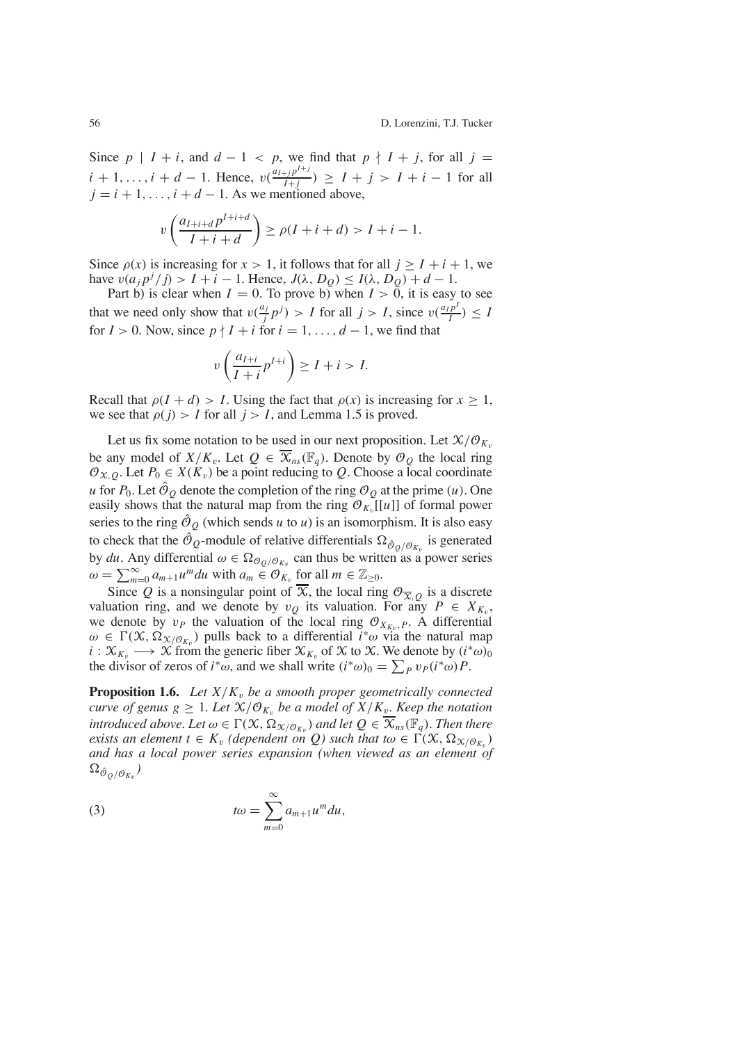Since $p \mid I + i$, and $d - 1 < p$, we find that $p \nmid I + j$, for all $j = i + 1, \dots, i + d - 1$. Hence, $v(\frac{a_{I+j} p^{I+j}}{I+j}) \geq I + j > I + i - 1$ for all $j = i + 1, \dots, i + d - 1$. As we mentioned above,

$$v\left(\frac{a_{I+i+d} p^{I+i+d}}{I + i + d}\right) \geq \rho(I + i + d) > I + i - 1.$$

Since $\rho(x)$ is increasing for $x > 1$, it follows that for all $j \geq I + i + 1$, we have $v(a_j p^j / j) > I + i - 1$. Hence, $J(\lambda, D_Q) \leq I(\lambda, D_Q) + d - 1$.

Part b) is clear when $I = 0$. To prove b) when $I > 0$, it is easy to see that we need only show that $v(\frac{a_j}{j} p^j) > I$ for all $j > I$, since $v(\frac{a_I p^I}{I}) \leq I$ for $I > 0$. Now, since $p \nmid I + i$ for $i = 1, \dots, d - 1$, we find that

$$v\left(\frac{a_{I+i}}{I + i} p^{I+i}\right) \geq I + i > I.$$

Recall that $\rho(I + d) > I$. Using the fact that $\rho(x)$ is increasing for $x \geq 1$, we see that $\rho(j) > I$ for all $j > I$, and Lemma 1.5 is proved.

Let us fix some notation to be used in our next proposition. Let $\mathcal{X}/\mathcal{O}_{K_v}$ be any model of $X/K_v$. Let $Q \in \overline{\mathcal{X}}_{ns}(\mathbb{F}_q)$. Denote by $\mathcal{O}_Q$ the local ring $\mathcal{O}_{\mathcal{X},Q}$. Let $P_0 \in X(K_v)$ be a point reducing to $Q$. Choose a local coordinate $u$ for $P_0$. Let $\hat{\mathcal{O}}_Q$ denote the completion of the ring $\mathcal{O}_Q$ at the prime $(u)$. One easily shows that the natural map from the ring $\mathcal{O}_{K_v}[[u]]$ of formal power series to the ring $\hat{\mathcal{O}}_Q$ (which sends $u$ to $u$) is an isomorphism. It is also easy to check that the $\hat{\mathcal{O}}_Q$-module of relative differentials $\Omega_{\hat{\mathcal{O}}_Q/\mathcal{O}_{K_v}}$ is generated by $du$. Any differential $\omega \in \Omega_{\mathcal{O}_Q/\mathcal{O}_{K_v}}$ can thus be written as a power series $\omega = \sum_{m=0}^{\infty} a_{m+1} u^m du$ with $a_m \in \mathcal{O}_{K_v}$ for all $m \in \mathbb{Z}_{\geq 0}$.

Since $Q$ is a nonsingular point of $\overline{\mathcal{X}}$, the local ring $\mathcal{O}_{\overline{\mathcal{X}},Q}$ is a discrete valuation ring, and we denote by $v_Q$ its valuation. For any $P \in X_{K_v}$, we denote by $v_P$ the valuation of the local ring $\mathcal{O}_{X_{K_v},P}$. A differential $\omega \in \Gamma(\mathcal{X}, \Omega_{\mathcal{X}/\mathcal{O}_{K_v}})$ pulls back to a differential $i^*\omega$ via the natural map $i : \mathcal{X}_{K_v} \longrightarrow \mathcal{X}$ from the generic fiber $\mathcal{X}_{K_v}$ of $\mathcal{X}$ to $\mathcal{X}$. We denote by $(i^*\omega)_0$ the divisor of zeros of $i^*\omega$, and we shall write $(i^*\omega)_0 = \sum_P v_P(i^*\omega)P$.

**Proposition 1.6.** *Let $X/K_v$ be a smooth proper geometrically connected curve of genus $g \geq 1$. Let $\mathcal{X}/\mathcal{O}_{K_v}$ be a model of $X/K_v$. Keep the notation introduced above. Let $\omega \in \Gamma(\mathcal{X}, \Omega_{\mathcal{X}/\mathcal{O}_{K_v}})$ and let $Q \in \overline{\mathcal{X}}_{ns}(\mathbb{F}_q)$. Then there exists an element $t \in K_v$ (dependent on $Q$) such that $t\omega \in \Gamma(\mathcal{X}, \Omega_{\mathcal{X}/\mathcal{O}_{K_v}})$ and has a local power series expansion (when viewed as an element of $\Omega_{\hat{\mathcal{O}}_Q/\mathcal{O}_{K_v}}$)*

$$t\omega = \sum_{m=0}^{\infty} a_{m+1} u^m du, \tag{3}$$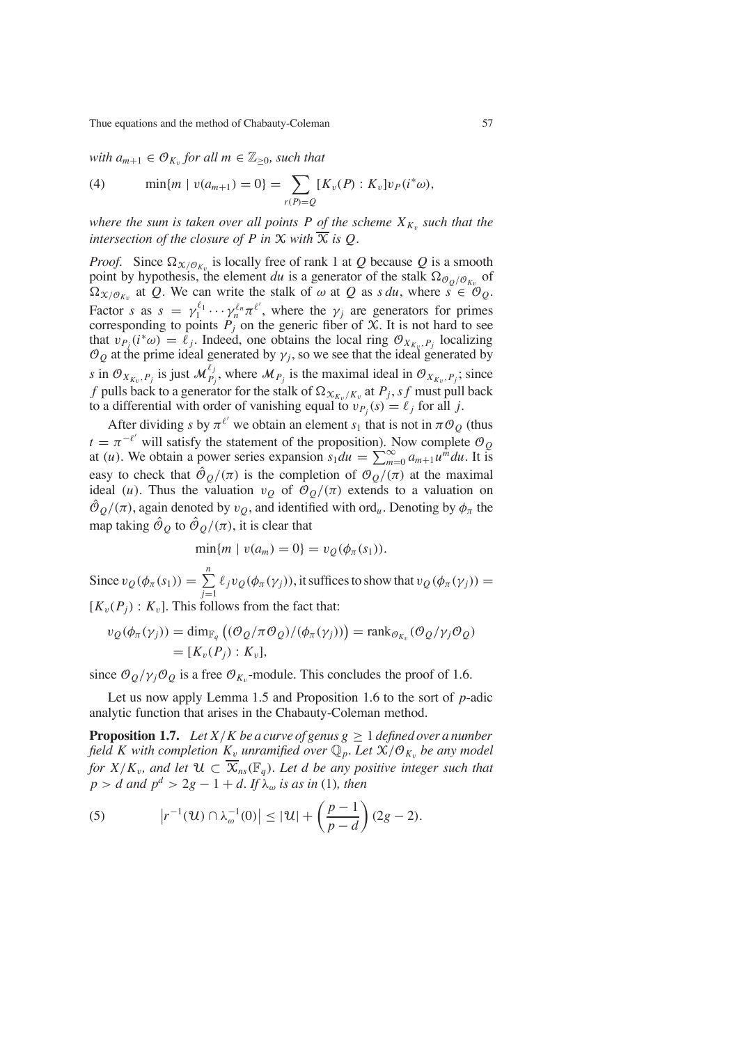*with $a_{m+1} \in \mathcal{O}_{K_v}$ for all $m \in \mathbb{Z}_{\geq 0}$, such that*

$$\min\{m \mid v(a_{m+1}) = 0\} = \sum_{r(P)=Q} [K_v(P) : K_v] v_P(i^*\omega), \tag{4}$$

*where the sum is taken over all points $P$ of the scheme $X_{K_v}$ such that the intersection of the closure of $P$ in $\mathcal{X}$ with $\overline{\mathcal{X}}$ is $Q$.*

*Proof.* Since $\Omega_{\mathcal{X}/\mathcal{O}_{K_v}}$ is locally free of rank 1 at $Q$ because $Q$ is a smooth point by hypothesis, the element $du$ is a generator of the stalk $\Omega_{\mathcal{O}_Q/\mathcal{O}_{K_v}}$ of $\Omega_{\mathcal{X}/\mathcal{O}_{K_v}}$ at $Q$. We can write the stalk of $\omega$ at $Q$ as $s\,du$, where $s \in \mathcal{O}_Q$. Factor $s$ as $s = \gamma_1^{\ell_1} \cdots \gamma_n^{\ell_n} \pi^{\ell'}$, where the $\gamma_j$ are generators for primes corresponding to points $P_j$ on the generic fiber of $\mathcal{X}$. It is not hard to see that $v_{P_j}(i^*\omega) = \ell_j$. Indeed, one obtains the local ring $\mathcal{O}_{X_{K_v},P_j}$ localizing $\mathcal{O}_Q$ at the prime ideal generated by $\gamma_j$, so we see that the ideal generated by $s$ in $\mathcal{O}_{X_{K_v},P_j}$ is just $\mathcal{M}_{P_j}^{\ell_j}$, where $\mathcal{M}_{P_j}$ is the maximal ideal in $\mathcal{O}_{X_{K_v},P_j}$; since $f$ pulls back to a generator for the stalk of $\Omega_{\mathcal{X}_{K_v}/K_v}$ at $P_j$, $sf$ must pull back to a differential with order of vanishing equal to $v_{P_j}(s) = \ell_j$ for all $j$.

After dividing $s$ by $\pi^{\ell'}$ we obtain an element $s_1$ that is not in $\pi\mathcal{O}_Q$ (thus $t = \pi^{-\ell'}$ will satisfy the statement of the proposition). Now complete $\mathcal{O}_Q$ at $(u)$. We obtain a power series expansion $s_1 du = \sum_{m=0}^{\infty} a_{m+1} u^m du$. It is easy to check that $\hat{\mathcal{O}}_Q/(\pi)$ is the completion of $\mathcal{O}_Q/(\pi)$ at the maximal ideal $(u)$. Thus the valuation $v_Q$ of $\mathcal{O}_Q/(\pi)$ extends to a valuation on $\hat{\mathcal{O}}_Q/(\pi)$, again denoted by $v_Q$, and identified with $\mathrm{ord}_u$. Denoting by $\phi_\pi$ the map taking $\hat{\mathcal{O}}_Q$ to $\hat{\mathcal{O}}_Q/(\pi)$, it is clear that

$$\min\{m \mid v(a_m) = 0\} = v_Q(\phi_\pi(s_1)).$$

Since $v_Q(\phi_\pi(s_1)) = \sum_{j=1}^{n} \ell_j v_Q(\phi_\pi(\gamma_j))$, it suffices to show that $v_Q(\phi_\pi(\gamma_j)) = [K_v(P_j) : K_v]$. This follows from the fact that:

$$\begin{aligned} v_Q(\phi_\pi(\gamma_j)) &= \dim_{\mathbb{F}_q}\left((\mathcal{O}_Q/\pi\mathcal{O}_Q)/(\phi_\pi(\gamma_j))\right) = \mathrm{rank}_{\mathcal{O}_{K_v}}(\mathcal{O}_Q/\gamma_j\mathcal{O}_Q) \\ &= [K_v(P_j) : K_v], \end{aligned}$$

since $\mathcal{O}_Q/\gamma_j\mathcal{O}_Q$ is a free $\mathcal{O}_{K_v}$-module. This concludes the proof of 1.6.

Let us now apply Lemma 1.5 and Proposition 1.6 to the sort of $p$-adic analytic function that arises in the Chabauty-Coleman method.

**Proposition 1.7.** *Let $X/K$ be a curve of genus $g \geq 1$ defined over a number field $K$ with completion $K_v$ unramified over $\mathbb{Q}_p$. Let $\mathcal{X}/\mathcal{O}_{K_v}$ be any model for $X/K_v$, and let $\mathcal{U} \subset \overline{\mathcal{X}}_{ns}(\mathbb{F}_q)$. Let $d$ be any positive integer such that $p > d$ and $p^d > 2g - 1 + d$. If $\lambda_\omega$ is as in* (1)*, then*

$$\left|r^{-1}(\mathcal{U}) \cap \lambda_\omega^{-1}(0)\right| \leq |\mathcal{U}| + \left(\frac{p-1}{p-d}\right)(2g-2). \tag{5}$$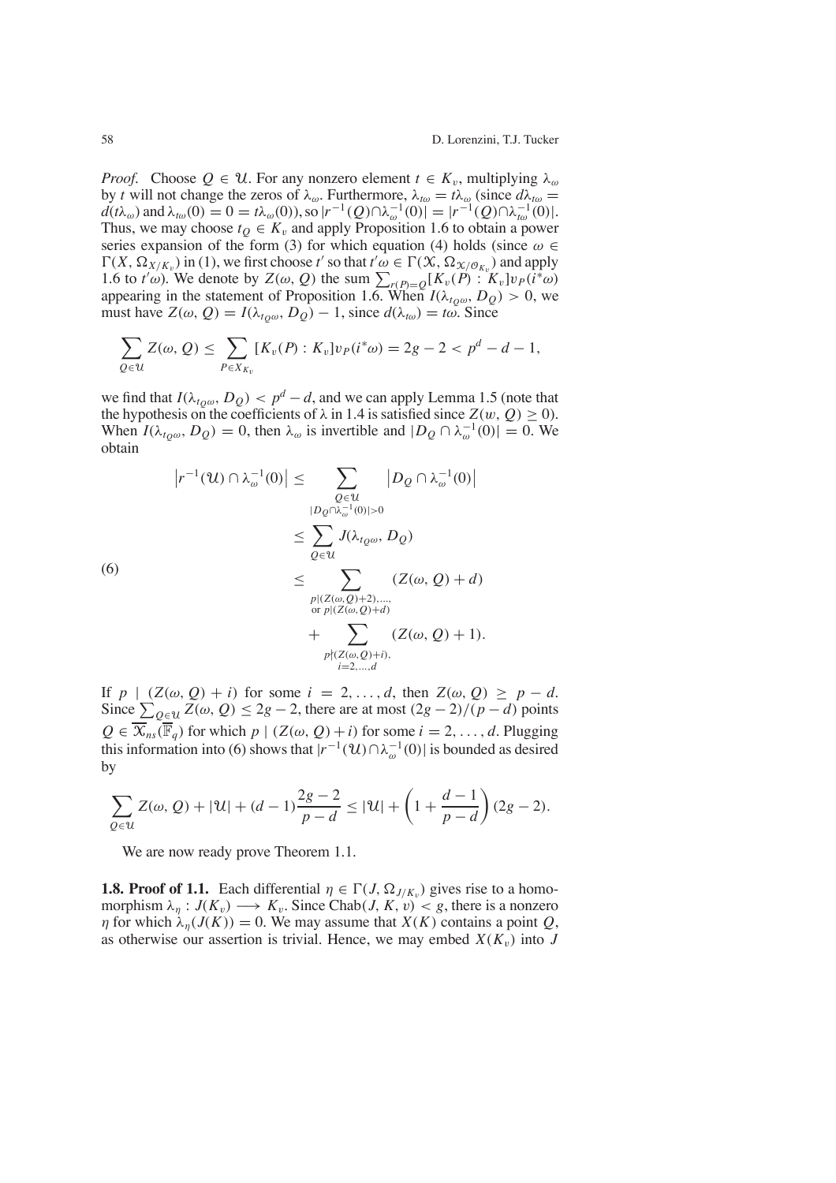*Proof.* Choose $Q \in \mathcal{U}$. For any nonzero element $t \in K_v$, multiplying $\lambda_\omega$ by $t$ will not change the zeros of $\lambda_\omega$. Furthermore, $\lambda_{t\omega} = t\lambda_\omega$ (since $d\lambda_{t\omega} = d(t\lambda_\omega)$ and $\lambda_{t\omega}(0) = 0 = t\lambda_\omega(0)$), so $|r^{-1}(Q) \cap \lambda_\omega^{-1}(0)| = |r^{-1}(Q) \cap \lambda_{t\omega}^{-1}(0)|$. Thus, we may choose $t_Q \in K_v$ and apply Proposition 1.6 to obtain a power series expansion of the form (3) for which equation (4) holds (since $\omega \in \Gamma(X, \Omega_{X/K_v})$ in (1), we first choose $t'$ so that $t'\omega \in \Gamma(\mathcal{X}, \Omega_{\mathcal{X}/\mathcal{O}_{K_v}})$ and apply 1.6 to $t'\omega$). We denote by $Z(\omega, Q)$ the sum $\sum_{r(P)=Q}[K_v(P) : K_v]v_P(i^*\omega)$ appearing in the statement of Proposition 1.6. When $I(\lambda_{t_Q\omega}, D_Q) > 0$, we must have $Z(\omega, Q) = I(\lambda_{t_Q\omega}, D_Q) - 1$, since $d(\lambda_{t\omega}) = t\omega$. Since

$$\sum_{Q \in \mathcal{U}} Z(\omega, Q) \leq \sum_{P \in X_{K_v}} [K_v(P) : K_v]v_P(i^*\omega) = 2g - 2 < p^d - d - 1,$$

we find that $I(\lambda_{t_Q\omega}, D_Q) < p^d - d$, and we can apply Lemma 1.5 (note that the hypothesis on the coefficients of $\lambda$ in 1.4 is satisfied since $Z(w, Q) \geq 0$). When $I(\lambda_{t_Q\omega}, D_Q) = 0$, then $\lambda_\omega$ is invertible and $|D_Q \cap \lambda_\omega^{-1}(0)| = 0$. We obtain

$$\begin{aligned}
\left|r^{-1}(\mathcal{U}) \cap \lambda_\omega^{-1}(0)\right| &\leq \sum_{\substack{Q \in \mathcal{U} \\ |D_Q \cap \lambda_\omega^{-1}(0)| > 0}} \left|D_Q \cap \lambda_\omega^{-1}(0)\right| \\
&\leq \sum_{Q \in \mathcal{U}} J(\lambda_{t_Q\omega}, D_Q) \\
&\leq \sum_{\substack{p|(Z(\omega,Q)+2),\ldots, \\ \text{or } p|(Z(\omega,Q)+d)}} (Z(\omega, Q) + d) \\
&\quad + \sum_{\substack{p \nmid (Z(\omega,Q)+i), \\ i=2,\ldots,d}} (Z(\omega, Q) + 1).
\end{aligned} \tag{6}$$

If $p \mid (Z(\omega, Q) + i)$ for some $i = 2, \ldots, d$, then $Z(\omega, Q) \geq p - d$. Since $\sum_{Q \in \mathcal{U}} Z(\omega, Q) \leq 2g - 2$, there are at most $(2g-2)/(p-d)$ points $Q \in \overline{\mathcal{X}}_{ns}(\overline{\mathbb{F}}_q)$ for which $p \mid (Z(\omega, Q) + i)$ for some $i = 2, \ldots, d$. Plugging this information into (6) shows that $|r^{-1}(\mathcal{U}) \cap \lambda_\omega^{-1}(0)|$ is bounded as desired by

$$\sum_{Q \in \mathcal{U}} Z(\omega, Q) + |\mathcal{U}| + (d-1)\frac{2g-2}{p-d} \leq |\mathcal{U}| + \left(1 + \frac{d-1}{p-d}\right)(2g-2).$$

We are now ready prove Theorem 1.1.

**1.8. Proof of 1.1.** Each differential $\eta \in \Gamma(J, \Omega_{J/K_v})$ gives rise to a homomorphism $\lambda_\eta : J(K_v) \longrightarrow K_v$. Since $\mathrm{Chab}(J, K, v) < g$, there is a nonzero $\eta$ for which $\lambda_\eta(J(K)) = 0$. We may assume that $X(K)$ contains a point $Q$, as otherwise our assertion is trivial. Hence, we may embed $X(K_v)$ into $J$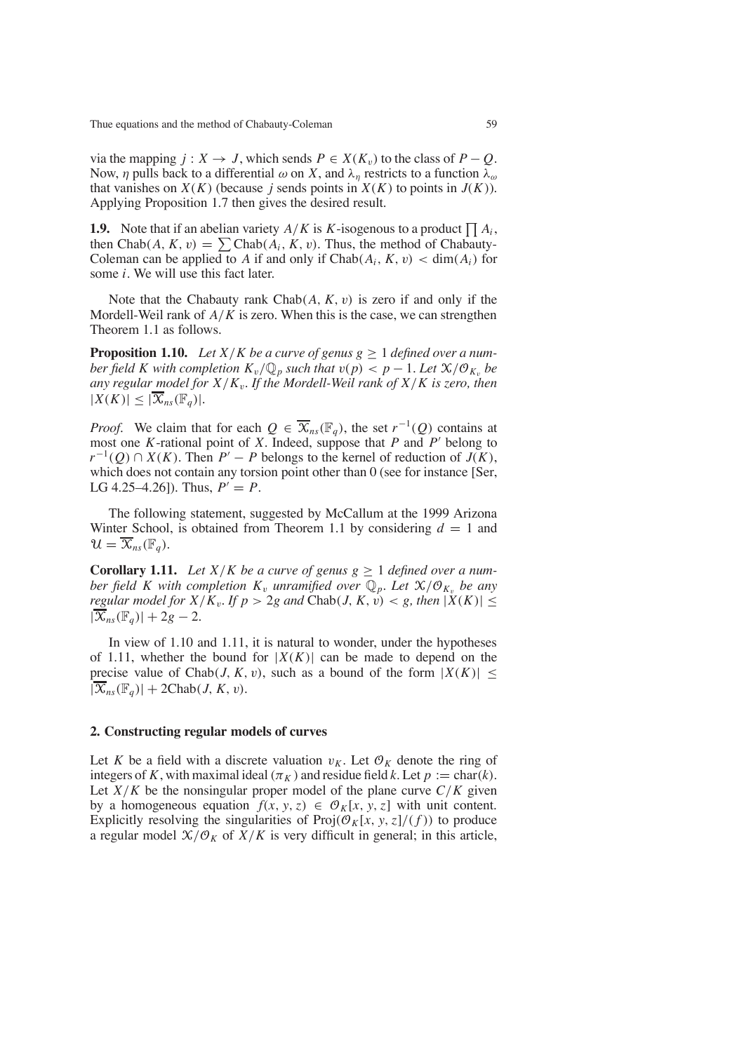via the mapping $j : X \to J$, which sends $P \in X(K_v)$ to the class of $P - Q$. Now, $\eta$ pulls back to a differential $\omega$ on $X$, and $\lambda_\eta$ restricts to a function $\lambda_\omega$ that vanishes on $X(K)$ (because $j$ sends points in $X(K)$ to points in $J(K)$). Applying Proposition 1.7 then gives the desired result.

**1.9.** Note that if an abelian variety $A/K$ is $K$-isogenous to a product $\prod A_i$, then $\mathrm{Chab}(A, K, v) = \sum \mathrm{Chab}(A_i, K, v)$. Thus, the method of Chabauty-Coleman can be applied to $A$ if and only if $\mathrm{Chab}(A_i, K, v) < \dim(A_i)$ for some $i$. We will use this fact later.

Note that the Chabauty rank $\mathrm{Chab}(A, K, v)$ is zero if and only if the Mordell-Weil rank of $A/K$ is zero. When this is the case, we can strengthen Theorem 1.1 as follows.

**Proposition 1.10.** *Let $X/K$ be a curve of genus $g \geq 1$ defined over a number field $K$ with completion $K_v/\mathbb{Q}_p$ such that $v(p) < p - 1$. Let $\mathcal{X}/\mathcal{O}_{K_v}$ be any regular model for $X/K_v$. If the Mordell-Weil rank of $X/K$ is zero, then $|X(K)| \leq |\overline{\mathcal{X}}_{ns}(\mathbb{F}_q)|$.*

*Proof.* We claim that for each $Q \in \overline{\mathcal{X}}_{ns}(\mathbb{F}_q)$, the set $r^{-1}(Q)$ contains at most one $K$-rational point of $X$. Indeed, suppose that $P$ and $P'$ belong to $r^{-1}(Q) \cap X(K)$. Then $P' - P$ belongs to the kernel of reduction of $J(K)$, which does not contain any torsion point other than 0 (see for instance [Ser, LG 4.25–4.26]). Thus, $P' = P$.

The following statement, suggested by McCallum at the 1999 Arizona Winter School, is obtained from Theorem 1.1 by considering $d = 1$ and $\mathcal{U} = \overline{\mathcal{X}}_{ns}(\mathbb{F}_q)$.

**Corollary 1.11.** *Let $X/K$ be a curve of genus $g \geq 1$ defined over a number field $K$ with completion $K_v$ unramified over $\mathbb{Q}_p$. Let $\mathcal{X}/\mathcal{O}_{K_v}$ be any regular model for $X/K_v$. If $p > 2g$ and $\mathrm{Chab}(J, K, v) < g$, then $|X(K)| \leq |\overline{\mathcal{X}}_{ns}(\mathbb{F}_q)| + 2g - 2$.*

In view of 1.10 and 1.11, it is natural to wonder, under the hypotheses of 1.11, whether the bound for $|X(K)|$ can be made to depend on the precise value of $\mathrm{Chab}(J, K, v)$, such as a bound of the form $|X(K)| \leq |\overline{\mathcal{X}}_{ns}(\mathbb{F}_q)| + 2\mathrm{Chab}(J, K, v)$.

## 2. Constructing regular models of curves

Let $K$ be a field with a discrete valuation $v_K$. Let $\mathcal{O}_K$ denote the ring of integers of $K$, with maximal ideal $(\pi_K)$ and residue field $k$. Let $p := \mathrm{char}(k)$. Let $X/K$ be the nonsingular proper model of the plane curve $C/K$ given by a homogeneous equation $f(x, y, z) \in \mathcal{O}_K[x, y, z]$ with unit content. Explicitly resolving the singularities of $\mathrm{Proj}(\mathcal{O}_K[x, y, z]/(f))$ to produce a regular model $\mathcal{X}/\mathcal{O}_K$ of $X/K$ is very difficult in general; in this article,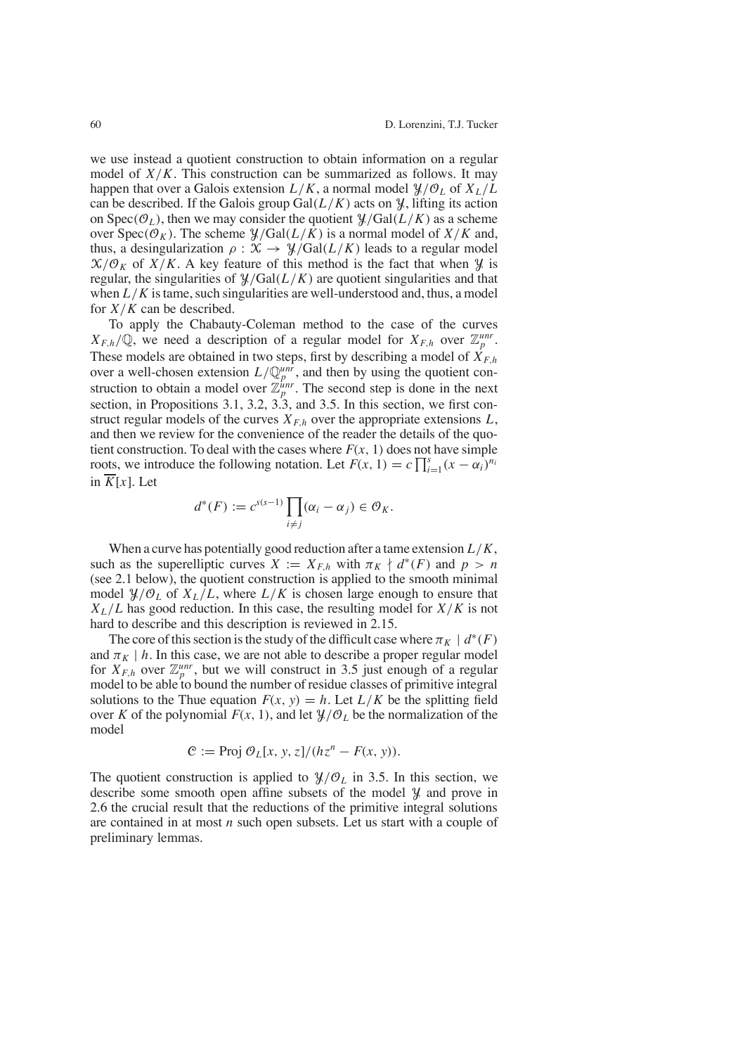we use instead a quotient construction to obtain information on a regular model of $X/K$. This construction can be summarized as follows. It may happen that over a Galois extension $L/K$, a normal model $\mathcal{Y}/\mathcal{O}_L$ of $X_L/L$ can be described. If the Galois group $\mathrm{Gal}(L/K)$ acts on $\mathcal{Y}$, lifting its action on $\mathrm{Spec}(\mathcal{O}_L)$, then we may consider the quotient $\mathcal{Y}/\mathrm{Gal}(L/K)$ as a scheme over $\mathrm{Spec}(\mathcal{O}_K)$. The scheme $\mathcal{Y}/\mathrm{Gal}(L/K)$ is a normal model of $X/K$ and, thus, a desingularization $\rho : \mathcal{X} \to \mathcal{Y}/\mathrm{Gal}(L/K)$ leads to a regular model $\mathcal{X}/\mathcal{O}_K$ of $X/K$. A key feature of this method is the fact that when $\mathcal{Y}$ is regular, the singularities of $\mathcal{Y}/\mathrm{Gal}(L/K)$ are quotient singularities and that when $L/K$ is tame, such singularities are well-understood and, thus, a model for $X/K$ can be described.

To apply the Chabauty-Coleman method to the case of the curves $X_{F,h}/\mathbb{Q}$, we need a description of a regular model for $X_{F,h}$ over $\mathbb{Z}_p^{unr}$. These models are obtained in two steps, first by describing a model of $X_{F,h}$ over a well-chosen extension $L/\mathbb{Q}_p^{unr}$, and then by using the quotient construction to obtain a model over $\mathbb{Z}_p^{unr}$. The second step is done in the next section, in Propositions 3.1, 3.2, 3.3, and 3.5. In this section, we first construct regular models of the curves $X_{F,h}$ over the appropriate extensions $L$, and then we review for the convenience of the reader the details of the quotient construction. To deal with the cases where $F(x, 1)$ does not have simple roots, we introduce the following notation. Let $F(x, 1) = c\prod_{i=1}^{s}(x - \alpha_i)^{n_i}$ in $\overline{K}[x]$. Let

$$d^*(F) := c^{s(s-1)} \prod_{i \neq j} (\alpha_i - \alpha_j) \in \mathcal{O}_K.$$

When a curve has potentially good reduction after a tame extension $L/K$, such as the superelliptic curves $X := X_{F,h}$ with $\pi_K \nmid d^*(F)$ and $p > n$ (see 2.1 below), the quotient construction is applied to the smooth minimal model $\mathcal{Y}/\mathcal{O}_L$ of $X_L/L$, where $L/K$ is chosen large enough to ensure that $X_L/L$ has good reduction. In this case, the resulting model for $X/K$ is not hard to describe and this description is reviewed in 2.15.

The core of this section is the study of the difficult case where $\pi_K \mid d^*(F)$ and $\pi_K \mid h$. In this case, we are not able to describe a proper regular model for $X_{F,h}$ over $\mathbb{Z}_p^{unr}$, but we will construct in 3.5 just enough of a regular model to be able to bound the number of residue classes of primitive integral solutions to the Thue equation $F(x, y) = h$. Let $L/K$ be the splitting field over $K$ of the polynomial $F(x, 1)$, and let $\mathcal{Y}/\mathcal{O}_L$ be the normalization of the model

$$\mathcal{C} := \mathrm{Proj}\ \mathcal{O}_L[x, y, z]/(hz^n - F(x, y)).$$

The quotient construction is applied to $\mathcal{Y}/\mathcal{O}_L$ in 3.5. In this section, we describe some smooth open affine subsets of the model $\mathcal{Y}$ and prove in 2.6 the crucial result that the reductions of the primitive integral solutions are contained in at most $n$ such open subsets. Let us start with a couple of preliminary lemmas.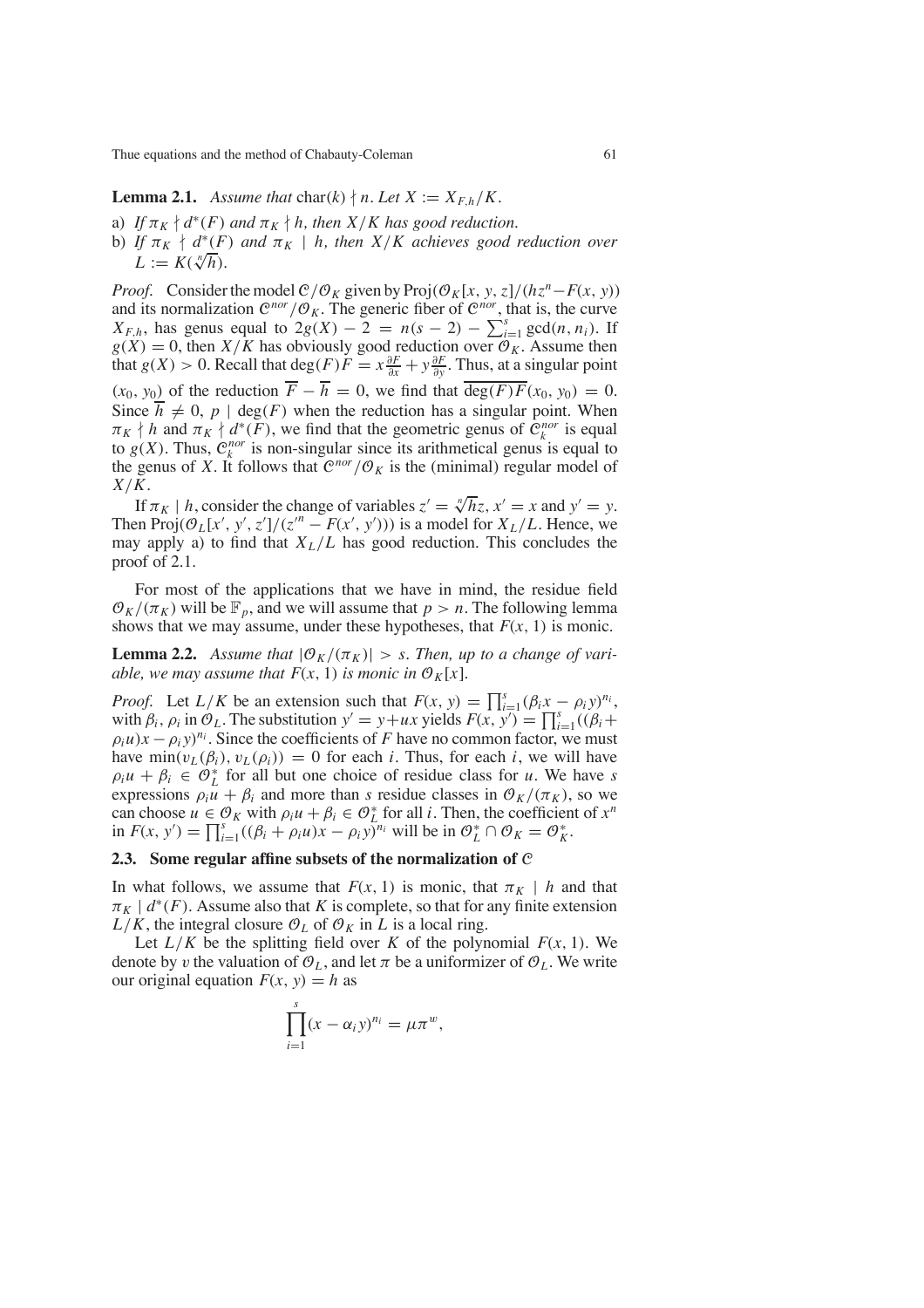**Lemma 2.1.** *Assume that* $\mathrm{char}(k) \nmid n$. *Let* $X := X_{F,h}/K$.

a) *If* $\pi_K \nmid d^*(F)$ *and* $\pi_K \nmid h$, *then* $X/K$ *has good reduction.*

b) *If* $\pi_K \nmid d^*(F)$ *and* $\pi_K \mid h$, *then* $X/K$ *achieves good reduction over* $L := K(\sqrt[n]{h})$.

*Proof.* Consider the model $\mathcal{C}/\mathcal{O}_K$ given by $\mathrm{Proj}(\mathcal{O}_K[x, y, z]/(hz^n - F(x, y))$ and its normalization $\mathcal{C}^{nor}/\mathcal{O}_K$. The generic fiber of $\mathcal{C}^{nor}$, that is, the curve $X_{F,h}$, has genus equal to $2g(X) - 2 = n(s-2) - \sum_{i=1}^{s} \gcd(n, n_i)$. If $g(X) = 0$, then $X/K$ has obviously good reduction over $\mathcal{O}_K$. Assume then that $g(X) > 0$. Recall that $\deg(F)F = x\frac{\partial F}{\partial x} + y\frac{\partial F}{\partial y}$. Thus, at a singular point $(x_0, y_0)$ of the reduction $\overline{F} - \overline{h} = 0$, we find that $\overline{\deg(F)F}(x_0, y_0) = 0$. Since $\overline{h} \neq 0$, $p \mid \deg(F)$ when the reduction has a singular point. When $\pi_K \nmid h$ and $\pi_K \nmid d^*(F)$, we find that the geometric genus of $\mathcal{C}_k^{nor}$ is equal to $g(X)$. Thus, $\mathcal{C}_k^{nor}$ is non-singular since its arithmetical genus is equal to the genus of $X$. It follows that $\mathcal{C}^{nor}/\mathcal{O}_K$ is the (minimal) regular model of $X/K$.

If $\pi_K \mid h$, consider the change of variables $z' = \sqrt[n]{h}z$, $x' = x$ and $y' = y$. Then $\mathrm{Proj}(\mathcal{O}_L[x', y', z']/(z'^n - F(x', y')))$ is a model for $X_L/L$. Hence, we may apply a) to find that $X_L/L$ has good reduction. This concludes the proof of 2.1.

For most of the applications that we have in mind, the residue field $\mathcal{O}_K/(\pi_K)$ will be $\mathbb{F}_p$, and we will assume that $p > n$. The following lemma shows that we may assume, under these hypotheses, that $F(x, 1)$ is monic.

**Lemma 2.2.** *Assume that* $|\mathcal{O}_K/(\pi_K)| > s$. *Then, up to a change of variable, we may assume that* $F(x, 1)$ *is monic in* $\mathcal{O}_K[x]$.

*Proof.* Let $L/K$ be an extension such that $F(x, y) = \prod_{i=1}^{s}(\beta_i x - \rho_i y)^{n_i}$, with $\beta_i$, $\rho_i$ in $\mathcal{O}_L$. The substitution $y' = y + ux$ yields $F(x, y') = \prod_{i=1}^{s}((\beta_i + \rho_i u)x - \rho_i y)^{n_i}$. Since the coefficients of $F$ have no common factor, we must have $\min(v_L(\beta_i), v_L(\rho_i)) = 0$ for each $i$. Thus, for each $i$, we will have $\rho_i u + \beta_i \in \mathcal{O}_L^*$ for all but one choice of residue class for $u$. We have $s$ expressions $\rho_i u + \beta_i$ and more than $s$ residue classes in $\mathcal{O}_K/(\pi_K)$, so we can choose $u \in \mathcal{O}_K$ with $\rho_i u + \beta_i \in \mathcal{O}_L^*$ for all $i$. Then, the coefficient of $x^n$ in $F(x, y') = \prod_{i=1}^{s}((\beta_i + \rho_i u)x - \rho_i y)^{n_i}$ will be in $\mathcal{O}_L^* \cap \mathcal{O}_K = \mathcal{O}_K^*$.

### 2.3. Some regular affine subsets of the normalization of $\mathcal{C}$

In what follows, we assume that $F(x, 1)$ is monic, that $\pi_K \mid h$ and that $\pi_K \mid d^*(F)$. Assume also that $K$ is complete, so that for any finite extension $L/K$, the integral closure $\mathcal{O}_L$ of $\mathcal{O}_K$ in $L$ is a local ring.

Let $L/K$ be the splitting field over $K$ of the polynomial $F(x, 1)$. We denote by $v$ the valuation of $\mathcal{O}_L$, and let $\pi$ be a uniformizer of $\mathcal{O}_L$. We write our original equation $F(x, y) = h$ as

$$\prod_{i=1}^{s}(x - \alpha_i y)^{n_i} = \mu\pi^w,$$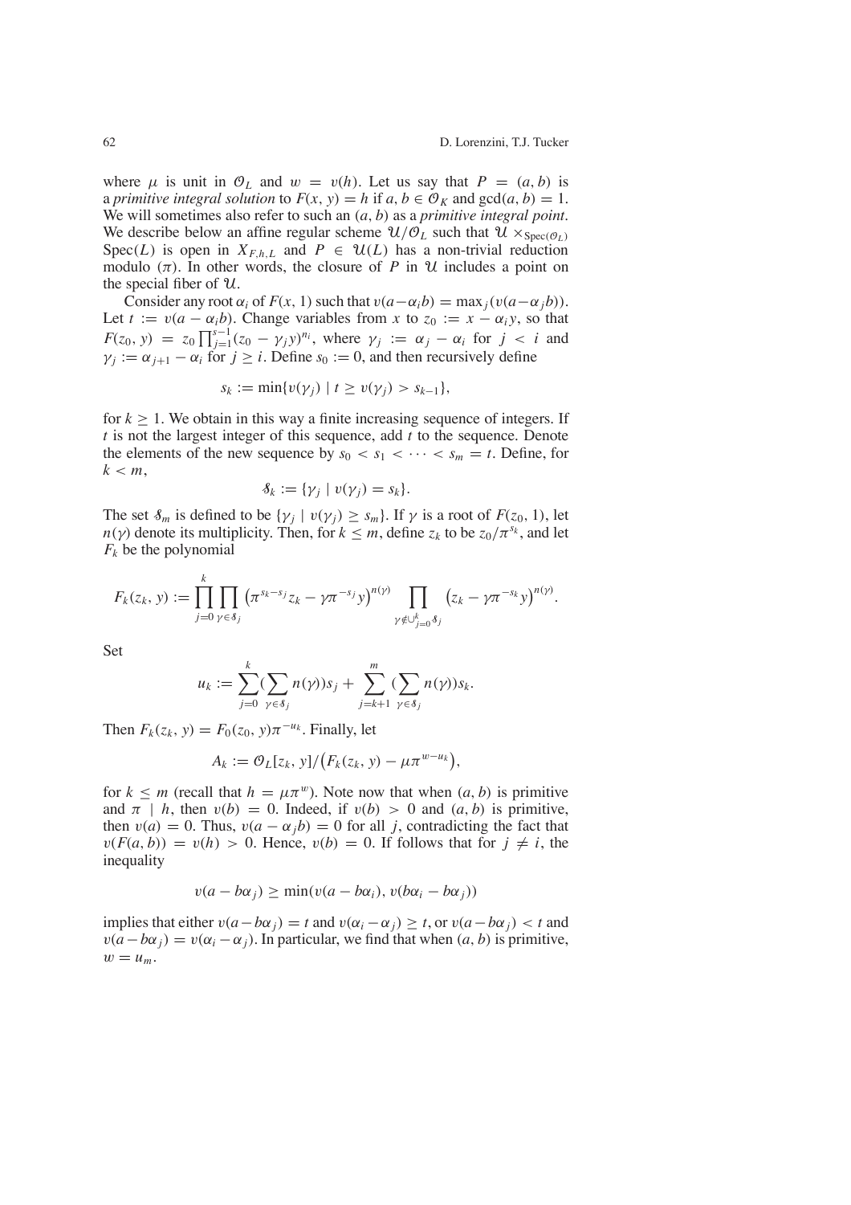where $\mu$ is unit in $\mathcal{O}_L$ and $w = v(h)$. Let us say that $P = (a, b)$ is a *primitive integral solution* to $F(x, y) = h$ if $a, b \in \mathcal{O}_K$ and $\gcd(a, b) = 1$. We will sometimes also refer to such an $(a, b)$ as a *primitive integral point*. We describe below an affine regular scheme $\mathcal{U}/\mathcal{O}_L$ such that $\mathcal{U} \times_{\mathrm{Spec}(\mathcal{O}_L)} \mathrm{Spec}(L)$ is open in $X_{F,h,L}$ and $P \in \mathcal{U}(L)$ has a non-trivial reduction modulo $(\pi)$. In other words, the closure of $P$ in $\mathcal{U}$ includes a point on the special fiber of $\mathcal{U}$.

Consider any root $\alpha_i$ of $F(x, 1)$ such that $v(a - \alpha_i b) = \max_j(v(a - \alpha_j b))$. Let $t := v(a - \alpha_i b)$. Change variables from $x$ to $z_0 := x - \alpha_i y$, so that $F(z_0, y) = z_0 \prod_{j=1}^{s-1}(z_0 - \gamma_j y)^{n_i}$, where $\gamma_j := \alpha_j - \alpha_i$ for $j < i$ and $\gamma_j := \alpha_{j+1} - \alpha_i$ for $j \geq i$. Define $s_0 := 0$, and then recursively define

$$s_k := \min\{v(\gamma_j) \mid t \geq v(\gamma_j) > s_{k-1}\},$$

for $k \geq 1$. We obtain in this way a finite increasing sequence of integers. If $t$ is not the largest integer of this sequence, add $t$ to the sequence. Denote the elements of the new sequence by $s_0 < s_1 < \cdots < s_m = t$. Define, for $k < m$,

$$\mathcal{S}_k := \{\gamma_j \mid v(\gamma_j) = s_k\}.$$

The set $\mathcal{S}_m$ is defined to be $\{\gamma_j \mid v(\gamma_j) \geq s_m\}$. If $\gamma$ is a root of $F(z_0, 1)$, let $n(\gamma)$ denote its multiplicity. Then, for $k \leq m$, define $z_k$ to be $z_0/\pi^{s_k}$, and let $F_k$ be the polynomial

$$F_k(z_k, y) := \prod_{j=0}^{k} \prod_{\gamma \in \mathcal{S}_j} \left(\pi^{s_k - s_j} z_k - \gamma \pi^{-s_j} y\right)^{n(\gamma)} \prod_{\gamma \notin \cup_{j=0}^{k} \mathcal{S}_j} \left(z_k - \gamma \pi^{-s_k} y\right)^{n(\gamma)}.$$

Set

$$u_k := \sum_{j=0}^{k} \Big(\sum_{\gamma \in \mathcal{S}_j} n(\gamma)\Big) s_j + \sum_{j=k+1}^{m} \Big(\sum_{\gamma \in \mathcal{S}_j} n(\gamma)\Big) s_k.$$

Then $F_k(z_k, y) = F_0(z_0, y)\pi^{-u_k}$. Finally, let

$$A_k := \mathcal{O}_L[z_k, y]/\big(F_k(z_k, y) - \mu \pi^{w - u_k}\big),$$

for $k \leq m$ (recall that $h = \mu \pi^w$). Note now that when $(a, b)$ is primitive and $\pi \mid h$, then $v(b) = 0$. Indeed, if $v(b) > 0$ and $(a, b)$ is primitive, then $v(a) = 0$. Thus, $v(a - \alpha_j b) = 0$ for all $j$, contradicting the fact that $v(F(a, b)) = v(h) > 0$. Hence, $v(b) = 0$. If follows that for $j \neq i$, the inequality

$$v(a - b\alpha_j) \geq \min(v(a - b\alpha_i), v(b\alpha_i - b\alpha_j))$$

implies that either $v(a - b\alpha_j) = t$ and $v(\alpha_i - \alpha_j) \geq t$, or $v(a - b\alpha_j) < t$ and $v(a - b\alpha_j) = v(\alpha_i - \alpha_j)$. In particular, we find that when $(a, b)$ is primitive, $w = u_m$.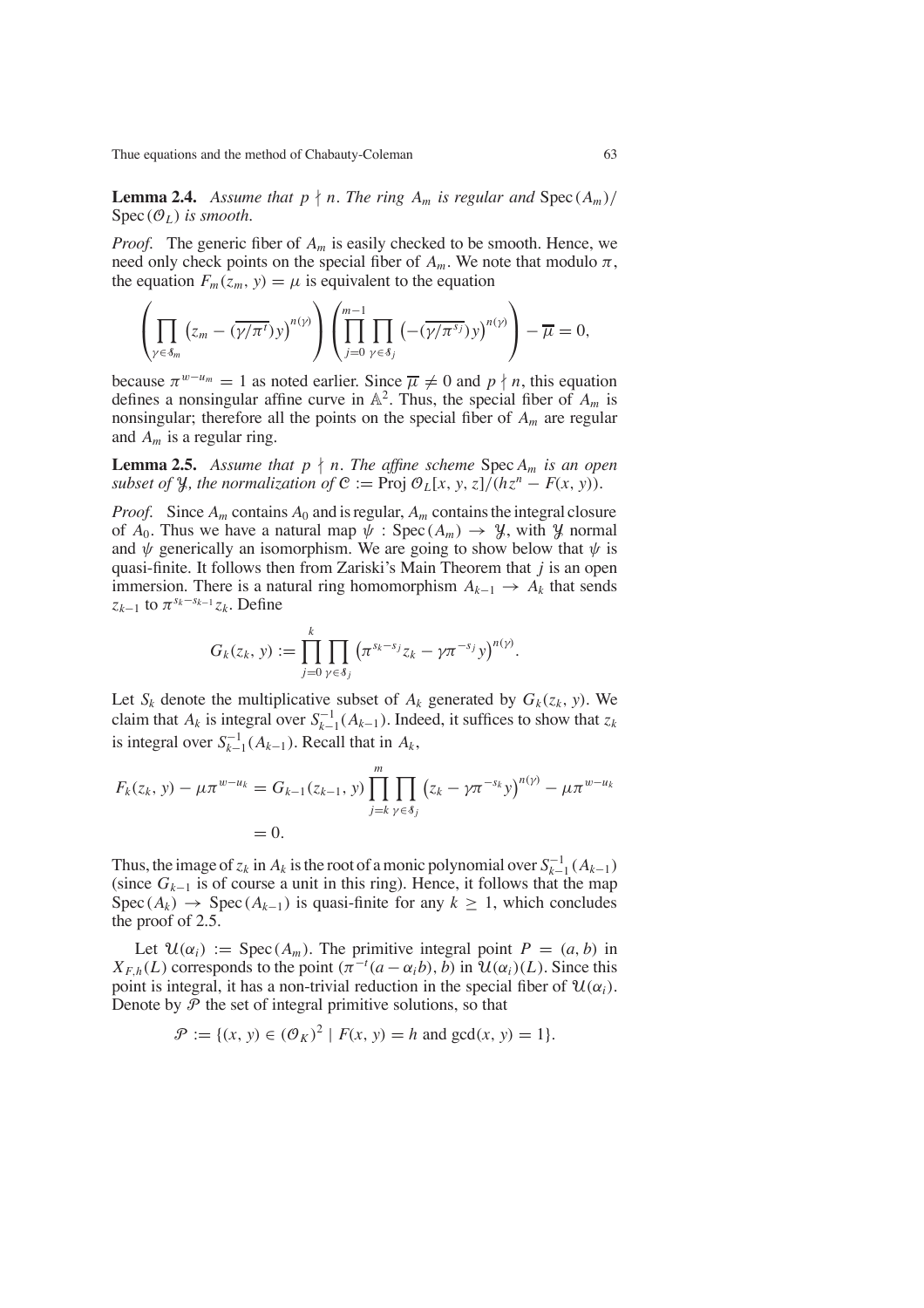**Lemma 2.4.** *Assume that $p \nmid n$. The ring $A_m$ is regular and $\operatorname{Spec}(A_m)/\operatorname{Spec}(\mathcal{O}_L)$ is smooth.*

*Proof.* The generic fiber of $A_m$ is easily checked to be smooth. Hence, we need only check points on the special fiber of $A_m$. We note that modulo $\pi$, the equation $F_m(z_m, y) = \mu$ is equivalent to the equation

$$\left(\prod_{\gamma \in \mathcal{S}_m} \left(z_m - (\overline{\gamma/\pi^t})y\right)^{n(\gamma)}\right)\left(\prod_{j=0}^{m-1}\prod_{\gamma \in \mathcal{S}_j}\left(-(\overline{\gamma/\pi^{s_j}})y\right)^{n(\gamma)}\right) - \overline{\mu} = 0,$$

because $\pi^{w-u_m} = 1$ as noted earlier. Since $\overline{\mu} \neq 0$ and $p \nmid n$, this equation defines a nonsingular affine curve in $\mathbb{A}^2$. Thus, the special fiber of $A_m$ is nonsingular; therefore all the points on the special fiber of $A_m$ are regular and $A_m$ is a regular ring.

**Lemma 2.5.** *Assume that $p \nmid n$. The affine scheme $\operatorname{Spec} A_m$ is an open subset of $\mathcal{Y}$, the normalization of $\mathcal{C} := \operatorname{Proj} \mathcal{O}_L[x, y, z]/(hz^n - F(x, y))$.*

*Proof.* Since $A_m$ contains $A_0$ and is regular, $A_m$ contains the integral closure of $A_0$. Thus we have a natural map $\psi : \operatorname{Spec}(A_m) \to \mathcal{Y}$, with $\mathcal{Y}$ normal and $\psi$ generically an isomorphism. We are going to show below that $\psi$ is quasi-finite. It follows then from Zariski's Main Theorem that $j$ is an open immersion. There is a natural ring homomorphism $A_{k-1} \to A_k$ that sends $z_{k-1}$ to $\pi^{s_k - s_{k-1}} z_k$. Define

$$G_k(z_k, y) := \prod_{j=0}^{k}\prod_{\gamma \in \mathcal{S}_j}\left(\pi^{s_k - s_j} z_k - \gamma\pi^{-s_j} y\right)^{n(\gamma)}.$$

Let $S_k$ denote the multiplicative subset of $A_k$ generated by $G_k(z_k, y)$. We claim that $A_k$ is integral over $S_{k-1}^{-1}(A_{k-1})$. Indeed, it suffices to show that $z_k$ is integral over $S_{k-1}^{-1}(A_{k-1})$. Recall that in $A_k$,

$$\begin{aligned} F_k(z_k, y) - \mu\pi^{w-u_k} &= G_{k-1}(z_{k-1}, y)\prod_{j=k}^{m}\prod_{\gamma \in \mathcal{S}_j}\left(z_k - \gamma\pi^{-s_k} y\right)^{n(\gamma)} - \mu\pi^{w-u_k} \\ &= 0. \end{aligned}$$

Thus, the image of $z_k$ in $A_k$ is the root of a monic polynomial over $S_{k-1}^{-1}(A_{k-1})$ (since $G_{k-1}$ is of course a unit in this ring). Hence, it follows that the map $\operatorname{Spec}(A_k) \to \operatorname{Spec}(A_{k-1})$ is quasi-finite for any $k \geq 1$, which concludes the proof of 2.5.

Let $\mathcal{U}(\alpha_i) := \operatorname{Spec}(A_m)$. The primitive integral point $P = (a, b)$ in $X_{F,h}(L)$ corresponds to the point $(\pi^{-t}(a - \alpha_i b), b)$ in $\mathcal{U}(\alpha_i)(L)$. Since this point is integral, it has a non-trivial reduction in the special fiber of $\mathcal{U}(\alpha_i)$. Denote by $\mathcal{P}$ the set of integral primitive solutions, so that

$$\mathcal{P} := \{(x, y) \in (\mathcal{O}_K)^2 \mid F(x, y) = h \text{ and } \gcd(x, y) = 1\}.$$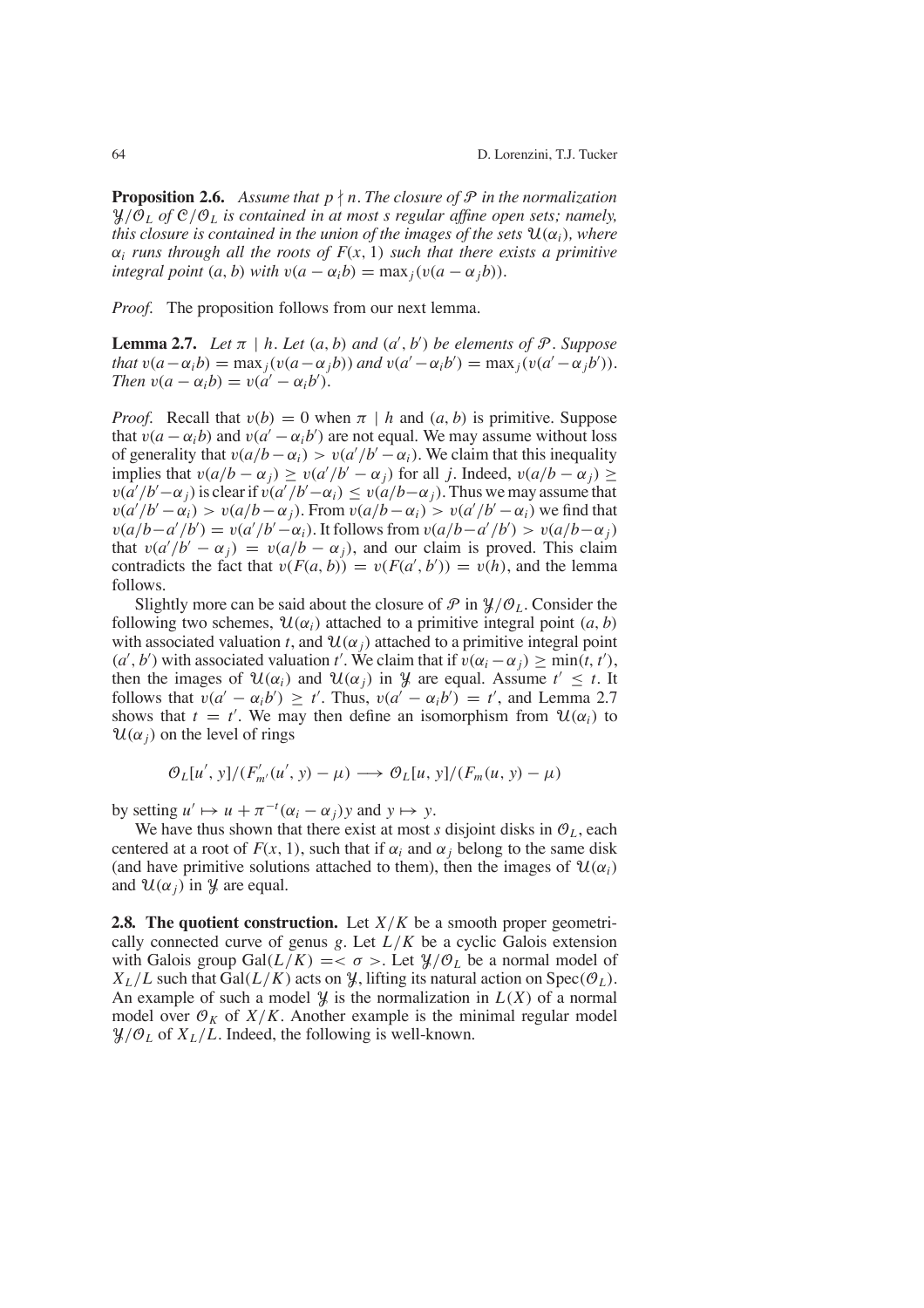**Proposition 2.6.** *Assume that $p \nmid n$. The closure of $\mathcal{P}$ in the normalization $\mathcal{Y}/\mathcal{O}_L$ of $\mathcal{C}/\mathcal{O}_L$ is contained in at most $s$ regular affine open sets; namely, this closure is contained in the union of the images of the sets $\mathcal{U}(\alpha_i)$, where $\alpha_i$ runs through all the roots of $F(x, 1)$ such that there exists a primitive integral point $(a, b)$ with $v(a - \alpha_i b) = \max_j(v(a - \alpha_j b))$.*

*Proof.* The proposition follows from our next lemma.

**Lemma 2.7.** *Let $\pi \mid h$. Let $(a, b)$ and $(a', b')$ be elements of $\mathcal{P}$. Suppose that $v(a-\alpha_i b) = \max_j(v(a-\alpha_j b))$ and $v(a'-\alpha_i b') = \max_j(v(a'-\alpha_j b'))$. Then $v(a - \alpha_i b) = v(a' - \alpha_i b')$.*

*Proof.* Recall that $v(b) = 0$ when $\pi \mid h$ and $(a, b)$ is primitive. Suppose that $v(a - \alpha_i b)$ and $v(a' - \alpha_i b')$ are not equal. We may assume without loss of generality that $v(a/b - \alpha_i) > v(a'/b' - \alpha_i)$. We claim that this inequality implies that $v(a/b - \alpha_j) \geq v(a'/b' - \alpha_j)$ for all $j$. Indeed, $v(a/b - \alpha_j) \geq v(a'/b' - \alpha_j)$ is clear if $v(a'/b' - \alpha_i) \leq v(a/b - \alpha_j)$. Thus we may assume that $v(a'/b' - \alpha_i) > v(a/b - \alpha_j)$. From $v(a/b - \alpha_i) > v(a'/b' - \alpha_i)$ we find that $v(a/b - a'/b') = v(a'/b' - \alpha_i)$. It follows from $v(a/b - a'/b') > v(a/b - \alpha_j)$ that $v(a'/b' - \alpha_j) = v(a/b - \alpha_j)$, and our claim is proved. This claim contradicts the fact that $v(F(a, b)) = v(F(a', b')) = v(h)$, and the lemma follows.

Slightly more can be said about the closure of $\mathcal{P}$ in $\mathcal{Y}/\mathcal{O}_L$. Consider the following two schemes, $\mathcal{U}(\alpha_i)$ attached to a primitive integral point $(a, b)$ with associated valuation $t$, and $\mathcal{U}(\alpha_j)$ attached to a primitive integral point $(a', b')$ with associated valuation $t'$. We claim that if $v(\alpha_i - \alpha_j) \geq \min(t, t')$, then the images of $\mathcal{U}(\alpha_i)$ and $\mathcal{U}(\alpha_j)$ in $\mathcal{Y}$ are equal. Assume $t' \leq t$. It follows that $v(a' - \alpha_i b') \geq t'$. Thus, $v(a' - \alpha_i b') = t'$, and Lemma 2.7 shows that $t = t'$. We may then define an isomorphism from $\mathcal{U}(\alpha_i)$ to $\mathcal{U}(\alpha_j)$ on the level of rings

$$\mathcal{O}_L[u', y]/(F'_{m'}(u', y) - \mu) \longrightarrow \mathcal{O}_L[u, y]/(F_m(u, y) - \mu)$$

by setting $u' \mapsto u + \pi^{-t}(\alpha_i - \alpha_j)y$ and $y \mapsto y$.

We have thus shown that there exist at most $s$ disjoint disks in $\mathcal{O}_L$, each centered at a root of $F(x, 1)$, such that if $\alpha_i$ and $\alpha_j$ belong to the same disk (and have primitive solutions attached to them), then the images of $\mathcal{U}(\alpha_i)$ and $\mathcal{U}(\alpha_j)$ in $\mathcal{Y}$ are equal.

**2.8. The quotient construction.** Let $X/K$ be a smooth proper geometrically connected curve of genus $g$. Let $L/K$ be a cyclic Galois extension with Galois group $\mathrm{Gal}(L/K) = <\sigma>$. Let $\mathcal{Y}/\mathcal{O}_L$ be a normal model of $X_L/L$ such that $\mathrm{Gal}(L/K)$ acts on $\mathcal{Y}$, lifting its natural action on $\mathrm{Spec}(\mathcal{O}_L)$. An example of such a model $\mathcal{Y}$ is the normalization in $L(X)$ of a normal model over $\mathcal{O}_K$ of $X/K$. Another example is the minimal regular model $\mathcal{Y}/\mathcal{O}_L$ of $X_L/L$. Indeed, the following is well-known.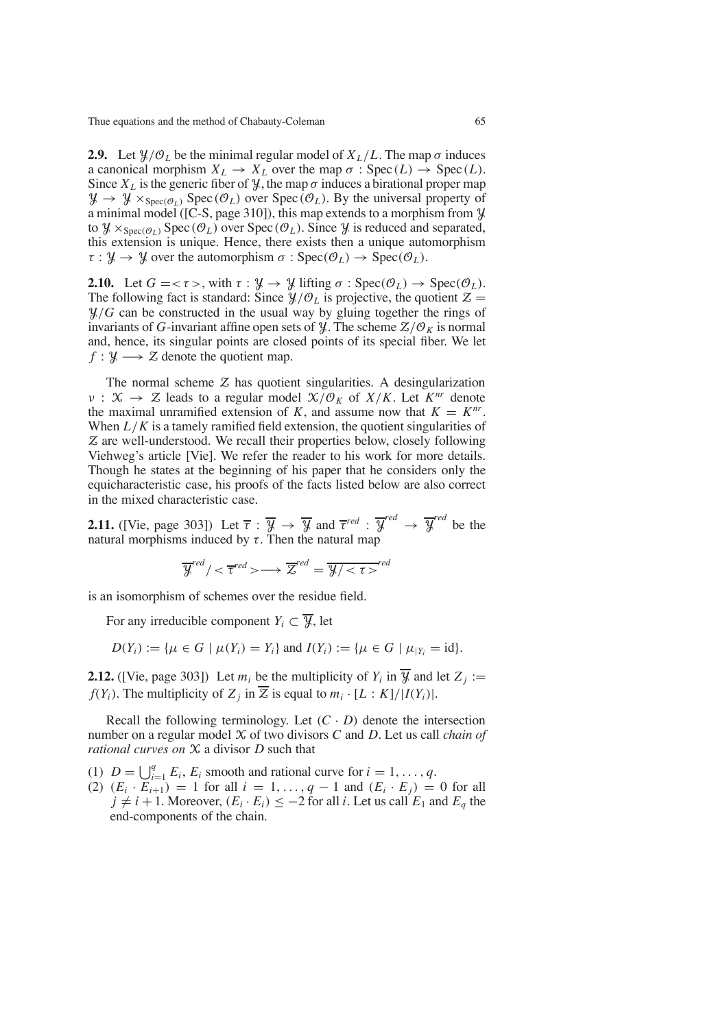**2.9.** Let $\mathcal{Y}/\mathcal{O}_L$ be the minimal regular model of $X_L/L$. The map $\sigma$ induces a canonical morphism $X_L \to X_L$ over the map $\sigma : \mathrm{Spec}(L) \to \mathrm{Spec}(L)$. Since $X_L$ is the generic fiber of $\mathcal{Y}$, the map $\sigma$ induces a birational proper map $\mathcal{Y} \to \mathcal{Y} \times_{\mathrm{Spec}(\mathcal{O}_L)} \mathrm{Spec}(\mathcal{O}_L)$ over $\mathrm{Spec}(\mathcal{O}_L)$. By the universal property of a minimal model ([C-S, page 310]), this map extends to a morphism from $\mathcal{Y}$ to $\mathcal{Y} \times_{\mathrm{Spec}(\mathcal{O}_L)} \mathrm{Spec}(\mathcal{O}_L)$ over $\mathrm{Spec}(\mathcal{O}_L)$. Since $\mathcal{Y}$ is reduced and separated, this extension is unique. Hence, there exists then a unique automorphism $\tau : \mathcal{Y} \to \mathcal{Y}$ over the automorphism $\sigma : \mathrm{Spec}(\mathcal{O}_L) \to \mathrm{Spec}(\mathcal{O}_L)$.

**2.10.** Let $G = <\tau>$, with $\tau : \mathcal{Y} \to \mathcal{Y}$ lifting $\sigma : \mathrm{Spec}(\mathcal{O}_L) \to \mathrm{Spec}(\mathcal{O}_L)$. The following fact is standard: Since $\mathcal{Y}/\mathcal{O}_L$ is projective, the quotient $\mathcal{Z} = \mathcal{Y}/G$ can be constructed in the usual way by gluing together the rings of invariants of $G$-invariant affine open sets of $\mathcal{Y}$. The scheme $\mathcal{Z}/\mathcal{O}_K$ is normal and, hence, its singular points are closed points of its special fiber. We let $f : \mathcal{Y} \longrightarrow \mathcal{Z}$ denote the quotient map.

The normal scheme $\mathcal{Z}$ has quotient singularities. A desingularization $\nu : \mathcal{X} \to \mathcal{Z}$ leads to a regular model $\mathcal{X}/\mathcal{O}_K$ of $X/K$. Let $K^{nr}$ denote the maximal unramified extension of $K$, and assume now that $K = K^{nr}$. When $L/K$ is a tamely ramified field extension, the quotient singularities of $\mathcal{Z}$ are well-understood. We recall their properties below, closely following Viehweg's article [Vie]. We refer the reader to his work for more details. Though he states at the beginning of his paper that he considers only the equicharacteristic case, his proofs of the facts listed below are also correct in the mixed characteristic case.

**2.11.** ([Vie, page 303]) Let $\overline{\tau} : \overline{\mathcal{Y}} \to \overline{\mathcal{Y}}$ and $\overline{\tau}^{red} : \overline{\mathcal{Y}}^{red} \to \overline{\mathcal{Y}}^{red}$ be the natural morphisms induced by $\tau$. Then the natural map

$$\overline{\mathcal{Y}}^{red}/<\overline{\tau}^{red}> \longrightarrow \overline{\mathcal{Z}}^{red} = \overline{\mathcal{Y}/<\tau>}^{red}$$

is an isomorphism of schemes over the residue field.

For any irreducible component $Y_i \subset \overline{\mathcal{Y}}$, let

$$D(Y_i) := \{\mu \in G \mid \mu(Y_i) = Y_i\} \text{ and } I(Y_i) := \{\mu \in G \mid \mu_{|Y_i} = \mathrm{id}\}.$$

**2.12.** ([Vie, page 303]) Let $m_i$ be the multiplicity of $Y_i$ in $\overline{\mathcal{Y}}$ and let $Z_j := f(Y_i)$. The multiplicity of $Z_j$ in $\overline{\mathcal{Z}}$ is equal to $m_i \cdot [L : K]/|I(Y_i)|$.

Recall the following terminology. Let $(C \cdot D)$ denote the intersection number on a regular model $\mathcal{X}$ of two divisors $C$ and $D$. Let us call *chain of rational curves on* $\mathcal{X}$ a divisor $D$ such that

(1) $D = \bigcup_{i=1}^{q} E_i$, $E_i$ smooth and rational curve for $i = 1, \ldots, q$.
(2) $(E_i \cdot E_{i+1}) = 1$ for all $i = 1, \ldots, q-1$ and $(E_i \cdot E_j) = 0$ for all $j \neq i+1$. Moreover, $(E_i \cdot E_i) \leq -2$ for all $i$. Let us call $E_1$ and $E_q$ the end-components of the chain.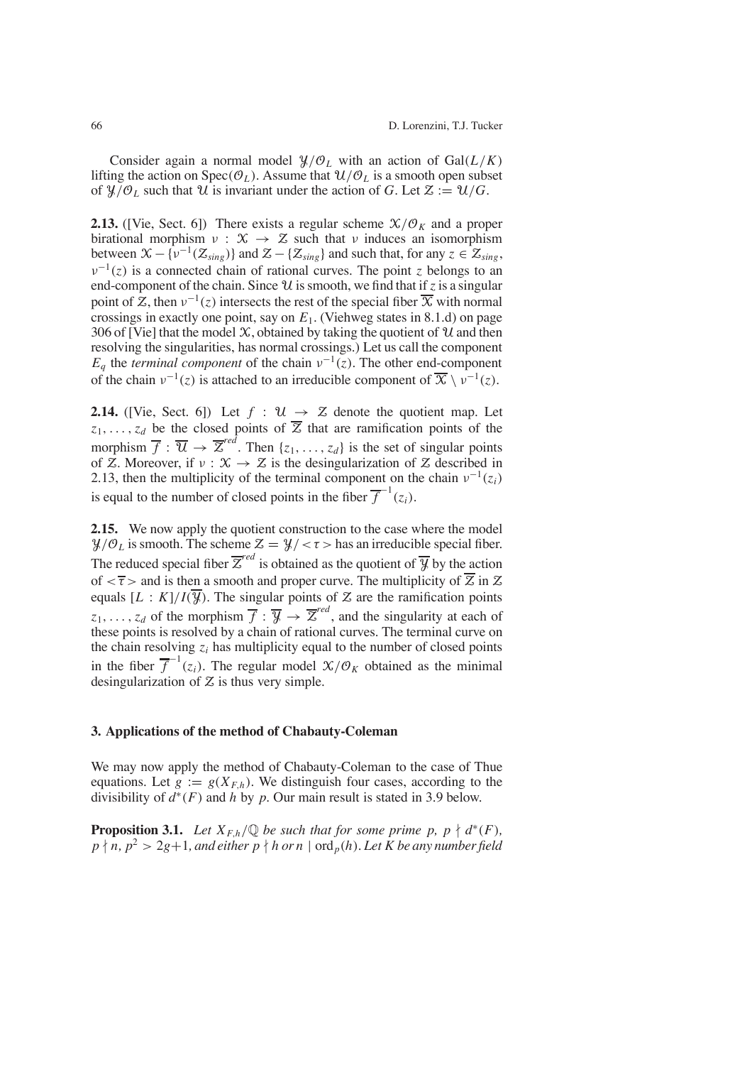Consider again a normal model $\mathcal{Y}/\mathcal{O}_L$ with an action of $\mathrm{Gal}(L/K)$ lifting the action on $\mathrm{Spec}(\mathcal{O}_L)$. Assume that $\mathcal{U}/\mathcal{O}_L$ is a smooth open subset of $\mathcal{Y}/\mathcal{O}_L$ such that $\mathcal{U}$ is invariant under the action of $G$. Let $\mathcal{Z} := \mathcal{U}/G$.

**2.13.** ([Vie, Sect. 6]) There exists a regular scheme $\mathcal{X}/\mathcal{O}_K$ and a proper birational morphism $\nu : \mathcal{X} \to \mathcal{Z}$ such that $\nu$ induces an isomorphism between $\mathcal{X} - \{\nu^{-1}(\mathcal{Z}_{sing})\}$ and $\mathcal{Z} - \{\mathcal{Z}_{sing}\}$ and such that, for any $z \in \mathcal{Z}_{sing}$, $\nu^{-1}(z)$ is a connected chain of rational curves. The point $z$ belongs to an end-component of the chain. Since $\mathcal{U}$ is smooth, we find that if $z$ is a singular point of $\mathcal{Z}$, then $\nu^{-1}(z)$ intersects the rest of the special fiber $\overline{\mathcal{X}}$ with normal crossings in exactly one point, say on $E_1$. (Viehweg states in 8.1.d) on page 306 of [Vie] that the model $\mathcal{X}$, obtained by taking the quotient of $\mathcal{U}$ and then resolving the singularities, has normal crossings.) Let us call the component $E_q$ the *terminal component* of the chain $\nu^{-1}(z)$. The other end-component of the chain $\nu^{-1}(z)$ is attached to an irreducible component of $\overline{\mathcal{X}} \setminus \nu^{-1}(z)$.

**2.14.** ([Vie, Sect. 6]) Let $f : \mathcal{U} \to \mathcal{Z}$ denote the quotient map. Let $z_1, \ldots, z_d$ be the closed points of $\overline{\mathcal{Z}}$ that are ramification points of the morphism $\overline{f} : \overline{\mathcal{U}} \to \overline{\mathcal{Z}}^{red}$. Then $\{z_1, \ldots, z_d\}$ is the set of singular points of $\mathcal{Z}$. Moreover, if $\nu : \mathcal{X} \to \mathcal{Z}$ is the desingularization of $\mathcal{Z}$ described in 2.13, then the multiplicity of the terminal component on the chain $\nu^{-1}(z_i)$ is equal to the number of closed points in the fiber $\overline{f}^{-1}(z_i)$.

**2.15.** We now apply the quotient construction to the case where the model $\mathcal{Y}/\mathcal{O}_L$ is smooth. The scheme $\mathcal{Z} = \mathcal{Y}/<\tau>$ has an irreducible special fiber. The reduced special fiber $\overline{\mathcal{Z}}^{red}$ is obtained as the quotient of $\overline{\mathcal{Y}}$ by the action of $<\overline{\tau}>$ and is then a smooth and proper curve. The multiplicity of $\overline{\mathcal{Z}}$ in $\mathcal{Z}$ equals $[L : K]/I(\overline{\mathcal{Y}})$. The singular points of $\mathcal{Z}$ are the ramification points $z_1, \ldots, z_d$ of the morphism $\overline{f} : \overline{\mathcal{Y}} \to \overline{\mathcal{Z}}^{red}$, and the singularity at each of these points is resolved by a chain of rational curves. The terminal curve on the chain resolving $z_i$ has multiplicity equal to the number of closed points in the fiber $\overline{f}^{-1}(z_i)$. The regular model $\mathcal{X}/\mathcal{O}_K$ obtained as the minimal desingularization of $\mathcal{Z}$ is thus very simple.

## 3. Applications of the method of Chabauty-Coleman

We may now apply the method of Chabauty-Coleman to the case of Thue equations. Let $g := g(X_{F,h})$. We distinguish four cases, according to the divisibility of $d^*(F)$ and $h$ by $p$. Our main result is stated in 3.9 below.

**Proposition 3.1.** *Let $X_{F,h}/\mathbb{Q}$ be such that for some prime $p$, $p \nmid d^*(F)$, $p \nmid n$, $p^2 > 2g+1$, and either $p \nmid h$ or $n \mid \mathrm{ord}_p(h)$. Let $K$ be any number field*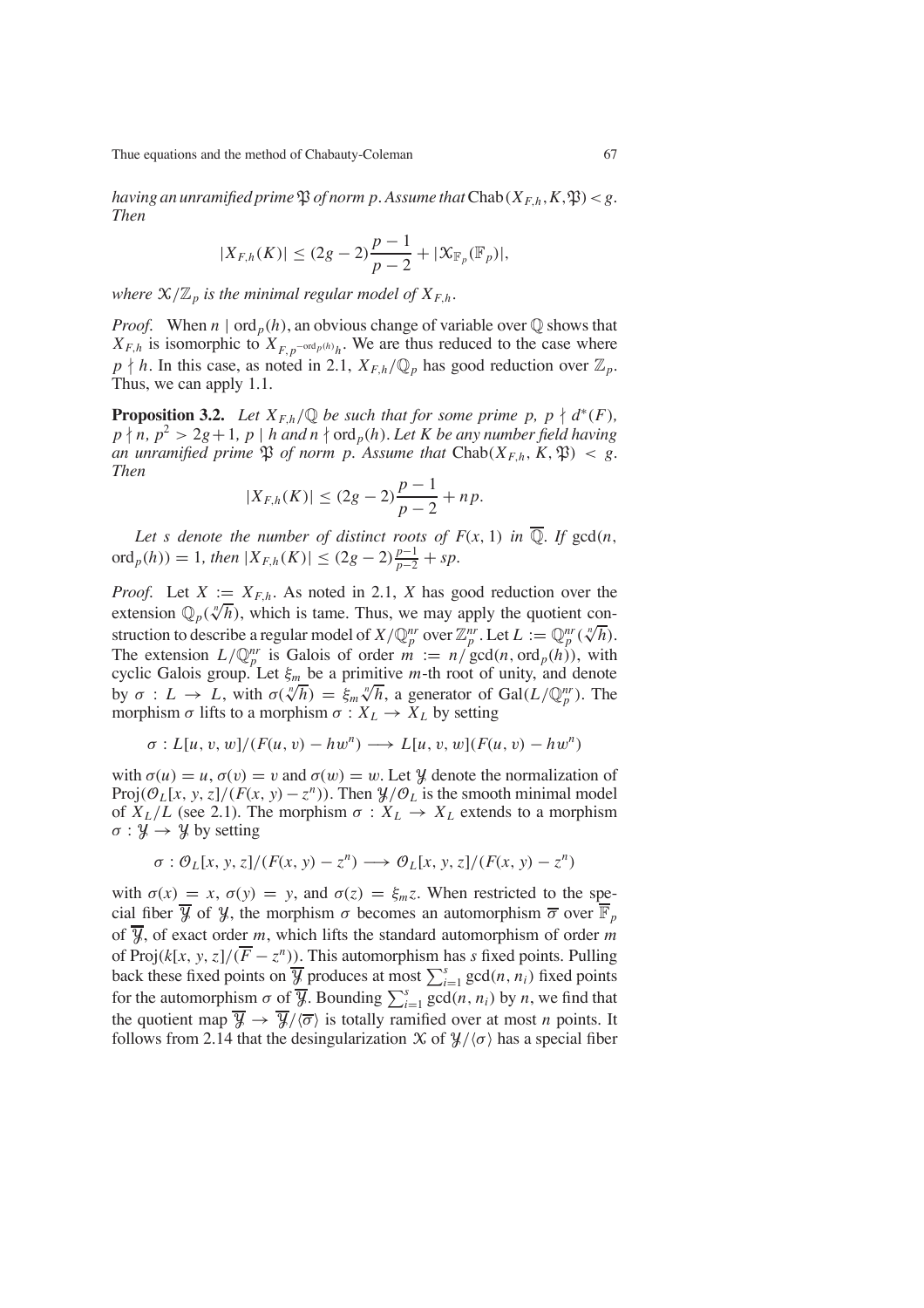*having an unramified prime $\mathfrak{P}$ of norm $p$. Assume that* $\mathrm{Chab}(X_{F,h}, K, \mathfrak{P}) < g$. *Then*

$$|X_{F,h}(K)| \leq (2g-2)\frac{p-1}{p-2} + |\mathcal{X}_{\mathbb{F}_p}(\mathbb{F}_p)|,$$

*where $\mathcal{X}/\mathbb{Z}_p$ is the minimal regular model of $X_{F,h}$.*

*Proof.* When $n \mid \mathrm{ord}_p(h)$, an obvious change of variable over $\mathbb{Q}$ shows that $X_{F,h}$ is isomorphic to $X_{F, p^{-\mathrm{ord}_p(h)}h}$. We are thus reduced to the case where $p \nmid h$. In this case, as noted in 2.1, $X_{F,h}/\mathbb{Q}_p$ has good reduction over $\mathbb{Z}_p$. Thus, we can apply 1.1.

**Proposition 3.2.** *Let $X_{F,h}/\mathbb{Q}$ be such that for some prime $p$, $p \nmid d^*(F)$, $p \nmid n$, $p^2 > 2g+1$, $p \mid h$ and $n \nmid \mathrm{ord}_p(h)$. Let $K$ be any number field having an unramified prime $\mathfrak{P}$ of norm $p$. Assume that* $\mathrm{Chab}(X_{F,h}, K, \mathfrak{P}) < g$. *Then*

$$|X_{F,h}(K)| \leq (2g-2)\frac{p-1}{p-2} + np.$$

*Let $s$ denote the number of distinct roots of $F(x,1)$ in $\overline{\mathbb{Q}}$. If* $\gcd(n, \mathrm{ord}_p(h)) = 1$, *then* $|X_{F,h}(K)| \leq (2g-2)\frac{p-1}{p-2} + sp$.

*Proof.* Let $X := X_{F,h}$. As noted in 2.1, $X$ has good reduction over the extension $\mathbb{Q}_p(\sqrt[n]{h})$, which is tame. Thus, we may apply the quotient construction to describe a regular model of $X/\mathbb{Q}_p^{nr}$ over $\mathbb{Z}_p^{nr}$. Let $L := \mathbb{Q}_p^{nr}(\sqrt[n]{h})$. The extension $L/\mathbb{Q}_p^{nr}$ is Galois of order $m := n/\gcd(n, \mathrm{ord}_p(h))$, with cyclic Galois group. Let $\xi_m$ be a primitive $m$-th root of unity, and denote by $\sigma : L \to L$, with $\sigma(\sqrt[n]{h}) = \xi_m \sqrt[n]{h}$, a generator of $\mathrm{Gal}(L/\mathbb{Q}_p^{nr})$. The morphism $\sigma$ lifts to a morphism $\sigma : X_L \to X_L$ by setting

$$\sigma : L[u, v, w]/(F(u, v) - hw^n) \longrightarrow L[u, v, w](F(u, v) - hw^n)$$

with $\sigma(u) = u$, $\sigma(v) = v$ and $\sigma(w) = w$. Let $\mathcal{Y}$ denote the normalization of $\mathrm{Proj}(\mathcal{O}_L[x, y, z]/(F(x, y) - z^n))$. Then $\mathcal{Y}/\mathcal{O}_L$ is the smooth minimal model of $X_L/L$ (see 2.1). The morphism $\sigma : X_L \to X_L$ extends to a morphism $\sigma : \mathcal{Y} \to \mathcal{Y}$ by setting

$$\sigma : \mathcal{O}_L[x, y, z]/(F(x, y) - z^n) \longrightarrow \mathcal{O}_L[x, y, z]/(F(x, y) - z^n)$$

with $\sigma(x) = x$, $\sigma(y) = y$, and $\sigma(z) = \xi_m z$. When restricted to the special fiber $\overline{\mathcal{Y}}$ of $\mathcal{Y}$, the morphism $\sigma$ becomes an automorphism $\overline{\sigma}$ over $\overline{\mathbb{F}}_p$ of $\overline{\mathcal{Y}}$, of exact order $m$, which lifts the standard automorphism of order $m$ of $\mathrm{Proj}(k[x, y, z]/(\overline{F} - z^n))$. This automorphism has $s$ fixed points. Pulling back these fixed points on $\overline{\mathcal{Y}}$ produces at most $\sum_{i=1}^{s} \gcd(n, n_i)$ fixed points for the automorphism $\sigma$ of $\overline{\mathcal{Y}}$. Bounding $\sum_{i=1}^{s} \gcd(n, n_i)$ by $n$, we find that the quotient map $\overline{\mathcal{Y}} \to \overline{\mathcal{Y}}/\langle\overline{\sigma}\rangle$ is totally ramified over at most $n$ points. It follows from 2.14 that the desingularization $\mathcal{X}$ of $\mathcal{Y}/\langle\sigma\rangle$ has a special fiber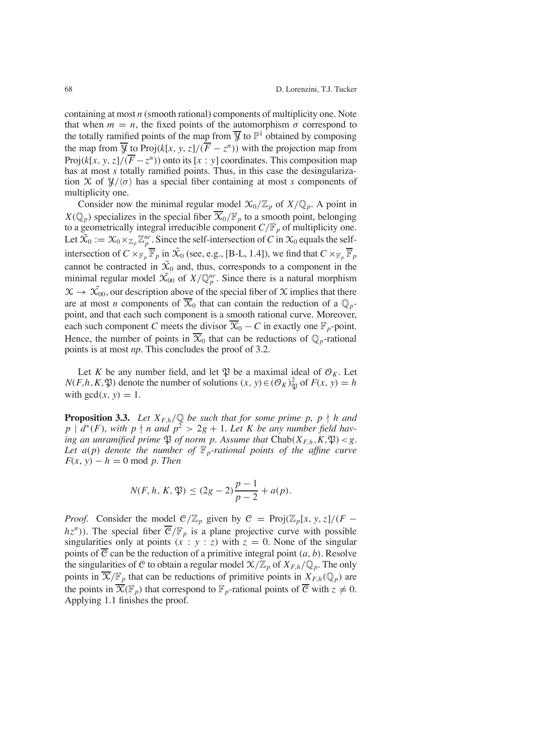containing at most $n$ (smooth rational) components of multiplicity one. Note that when $m = n$, the fixed points of the automorphism $\sigma$ correspond to the totally ramified points of the map from $\overline{\mathcal{Y}}$ to $\mathbb{P}^1$ obtained by composing the map from $\overline{\mathcal{Y}}$ to $\mathrm{Proj}(k[x, y, z]/(\overline{F} - z^n))$ with the projection map from $\mathrm{Proj}(k[x, y, z]/(\overline{F} - z^n))$ onto its $[x : y]$ coordinates. This composition map has at most $s$ totally ramified points. Thus, in this case the desingularization $\mathcal{X}$ of $\mathcal{Y}/\langle\sigma\rangle$ has a special fiber containing at most $s$ components of multiplicity one.

Consider now the minimal regular model $\mathcal{X}_0/\mathbb{Z}_p$ of $X/\mathbb{Q}_p$. A point in $X(\mathbb{Q}_p)$ specializes in the special fiber $\overline{\mathcal{X}_0}/\mathbb{F}_p$ to a smooth point, belonging to a geometrically integral irreducible component $C/\mathbb{F}_p$ of multiplicity one. Let $\tilde{\mathcal{X}_0} := \mathcal{X}_0 \times_{\mathbb{Z}_p} \mathbb{Z}_p^{nr}$. Since the self-intersection of $C$ in $\mathcal{X}_0$ equals the self-intersection of $C \times_{\mathbb{F}_p} \overline{\mathbb{F}}_p$ in $\tilde{\mathcal{X}_0}$ (see, e.g., [B-L, 1.4]), we find that $C \times_{\mathbb{F}_p} \overline{\mathbb{F}}_p$ cannot be contracted in $\tilde{\mathcal{X}_0}$ and, thus, corresponds to a component in the minimal regular model $\tilde{\mathcal{X}_{00}}$ of $X/\mathbb{Q}_p^{nr}$. Since there is a natural morphism $\mathcal{X} \to \tilde{\mathcal{X}_{00}}$, our description above of the special fiber of $\mathcal{X}$ implies that there are at most $n$ components of $\overline{\mathcal{X}}_0$ that can contain the reduction of a $\mathbb{Q}_p$-point, and that each such component is a smooth rational curve. Moreover, each such component $C$ meets the divisor $\overline{\mathcal{X}}_0 - C$ in exactly one $\mathbb{F}_p$-point. Hence, the number of points in $\overline{\mathcal{X}}_0$ that can be reductions of $\mathbb{Q}_p$-rational points is at most $np$. This concludes the proof of 3.2.

Let $K$ be any number field, and let $\mathfrak{P}$ be a maximal ideal of $\mathcal{O}_K$. Let $N(F, h, K, \mathfrak{P})$ denote the number of solutions $(x, y) \in (\mathcal{O}_K)^2_{\mathfrak{P}}$ of $F(x, y) = h$ with $\gcd(x, y) = 1$.

**Proposition 3.3.** *Let $X_{F,h}/\mathbb{Q}$ be such that for some prime $p$, $p \nmid h$ and $p \mid d^*(F)$, with $p \nmid n$ and $p^2 > 2g + 1$. Let $K$ be any number field having an unramified prime $\mathfrak{P}$ of norm $p$. Assume that* $\mathrm{Chab}(X_{F,h}, K, \mathfrak{P}) < g$. *Let $a(p)$ denote the number of $\mathbb{F}_p$-rational points of the affine curve $F(x, y) - h = 0 \bmod p$. Then*

$$N(F, h, K, \mathfrak{P}) \leq (2g - 2)\frac{p - 1}{p - 2} + a(p).$$

*Proof.* Consider the model $\mathcal{C}/\mathbb{Z}_p$ given by $\mathcal{C} = \mathrm{Proj}(\mathbb{Z}_p[x, y, z]/(F - hz^n))$. The special fiber $\overline{\mathcal{C}}/\mathbb{F}_p$ is a plane projective curve with possible singularities only at points $(x : y : z)$ with $z = 0$. None of the singular points of $\overline{\mathcal{C}}$ can be the reduction of a primitive integral point $(a, b)$. Resolve the singularities of $\mathcal{C}$ to obtain a regular model $\mathcal{X}/\mathbb{Z}_p$ of $X_{F,h}/\mathbb{Q}_p$. The only points in $\overline{\mathcal{X}}/\mathbb{F}_p$ that can be reductions of primitive points in $X_{F,h}(\mathbb{Q}_p)$ are the points in $\overline{\mathcal{X}}(\mathbb{F}_p)$ that correspond to $\mathbb{F}_p$-rational points of $\overline{\mathcal{C}}$ with $z \neq 0$. Applying 1.1 finishes the proof.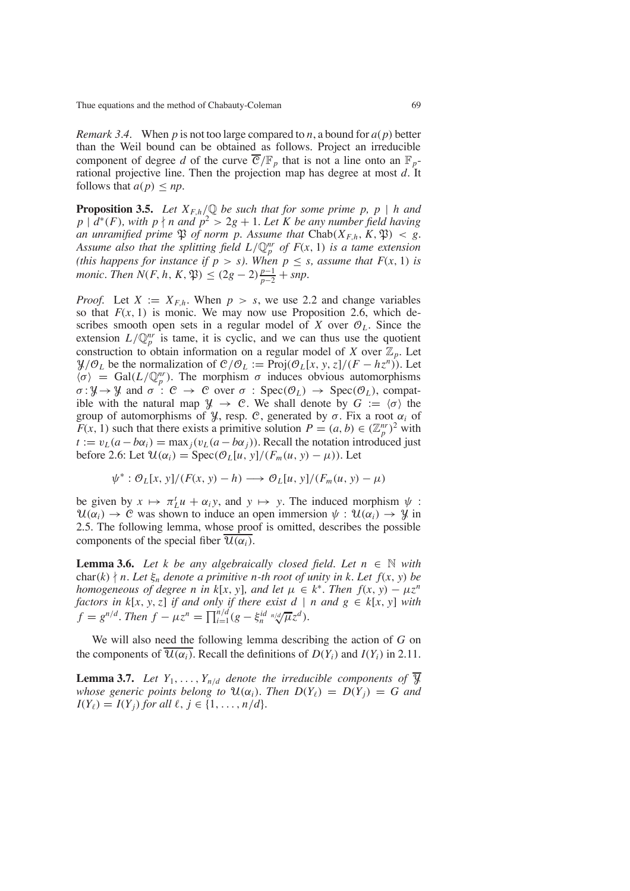*Remark 3.4.* When $p$ is not too large compared to $n$, a bound for $a(p)$ better than the Weil bound can be obtained as follows. Project an irreducible component of degree $d$ of the curve $\overline{\mathcal{C}}/\mathbb{F}_p$ that is not a line onto an $\mathbb{F}_p$-rational projective line. Then the projection map has degree at most $d$. It follows that $a(p) \leq np$.

**Proposition 3.5.** *Let $X_{F,h}/\mathbb{Q}$ be such that for some prime $p$, $p \mid h$ and $p \mid d^*(F)$, with $p \nmid n$ and $p^2 > 2g+1$. Let $K$ be any number field having an unramified prime $\mathfrak{P}$ of norm $p$. Assume that $\mathrm{Chab}(X_{F,h}, K, \mathfrak{P}) < g$. Assume also that the splitting field $L/\mathbb{Q}_p^{nr}$ of $F(x,1)$ is a tame extension (this happens for instance if $p > s$). When $p \leq s$, assume that $F(x,1)$ is monic. Then $N(F,h,K,\mathfrak{P}) \leq (2g-2)\frac{p-1}{p-2} + snp$.*

*Proof.* Let $X := X_{F,h}$. When $p > s$, we use 2.2 and change variables so that $F(x,1)$ is monic. We may now use Proposition 2.6, which describes smooth open sets in a regular model of $X$ over $\mathcal{O}_L$. Since the extension $L/\mathbb{Q}_p^{nr}$ is tame, it is cyclic, and we can thus use the quotient construction to obtain information on a regular model of $X$ over $\mathbb{Z}_p$. Let $\mathcal{Y}/\mathcal{O}_L$ be the normalization of $\mathcal{C}/\mathcal{O}_L := \mathrm{Proj}(\mathcal{O}_L[x,y,z]/(F - hz^n))$. Let $\langle \sigma \rangle = \mathrm{Gal}(L/\mathbb{Q}_p^{nr})$. The morphism $\sigma$ induces obvious automorphisms $\sigma : \mathcal{Y} \to \mathcal{Y}$ and $\sigma : \mathcal{C} \to \mathcal{C}$ over $\sigma : \mathrm{Spec}(\mathcal{O}_L) \to \mathrm{Spec}(\mathcal{O}_L)$, compatible with the natural map $\mathcal{Y} \to \mathcal{C}$. We shall denote by $G := \langle \sigma \rangle$ the group of automorphisms of $\mathcal{Y}$, resp. $\mathcal{C}$, generated by $\sigma$. Fix a root $\alpha_i$ of $F(x,1)$ such that there exists a primitive solution $P = (a,b) \in (\mathbb{Z}_p^{nr})^2$ with $t := v_L(a - b\alpha_i) = \max_j(v_L(a - b\alpha_j))$. Recall the notation introduced just before 2.6: Let $\mathcal{U}(\alpha_i) = \mathrm{Spec}(\mathcal{O}_L[u,y]/(F_m(u,y) - \mu))$. Let

$$\psi^* : \mathcal{O}_L[x,y]/(F(x,y) - h) \longrightarrow \mathcal{O}_L[u,y]/(F_m(u,y) - \mu)$$

be given by $x \mapsto \pi_L^t u + \alpha_i y$, and $y \mapsto y$. The induced morphism $\psi : \mathcal{U}(\alpha_i) \to \mathcal{C}$ was shown to induce an open immersion $\psi : \mathcal{U}(\alpha_i) \to \mathcal{Y}$ in 2.5. The following lemma, whose proof is omitted, describes the possible components of the special fiber $\overline{\mathcal{U}(\alpha_i)}$.

**Lemma 3.6.** *Let $k$ be any algebraically closed field. Let $n \in \mathbb{N}$ with $\mathrm{char}(k) \nmid n$. Let $\xi_n$ denote a primitive $n$-th root of unity in $k$. Let $f(x,y)$ be homogeneous of degree $n$ in $k[x,y]$, and let $\mu \in k^*$. Then $f(x,y) - \mu z^n$ factors in $k[x,y,z]$ if and only if there exist $d \mid n$ and $g \in k[x,y]$ with $f = g^{n/d}$. Then $f - \mu z^n = \prod_{i=1}^{n/d}(g - \xi_n^{id}\sqrt[n/d]{\mu}z^d)$.*

We will also need the following lemma describing the action of $G$ on the components of $\overline{\mathcal{U}(\alpha_i)}$. Recall the definitions of $D(Y_i)$ and $I(Y_i)$ in 2.11.

**Lemma 3.7.** *Let $Y_1, \ldots, Y_{n/d}$ denote the irreducible components of $\overline{\mathcal{Y}}$ whose generic points belong to $\mathcal{U}(\alpha_i)$. Then $D(Y_\ell) = D(Y_j) = G$ and $I(Y_\ell) = I(Y_j)$ for all $\ell, j \in \{1, \ldots, n/d\}$.*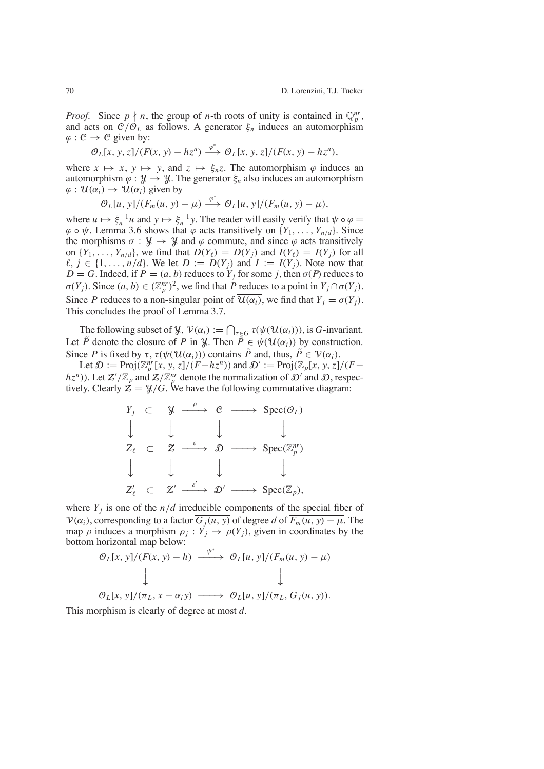*Proof.* Since $p \nmid n$, the group of $n$-th roots of unity is contained in $\mathbb{Q}_p^{nr}$, and acts on $\mathcal{C}/\mathcal{O}_L$ as follows. A generator $\xi_n$ induces an automorphism $\varphi : \mathcal{C} \to \mathcal{C}$ given by:

$$\mathcal{O}_L[x, y, z]/(F(x, y) - hz^n) \xrightarrow{\varphi^*} \mathcal{O}_L[x, y, z]/(F(x, y) - hz^n),$$

where $x \mapsto x$, $y \mapsto y$, and $z \mapsto \xi_n z$. The automorphism $\varphi$ induces an automorphism $\varphi : \mathcal{Y} \to \mathcal{Y}$. The generator $\xi_n$ also induces an automorphism $\varphi : \mathcal{U}(\alpha_i) \to \mathcal{U}(\alpha_i)$ given by

$$\mathcal{O}_L[u, y]/(F_m(u, y) - \mu) \xrightarrow{\varphi^*} \mathcal{O}_L[u, y]/(F_m(u, y) - \mu),$$

where $u \mapsto \xi_n^{-1} u$ and $y \mapsto \xi_n^{-1} y$. The reader will easily verify that $\psi \circ \varphi = \varphi \circ \psi$. Lemma 3.6 shows that $\varphi$ acts transitively on $\{Y_1, \ldots, Y_{n/d}\}$. Since the morphisms $\sigma : \mathcal{Y} \to \mathcal{Y}$ and $\varphi$ commute, and since $\varphi$ acts transitively on $\{Y_1, \ldots, Y_{n/d}\}$, we find that $D(Y_\ell) = D(Y_j)$ and $I(Y_\ell) = I(Y_j)$ for all $\ell, j \in \{1, \ldots, n/d\}$. We let $D := D(Y_j)$ and $I := I(Y_j)$. Note now that $D = G$. Indeed, if $P = (a, b)$ reduces to $Y_j$ for some $j$, then $\sigma(P)$ reduces to $\sigma(Y_j)$. Since $(a, b) \in (\mathbb{Z}_p^{nr})^2$, we find that $P$ reduces to a point in $Y_j \cap \sigma(Y_j)$. Since $P$ reduces to a non-singular point of $\overline{\mathcal{U}(\alpha_i)}$, we find that $Y_j = \sigma(Y_j)$. This concludes the proof of Lemma 3.7.

The following subset of $\mathcal{Y}$, $\mathcal{V}(\alpha_i) := \bigcap_{\tau \in G} \tau(\psi(\mathcal{U}(\alpha_i)))$, is $G$-invariant. Let $\tilde{P}$ denote the closure of $P$ in $\mathcal{Y}$. Then $\tilde{P} \in \psi(\mathcal{U}(\alpha_i))$ by construction. Since $P$ is fixed by $\tau$, $\tau(\psi(\mathcal{U}(\alpha_i)))$ contains $\tilde{P}$ and, thus, $\tilde{P} \in \mathcal{V}(\alpha_i)$.

Let $\mathcal{D} := \mathrm{Proj}(\mathbb{Z}_p^{nr}[x, y, z]/(F - hz^n))$ and $\mathcal{D}' := \mathrm{Proj}(\mathbb{Z}_p[x, y, z]/(F - hz^n))$. Let $\mathcal{Z}'/\mathbb{Z}_p$ and $\mathcal{Z}/\mathbb{Z}_p^{nr}$ denote the normalization of $\mathcal{D}'$ and $\mathcal{D}$, respectively. Clearly $\mathcal{Z} = \mathcal{Y}/G$. We have the following commutative diagram:

$$\begin{array}{ccccccc}
Y_j & \subset & \mathcal{Y} & \xrightarrow{\rho} & \mathcal{C} & \longrightarrow & \mathrm{Spec}(\mathcal{O}_L) \\
\downarrow & & \downarrow & & \downarrow & & \downarrow \\
Z_\ell & \subset & \mathcal{Z} & \xrightarrow{\varepsilon} & \mathcal{D} & \longrightarrow & \mathrm{Spec}(\mathbb{Z}_p^{nr}) \\
\downarrow & & \downarrow & & \downarrow & & \downarrow \\
Z'_\ell & \subset & \mathcal{Z}' & \xrightarrow{\varepsilon'} & \mathcal{D}' & \longrightarrow & \mathrm{Spec}(\mathbb{Z}_p),
\end{array}$$

where $Y_j$ is one of the $n/d$ irreducible components of the special fiber of $\mathcal{V}(\alpha_i)$, corresponding to a factor $\overline{G_j(u, y)}$ of degree $d$ of $\overline{F_m(u, y) - \mu}$. The map $\rho$ induces a morphism $\rho_j : Y_j \to \rho(Y_j)$, given in coordinates by the bottom horizontal map below:

$$\begin{array}{ccc}
\mathcal{O}_L[x, y]/(F(x, y) - h) & \xrightarrow{\psi^*} & \mathcal{O}_L[u, y]/(F_m(u, y) - \mu) \\
\downarrow & & \downarrow \\
\mathcal{O}_L[x, y]/(\pi_L, x - \alpha_i y) & \longrightarrow & \mathcal{O}_L[u, y]/(\pi_L, G_j(u, y)).
\end{array}$$

This morphism is clearly of degree at most $d$.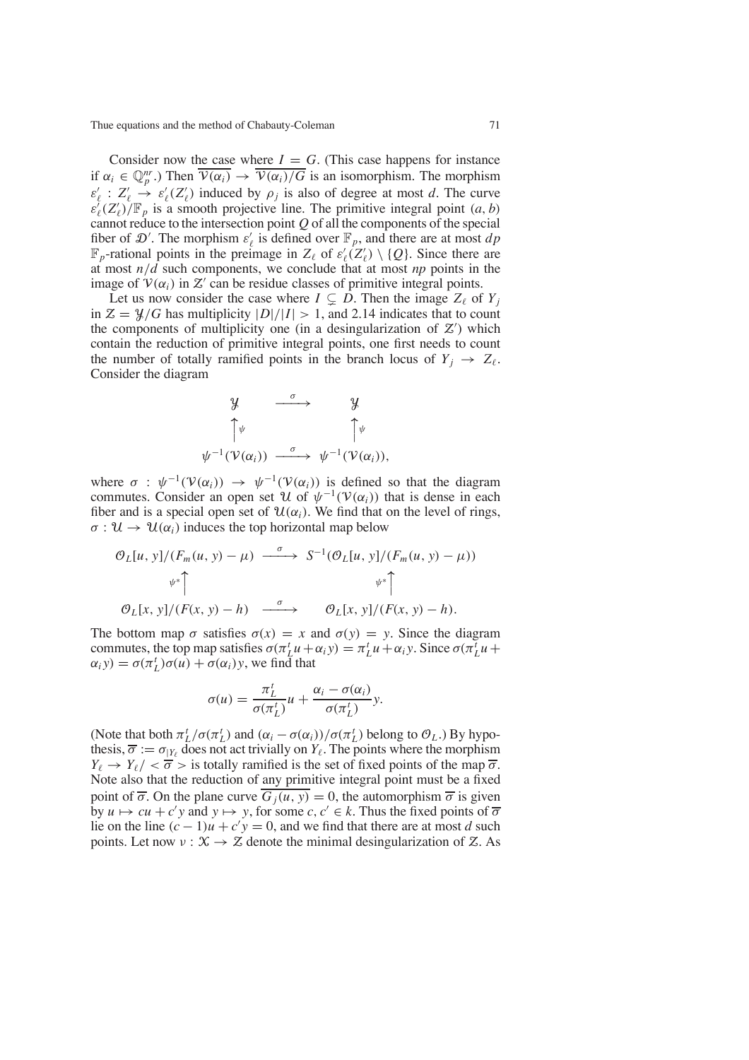Consider now the case where $I = G$. (This case happens for instance if $\alpha_i \in \mathbb{Q}_p^{nr}$.) Then $\overline{\mathcal{V}(\alpha_i)} \to \overline{\mathcal{V}(\alpha_i)/G}$ is an isomorphism. The morphism $\varepsilon'_\ell : Z'_\ell \to \varepsilon'_\ell(Z'_\ell)$ induced by $\rho_j$ is also of degree at most $d$. The curve $\varepsilon'_\ell(Z'_\ell)/\mathbb{F}_p$ is a smooth projective line. The primitive integral point $(a, b)$ cannot reduce to the intersection point $Q$ of all the components of the special fiber of $\mathcal{D}'$. The morphism $\varepsilon'_\ell$ is defined over $\mathbb{F}_p$, and there are at most $dp$ $\mathbb{F}_p$-rational points in the preimage in $Z_\ell$ of $\varepsilon'_\ell(Z'_\ell) \setminus \{Q\}$. Since there are at most $n/d$ such components, we conclude that at most $np$ points in the image of $\mathcal{V}(\alpha_i)$ in $\mathcal{Z}'$ can be residue classes of primitive integral points.

Let us now consider the case where $I \subsetneq D$. Then the image $Z_\ell$ of $Y_j$ in $\mathcal{Z} = \mathcal{Y}/G$ has multiplicity $|D|/|I| > 1$, and 2.14 indicates that to count the components of multiplicity one (in a desingularization of $\mathcal{Z}'$) which contain the reduction of primitive integral points, one first needs to count the number of totally ramified points in the branch locus of $Y_j \to Z_\ell$. Consider the diagram

$$
\begin{array}{ccc}
\mathcal{Y} & \xrightarrow{\sigma} & \mathcal{Y} \\
\uparrow{\scriptstyle\psi} & & \uparrow{\scriptstyle\psi} \\
\psi^{-1}(\mathcal{V}(\alpha_i)) & \xrightarrow{\sigma} & \psi^{-1}(\mathcal{V}(\alpha_i)),
\end{array}
$$

where $\sigma : \psi^{-1}(\mathcal{V}(\alpha_i)) \to \psi^{-1}(\mathcal{V}(\alpha_i))$ is defined so that the diagram commutes. Consider an open set $\mathcal{U}$ of $\psi^{-1}(\mathcal{V}(\alpha_i))$ that is dense in each fiber and is a special open set of $\mathcal{U}(\alpha_i)$. We find that on the level of rings, $\sigma : \mathcal{U} \to \mathcal{U}(\alpha_i)$ induces the top horizontal map below

$$
\begin{array}{ccc}
\mathcal{O}_L[u, y]/(F_m(u, y) - \mu) & \xrightarrow{\sigma} & S^{-1}(\mathcal{O}_L[u, y]/(F_m(u, y) - \mu)) \\
{\scriptstyle\psi^*}\uparrow & & {\scriptstyle\psi^*}\uparrow \\
\mathcal{O}_L[x, y]/(F(x, y) - h) & \xrightarrow{\sigma} & \mathcal{O}_L[x, y]/(F(x, y) - h).
\end{array}
$$

The bottom map $\sigma$ satisfies $\sigma(x) = x$ and $\sigma(y) = y$. Since the diagram commutes, the top map satisfies $\sigma(\pi_L^t u + \alpha_i y) = \pi_L^t u + \alpha_i y$. Since $\sigma(\pi_L^t u + \alpha_i y) = \sigma(\pi_L^t)\sigma(u) + \sigma(\alpha_i) y$, we find that

$$
\sigma(u) = \frac{\pi_L^t}{\sigma(\pi_L^t)} u + \frac{\alpha_i - \sigma(\alpha_i)}{\sigma(\pi_L^t)} y.
$$

(Note that both $\pi_L^t/\sigma(\pi_L^t)$ and $(\alpha_i - \sigma(\alpha_i))/\sigma(\pi_L^t)$ belong to $\mathcal{O}_L$.) By hypothesis, $\overline{\sigma} := \sigma_{|Y_\ell}$ does not act trivially on $Y_\ell$. The points where the morphism $Y_\ell \to Y_\ell / < \overline{\sigma} >$ is totally ramified is the set of fixed points of the map $\overline{\sigma}$. Note also that the reduction of any primitive integral point must be a fixed point of $\overline{\sigma}$. On the plane curve $\overline{G_j(u, y)} = 0$, the automorphism $\overline{\sigma}$ is given by $u \mapsto cu + c' y$ and $y \mapsto y$, for some $c, c' \in k$. Thus the fixed points of $\overline{\sigma}$ lie on the line $(c - 1)u + c' y = 0$, and we find that there are at most $d$ such points. Let now $\nu : \mathcal{X} \to \mathcal{Z}$ denote the minimal desingularization of $\mathcal{Z}$. As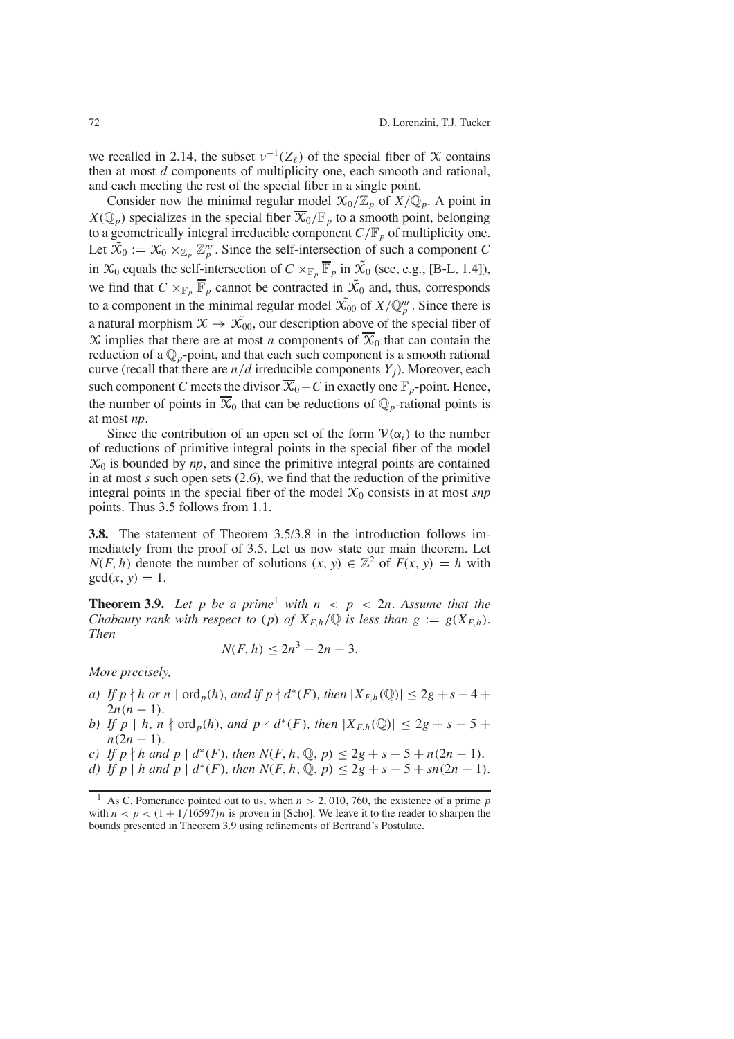we recalled in 2.14, the subset $\nu^{-1}(Z_\ell)$ of the special fiber of $\mathcal{X}$ contains then at most $d$ components of multiplicity one, each smooth and rational, and each meeting the rest of the special fiber in a single point.

Consider now the minimal regular model $\mathcal{X}_0/\mathbb{Z}_p$ of $X/\mathbb{Q}_p$. A point in $X(\mathbb{Q}_p)$ specializes in the special fiber $\overline{\mathcal{X}}_0/\mathbb{F}_p$ to a smooth point, belonging to a geometrically integral irreducible component $C/\mathbb{F}_p$ of multiplicity one. Let $\tilde{\mathcal{X}_0} := \mathcal{X}_0 \times_{\mathbb{Z}_p} \mathbb{Z}_p^{nr}$. Since the self-intersection of such a component $C$ in $\mathcal{X}_0$ equals the self-intersection of $C \times_{\mathbb{F}_p} \overline{\mathbb{F}}_p$ in $\tilde{\mathcal{X}_0}$ (see, e.g., [B-L, 1.4]), we find that $C \times_{\mathbb{F}_p} \overline{\mathbb{F}}_p$ cannot be contracted in $\tilde{\mathcal{X}_0}$ and, thus, corresponds to a component in the minimal regular model $\tilde{\mathcal{X}_{00}}$ of $X/\mathbb{Q}_p^{nr}$. Since there is a natural morphism $\mathcal{X} \to \tilde{\mathcal{X}_{00}}$, our description above of the special fiber of $\mathcal{X}$ implies that there are at most $n$ components of $\overline{\mathcal{X}}_0$ that can contain the reduction of a $\mathbb{Q}_p$-point, and that each such component is a smooth rational curve (recall that there are $n/d$ irreducible components $Y_j$). Moreover, each such component $C$ meets the divisor $\overline{\mathcal{X}}_0 - C$ in exactly one $\mathbb{F}_p$-point. Hence, the number of points in $\overline{\mathcal{X}}_0$ that can be reductions of $\mathbb{Q}_p$-rational points is at most $np$.

Since the contribution of an open set of the form $\mathcal{V}(\alpha_i)$ to the number of reductions of primitive integral points in the special fiber of the model $\mathcal{X}_0$ is bounded by $np$, and since the primitive integral points are contained in at most $s$ such open sets (2.6), we find that the reduction of the primitive integral points in the special fiber of the model $\mathcal{X}_0$ consists in at most $snp$ points. Thus 3.5 follows from 1.1.

**3.8.** The statement of Theorem 3.5/3.8 in the introduction follows immediately from the proof of 3.5. Let us now state our main theorem. Let $N(F,h)$ denote the number of solutions $(x,y) \in \mathbb{Z}^2$ of $F(x,y) = h$ with $\gcd(x,y) = 1$.

**Theorem 3.9.** *Let $p$ be a prime*[1] *with $n < p < 2n$. Assume that the Chabauty rank with respect to $(p)$ of $X_{F,h}/\mathbb{Q}$ is less than $g := g(X_{F,h})$. Then*

$$N(F,h) \leq 2n^3 - 2n - 3.$$

*More precisely,*

*a) If $p \nmid h$ or $n \mid \mathrm{ord}_p(h)$, and if $p \nmid d^*(F)$, then $|X_{F,h}(\mathbb{Q})| \leq 2g + s - 4 + 2n(n-1)$.*

*b) If $p \mid h$, $n \nmid \mathrm{ord}_p(h)$, and $p \nmid d^*(F)$, then $|X_{F,h}(\mathbb{Q})| \leq 2g + s - 5 + n(2n-1)$.*

*c) If $p \nmid h$ and $p \mid d^*(F)$, then $N(F,h,\mathbb{Q},p) \leq 2g + s - 5 + n(2n-1)$.*

*d) If $p \mid h$ and $p \mid d^*(F)$, then $N(F,h,\mathbb{Q},p) \leq 2g + s - 5 + sn(2n-1)$.*

---

[1] As C. Pomerance pointed out to us, when $n > 2{,}010{,}760$, the existence of a prime $p$ with $n < p < (1 + 1/16597)n$ is proven in [Scho]. We leave it to the reader to sharpen the bounds presented in Theorem 3.9 using refinements of Bertrand's Postulate.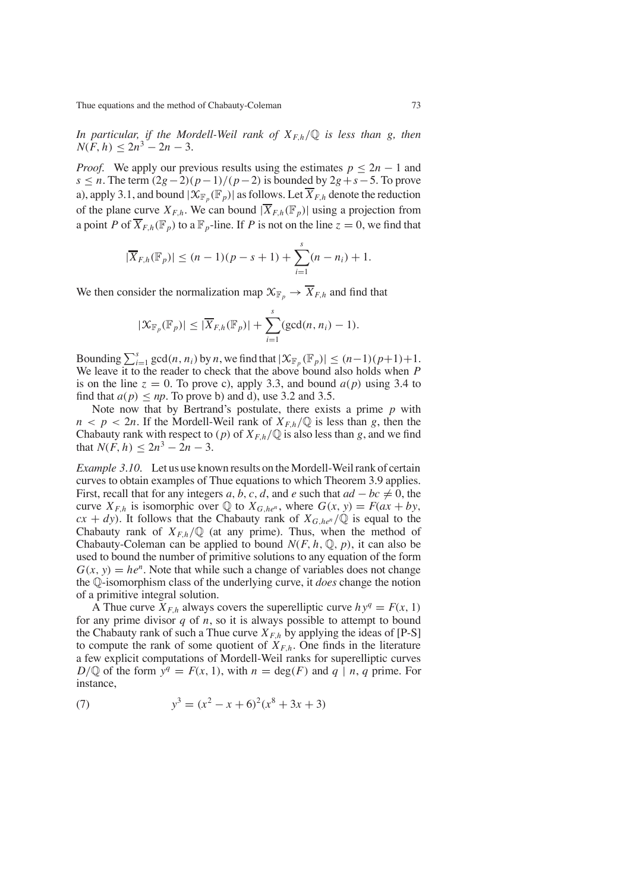*In particular, if the Mordell-Weil rank of $X_{F,h}/\mathbb{Q}$ is less than $g$, then $N(F, h) \leq 2n^3 - 2n - 3$.*

*Proof.* We apply our previous results using the estimates $p \leq 2n - 1$ and $s \leq n$. The term $(2g-2)(p-1)/(p-2)$ is bounded by $2g+s-5$. To prove a), apply 3.1, and bound $|\mathcal{X}_{\mathbb{F}_p}(\mathbb{F}_p)|$ as follows. Let $\overline{X}_{F,h}$ denote the reduction of the plane curve $X_{F,h}$. We can bound $|\overline{X}_{F,h}(\mathbb{F}_p)|$ using a projection from a point $P$ of $\overline{X}_{F,h}(\mathbb{F}_p)$ to a $\mathbb{F}_p$-line. If $P$ is not on the line $z = 0$, we find that

$$|\overline{X}_{F,h}(\mathbb{F}_p)| \leq (n-1)(p-s+1) + \sum_{i=1}^{s}(n - n_i) + 1.$$

We then consider the normalization map $\mathcal{X}_{\mathbb{F}_p} \to \overline{X}_{F,h}$ and find that

$$|\mathcal{X}_{\mathbb{F}_p}(\mathbb{F}_p)| \leq |\overline{X}_{F,h}(\mathbb{F}_p)| + \sum_{i=1}^{s}(\gcd(n, n_i) - 1).$$

Bounding $\sum_{i=1}^{s} \gcd(n, n_i)$ by $n$, we find that $|\mathcal{X}_{\mathbb{F}_p}(\mathbb{F}_p)| \leq (n-1)(p+1)+1$. We leave it to the reader to check that the above bound also holds when $P$ is on the line $z = 0$. To prove c), apply 3.3, and bound $a(p)$ using 3.4 to find that $a(p) \leq np$. To prove b) and d), use 3.2 and 3.5.

Note now that by Bertrand's postulate, there exists a prime $p$ with $n < p < 2n$. If the Mordell-Weil rank of $X_{F,h}/\mathbb{Q}$ is less than $g$, then the Chabauty rank with respect to $(p)$ of $X_{F,h}/\mathbb{Q}$ is also less than $g$, and we find that $N(F, h) \leq 2n^3 - 2n - 3$.

*Example 3.10.* Let us use known results on the Mordell-Weil rank of certain curves to obtain examples of Thue equations to which Theorem 3.9 applies. First, recall that for any integers $a, b, c, d$, and $e$ such that $ad - bc \neq 0$, the curve $X_{F,h}$ is isomorphic over $\mathbb{Q}$ to $X_{G,he^n}$, where $G(x, y) = F(ax + by, cx + dy)$. It follows that the Chabauty rank of $X_{G,he^n}/\mathbb{Q}$ is equal to the Chabauty rank of $X_{F,h}/\mathbb{Q}$ (at any prime). Thus, when the method of Chabauty-Coleman can be applied to bound $N(F, h, \mathbb{Q}, p)$, it can also be used to bound the number of primitive solutions to any equation of the form $G(x, y) = he^n$. Note that while such a change of variables does not change the $\mathbb{Q}$-isomorphism class of the underlying curve, it *does* change the notion of a primitive integral solution.

A Thue curve $X_{F,h}$ always covers the superelliptic curve $hy^q = F(x, 1)$ for any prime divisor $q$ of $n$, so it is always possible to attempt to bound the Chabauty rank of such a Thue curve $X_{F,h}$ by applying the ideas of [P-S] to compute the rank of some quotient of $X_{F,h}$. One finds in the literature a few explicit computations of Mordell-Weil ranks for superelliptic curves $D/\mathbb{Q}$ of the form $y^q = F(x, 1)$, with $n = \deg(F)$ and $q \mid n$, $q$ prime. For instance,

$$y^3 = (x^2 - x + 6)^2(x^8 + 3x + 3) \tag{7}$$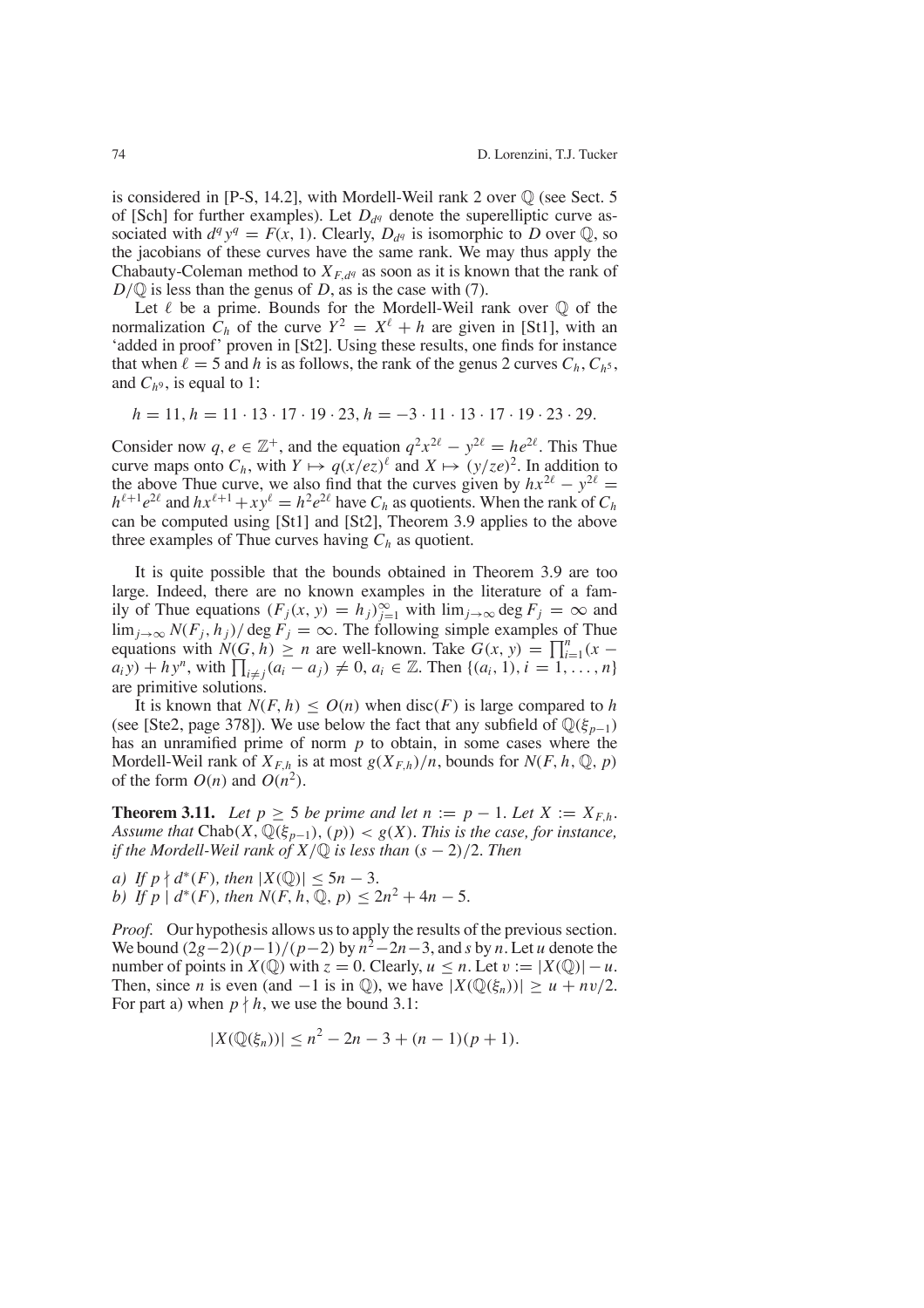is considered in [P-S, 14.2], with Mordell-Weil rank 2 over $\mathbb{Q}$ (see Sect. 5 of [Sch] for further examples). Let $D_{d^q}$ denote the superelliptic curve associated with $d^q y^q = F(x, 1)$. Clearly, $D_{d^q}$ is isomorphic to $D$ over $\mathbb{Q}$, so the jacobians of these curves have the same rank. We may thus apply the Chabauty-Coleman method to $X_{F,d^q}$ as soon as it is known that the rank of $D/\mathbb{Q}$ is less than the genus of $D$, as is the case with (7).

Let $\ell$ be a prime. Bounds for the Mordell-Weil rank over $\mathbb{Q}$ of the normalization $C_h$ of the curve $Y^2 = X^\ell + h$ are given in [St1], with an 'added in proof' proven in [St2]. Using these results, one finds for instance that when $\ell = 5$ and $h$ is as follows, the rank of the genus 2 curves $C_h$, $C_{h^5}$, and $C_{h^9}$, is equal to 1:

$$h = 11, h = 11 \cdot 13 \cdot 17 \cdot 19 \cdot 23, h = -3 \cdot 11 \cdot 13 \cdot 17 \cdot 19 \cdot 23 \cdot 29.$$

Consider now $q, e \in \mathbb{Z}^+$, and the equation $q^2x^{2\ell} - y^{2\ell} = he^{2\ell}$. This Thue curve maps onto $C_h$, with $Y \mapsto q(x/ez)^\ell$ and $X \mapsto (y/ze)^2$. In addition to the above Thue curve, we also find that the curves given by $hx^{2\ell} - y^{2\ell} = h^{\ell+1}e^{2\ell}$ and $hx^{\ell+1} + xy^\ell = h^2e^{2\ell}$ have $C_h$ as quotients. When the rank of $C_h$ can be computed using [St1] and [St2], Theorem 3.9 applies to the above three examples of Thue curves having $C_h$ as quotient.

It is quite possible that the bounds obtained in Theorem 3.9 are too large. Indeed, there are no known examples in the literature of a family of Thue equations $(F_j(x, y) = h_j)_{j=1}^\infty$ with $\lim_{j\to\infty} \deg F_j = \infty$ and $\lim_{j\to\infty} N(F_j, h_j)/\deg F_j = \infty$. The following simple examples of Thue equations with $N(G, h) \geq n$ are well-known. Take $G(x, y) = \prod_{i=1}^n (x - a_i y) + hy^n$, with $\prod_{i\neq j}(a_i - a_j) \neq 0$, $a_i \in \mathbb{Z}$. Then $\{(a_i, 1), i = 1, \ldots, n\}$ are primitive solutions.

It is known that $N(F, h) \leq O(n)$ when $\mathrm{disc}(F)$ is large compared to $h$ (see [Ste2, page 378]). We use below the fact that any subfield of $\mathbb{Q}(\xi_{p-1})$ has an unramified prime of norm $p$ to obtain, in some cases where the Mordell-Weil rank of $X_{F,h}$ is at most $g(X_{F,h})/n$, bounds for $N(F, h, \mathbb{Q}, p)$ of the form $O(n)$ and $O(n^2)$.

**Theorem 3.11.** *Let $p \geq 5$ be prime and let $n := p - 1$. Let $X := X_{F,h}$. Assume that* $\mathrm{Chab}(X, \mathbb{Q}(\xi_{p-1}), (p)) < g(X)$. *This is the case, for instance, if the Mordell-Weil rank of $X/\mathbb{Q}$ is less than $(s - 2)/2$. Then*

*a) If $p \nmid d^*(F)$, then $|X(\mathbb{Q})| \leq 5n - 3$.*
*b) If $p \mid d^*(F)$, then $N(F, h, \mathbb{Q}, p) \leq 2n^2 + 4n - 5$.*

*Proof.* Our hypothesis allows us to apply the results of the previous section. We bound $(2g-2)(p-1)/(p-2)$ by $n^2-2n-3$, and $s$ by $n$. Let $u$ denote the number of points in $X(\mathbb{Q})$ with $z = 0$. Clearly, $u \leq n$. Let $v := |X(\mathbb{Q})| - u$. Then, since $n$ is even (and $-1$ is in $\mathbb{Q}$), we have $|X(\mathbb{Q}(\xi_n))| \geq u + nv/2$. For part a) when $p \nmid h$, we use the bound 3.1:

$$|X(\mathbb{Q}(\xi_n))| \leq n^2 - 2n - 3 + (n - 1)(p + 1).$$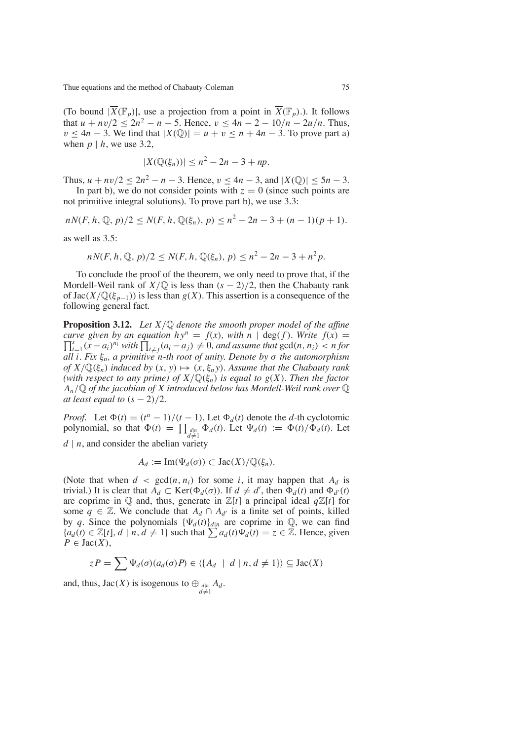(To bound $|\overline{X}(\mathbb{F}_p)|$, use a projection from a point in $\overline{X}(\mathbb{F}_p)$.). It follows that $u + nv/2 \leq 2n^2 - n - 5$. Hence, $v \leq 4n - 2 - 10/n - 2u/n$. Thus, $v \leq 4n - 3$. We find that $|X(\mathbb{Q})| = u + v \leq n + 4n - 3$. To prove part a) when $p \mid h$, we use 3.2,

$$|X(\mathbb{Q}(\xi_n))| \leq n^2 - 2n - 3 + np.$$

Thus, $u + nv/2 \leq 2n^2 - n - 3$. Hence, $v \leq 4n - 3$, and $|X(\mathbb{Q})| \leq 5n - 3$.

In part b), we do not consider points with $z = 0$ (since such points are not primitive integral solutions). To prove part b), we use 3.3:

$$nN(F, h, \mathbb{Q}, p)/2 \leq N(F, h, \mathbb{Q}(\xi_n), p) \leq n^2 - 2n - 3 + (n-1)(p+1).$$

as well as 3.5:

$$nN(F, h, \mathbb{Q}, p)/2 \leq N(F, h, \mathbb{Q}(\xi_n), p) \leq n^2 - 2n - 3 + n^2 p.$$

To conclude the proof of the theorem, we only need to prove that, if the Mordell-Weil rank of $X/\mathbb{Q}$ is less than $(s-2)/2$, then the Chabauty rank of $\mathrm{Jac}(X/\mathbb{Q}(\xi_{p-1}))$ is less than $g(X)$. This assertion is a consequence of the following general fact.

**Proposition 3.12.** *Let $X/\mathbb{Q}$ denote the smooth proper model of the affine curve given by an equation $hy^n = f(x)$, with $n \mid \deg(f)$. Write $f(x) = \prod_{i=1}^{s}(x - a_i)^{n_i}$ with $\prod_{i \neq j}(a_i - a_j) \neq 0$, and assume that $\gcd(n, n_i) < n$ for all $i$. Fix $\xi_n$, a primitive $n$-th root of unity. Denote by $\sigma$ the automorphism of $X/\mathbb{Q}(\xi_n)$ induced by $(x, y) \mapsto (x, \xi_n y)$. Assume that the Chabauty rank (with respect to any prime) of $X/\mathbb{Q}(\xi_n)$ is equal to $g(X)$. Then the factor $A_n/\mathbb{Q}$ of the jacobian of $X$ introduced below has Mordell-Weil rank over $\mathbb{Q}$ at least equal to $(s-2)/2$.*

*Proof.* Let $\Phi(t) = (t^n - 1)/(t - 1)$. Let $\Phi_d(t)$ denote the $d$-th cyclotomic polynomial, so that $\Phi(t) = \prod_{\substack{d \mid n \\ d \neq 1}} \Phi_d(t)$. Let $\Psi_d(t) := \Phi(t)/\Phi_d(t)$. Let $d \mid n$, and consider the abelian variety

$$A_d := \mathrm{Im}(\Psi_d(\sigma)) \subset \mathrm{Jac}(X)/\mathbb{Q}(\xi_n).$$

(Note that when $d < \gcd(n, n_i)$ for some $i$, it may happen that $A_d$ is trivial.) It is clear that $A_d \subset \mathrm{Ker}(\Phi_d(\sigma))$. If $d \neq d'$, then $\Phi_d(t)$ and $\Phi_{d'}(t)$ are coprime in $\mathbb{Q}$ and, thus, generate in $\mathbb{Z}[t]$ a principal ideal $q\mathbb{Z}[t]$ for some $q \in \mathbb{Z}$. We conclude that $A_d \cap A_{d'}$ is a finite set of points, killed by $q$. Since the polynomials $\{\Psi_d(t)\}_{d \mid n}$ are coprime in $\mathbb{Q}$, we can find $\{a_d(t) \in \mathbb{Z}[t], d \mid n, d \neq 1\}$ such that $\sum a_d(t)\Psi_d(t) = z \in \mathbb{Z}$. Hence, given $P \in \mathrm{Jac}(X)$,

$$zP = \sum \Psi_d(\sigma)(a_d(\sigma)P) \in \langle\{A_d \mid d \mid n, d \neq 1\}\rangle \subseteq \mathrm{Jac}(X)$$

and, thus, $\mathrm{Jac}(X)$ is isogenous to $\bigoplus_{\substack{d \mid n \\ d \neq 1}} A_d$.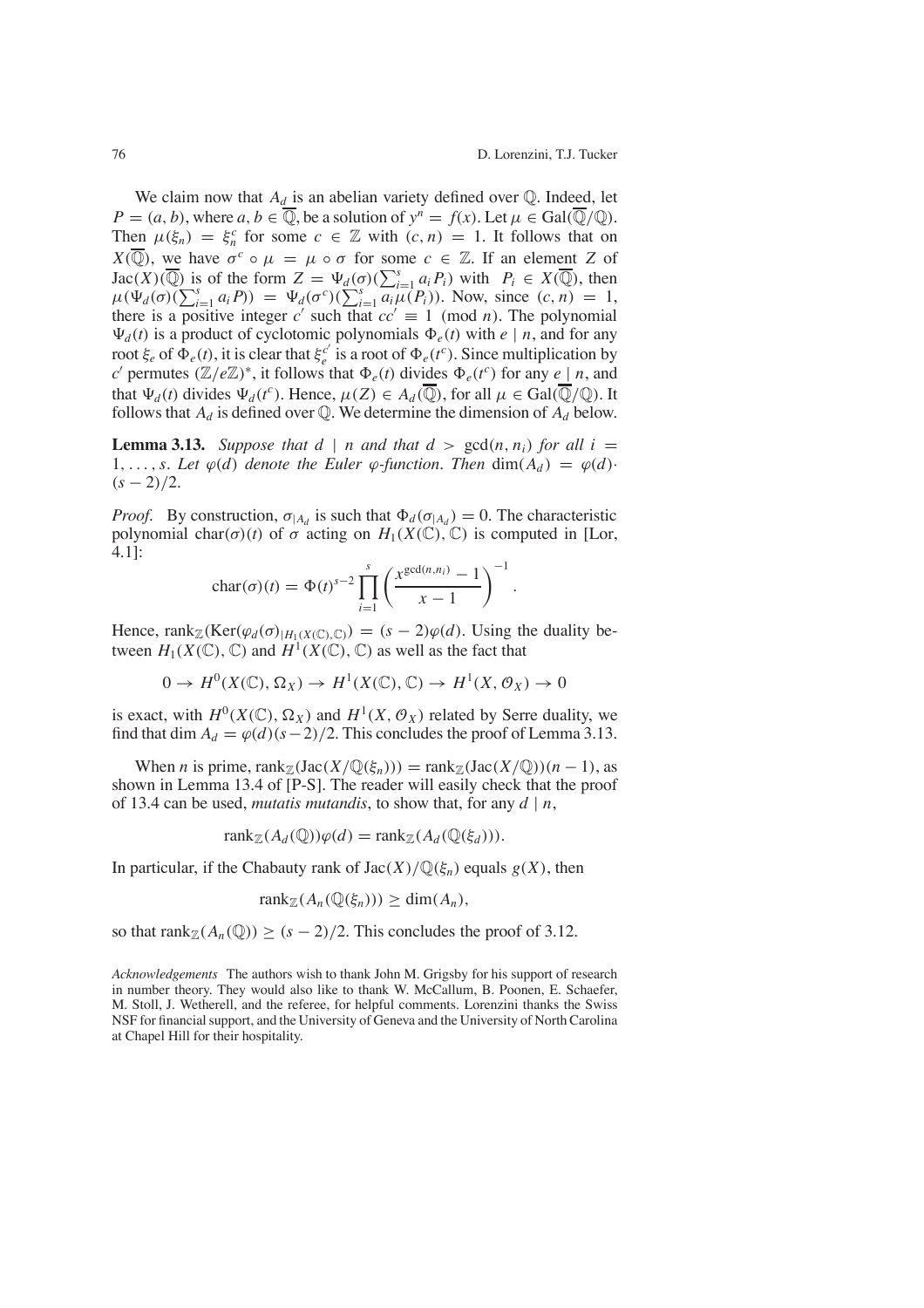We claim now that $A_d$ is an abelian variety defined over $\mathbb{Q}$. Indeed, let $P = (a, b)$, where $a, b \in \overline{\mathbb{Q}}$, be a solution of $y^n = f(x)$. Let $\mu \in \mathrm{Gal}(\overline{\mathbb{Q}}/\mathbb{Q})$. Then $\mu(\xi_n) = \xi_n^c$ for some $c \in \mathbb{Z}$ with $(c, n) = 1$. It follows that on $X(\overline{\mathbb{Q}})$, we have $\sigma^c \circ \mu = \mu \circ \sigma$ for some $c \in \mathbb{Z}$. If an element $Z$ of $\mathrm{Jac}(X)(\overline{\mathbb{Q}})$ is of the form $Z = \Psi_d(\sigma)(\sum_{i=1}^s a_i P_i)$ with $P_i \in X(\overline{\mathbb{Q}})$, then $\mu(\Psi_d(\sigma)(\sum_{i=1}^s a_i P)) = \Psi_d(\sigma^c)(\sum_{i=1}^s a_i \mu(P_i))$. Now, since $(c, n) = 1$, there is a positive integer $c'$ such that $cc' \equiv 1 \pmod{n}$. The polynomial $\Psi_d(t)$ is a product of cyclotomic polynomials $\Phi_e(t)$ with $e \mid n$, and for any root $\xi_e$ of $\Phi_e(t)$, it is clear that $\xi_e^{c'}$ is a root of $\Phi_e(t^c)$. Since multiplication by $c'$ permutes $(\mathbb{Z}/e\mathbb{Z})^*$, it follows that $\Phi_e(t)$ divides $\Phi_e(t^c)$ for any $e \mid n$, and that $\Psi_d(t)$ divides $\Psi_d(t^c)$. Hence, $\mu(Z) \in A_d(\overline{\mathbb{Q}})$, for all $\mu \in \mathrm{Gal}(\overline{\mathbb{Q}}/\mathbb{Q})$. It follows that $A_d$ is defined over $\mathbb{Q}$. We determine the dimension of $A_d$ below.

**Lemma 3.13.** *Suppose that $d \mid n$ and that $d > \gcd(n, n_i)$ for all $i = 1, \ldots, s$. Let $\varphi(d)$ denote the Euler $\varphi$-function. Then $\dim(A_d) = \varphi(d) \cdot (s - 2)/2$.*

*Proof.* By construction, $\sigma_{|A_d}$ is such that $\Phi_d(\sigma_{|A_d}) = 0$. The characteristic polynomial $\mathrm{char}(\sigma)(t)$ of $\sigma$ acting on $H_1(X(\mathbb{C}), \mathbb{C})$ is computed in [Lor, 4.1]:

$$\mathrm{char}(\sigma)(t) = \Phi(t)^{s-2} \prod_{i=1}^{s} \left( \frac{x^{\gcd(n,n_i)} - 1}{x - 1} \right)^{-1}.$$

Hence, $\mathrm{rank}_{\mathbb{Z}}(\mathrm{Ker}(\varphi_d(\sigma)_{|H_1(X(\mathbb{C}),\mathbb{C})}) = (s - 2)\varphi(d)$. Using the duality between $H_1(X(\mathbb{C}), \mathbb{C})$ and $H^1(X(\mathbb{C}), \mathbb{C})$ as well as the fact that

$$0 \to H^0(X(\mathbb{C}), \Omega_X) \to H^1(X(\mathbb{C}), \mathbb{C}) \to H^1(X, \mathcal{O}_X) \to 0$$

is exact, with $H^0(X(\mathbb{C}), \Omega_X)$ and $H^1(X, \mathcal{O}_X)$ related by Serre duality, we find that $\dim A_d = \varphi(d)(s-2)/2$. This concludes the proof of Lemma 3.13.

When $n$ is prime, $\mathrm{rank}_{\mathbb{Z}}(\mathrm{Jac}(X/\mathbb{Q}(\xi_n))) = \mathrm{rank}_{\mathbb{Z}}(\mathrm{Jac}(X/\mathbb{Q}))(n - 1)$, as shown in Lemma 13.4 of [P-S]. The reader will easily check that the proof of 13.4 can be used, *mutatis mutandis*, to show that, for any $d \mid n$,

$$\mathrm{rank}_{\mathbb{Z}}(A_d(\mathbb{Q}))\varphi(d) = \mathrm{rank}_{\mathbb{Z}}(A_d(\mathbb{Q}(\xi_d))).$$

In particular, if the Chabauty rank of $\mathrm{Jac}(X)/\mathbb{Q}(\xi_n)$ equals $g(X)$, then

$$\mathrm{rank}_{\mathbb{Z}}(A_n(\mathbb{Q}(\xi_n))) \geq \dim(A_n),$$

so that $\mathrm{rank}_{\mathbb{Z}}(A_n(\mathbb{Q})) \geq (s - 2)/2$. This concludes the proof of 3.12.

*Acknowledgements* The authors wish to thank John M. Grigsby for his support of research in number theory. They would also like to thank W. McCallum, B. Poonen, E. Schaefer, M. Stoll, J. Wetherell, and the referee, for helpful comments. Lorenzini thanks the Swiss NSF for financial support, and the University of Geneva and the University of North Carolina at Chapel Hill for their hospitality.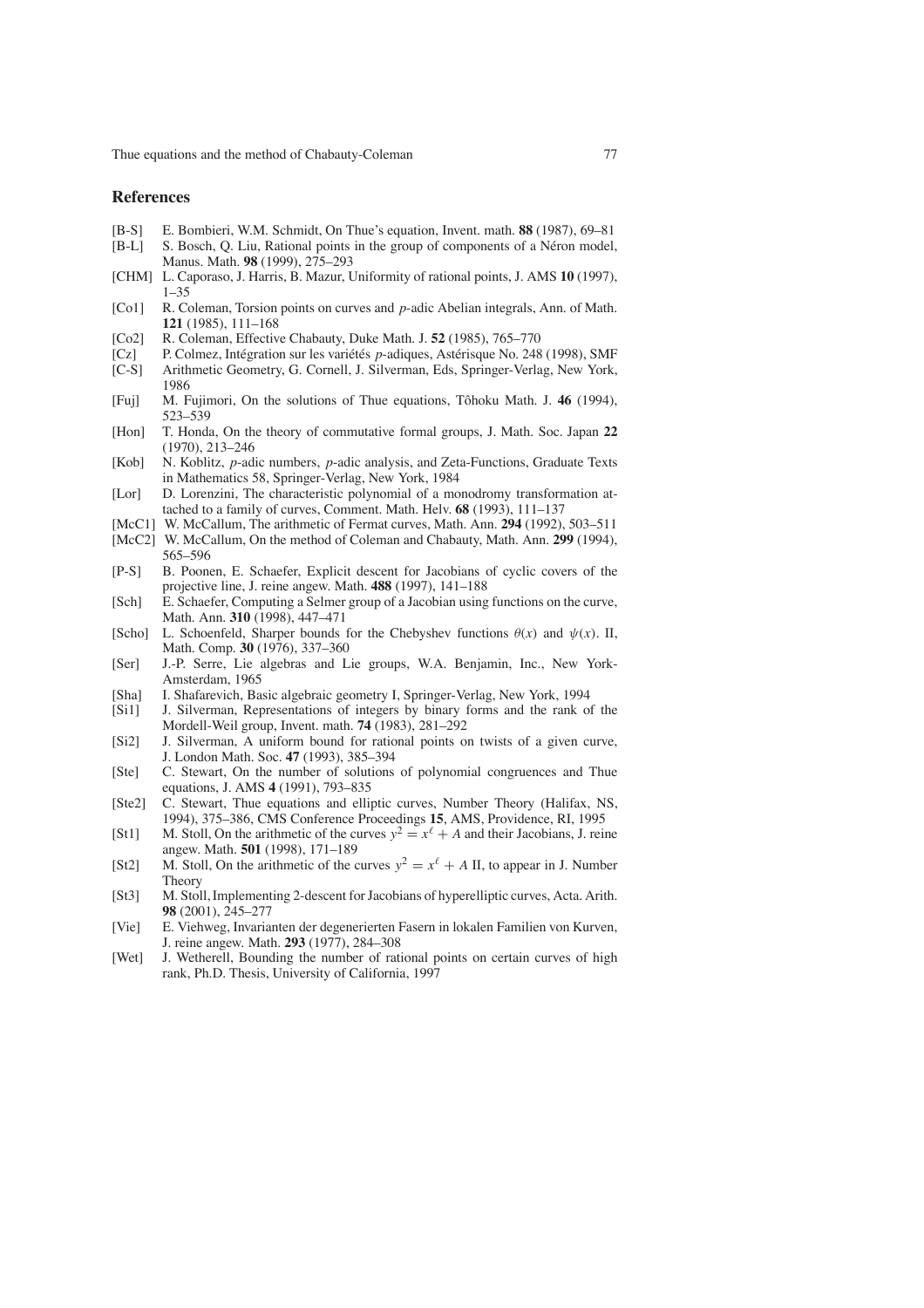## References

- [B-S] E. Bombieri, W.M. Schmidt, On Thue's equation, Invent. math. **88** (1987), 69–81
- [B-L] S. Bosch, Q. Liu, Rational points in the group of components of a Néron model, Manus. Math. **98** (1999), 275–293
- [CHM] L. Caporaso, J. Harris, B. Mazur, Uniformity of rational points, J. AMS **10** (1997), 1–35
- [Co1] R. Coleman, Torsion points on curves and $p$-adic Abelian integrals, Ann. of Math. **121** (1985), 111–168
- [Co2] R. Coleman, Effective Chabauty, Duke Math. J. **52** (1985), 765–770
- [Cz] P. Colmez, Intégration sur les variétés $p$-adiques, Astérisque No. 248 (1998), SMF
- [C-S] Arithmetic Geometry, G. Cornell, J. Silverman, Eds, Springer-Verlag, New York, 1986
- [Fuj] M. Fujimori, On the solutions of Thue equations, Tôhoku Math. J. **46** (1994), 523–539
- [Hon] T. Honda, On the theory of commutative formal groups, J. Math. Soc. Japan **22** (1970), 213–246
- [Kob] N. Koblitz, $p$-adic numbers, $p$-adic analysis, and Zeta-Functions, Graduate Texts in Mathematics 58, Springer-Verlag, New York, 1984
- [Lor] D. Lorenzini, The characteristic polynomial of a monodromy transformation attached to a family of curves, Comment. Math. Helv. **68** (1993), 111–137
- [McC1] W. McCallum, The arithmetic of Fermat curves, Math. Ann. **294** (1992), 503–511
- [McC2] W. McCallum, On the method of Coleman and Chabauty, Math. Ann. **299** (1994), 565–596
- [P-S] B. Poonen, E. Schaefer, Explicit descent for Jacobians of cyclic covers of the projective line, J. reine angew. Math. **488** (1997), 141–188
- [Sch] E. Schaefer, Computing a Selmer group of a Jacobian using functions on the curve, Math. Ann. **310** (1998), 447–471
- [Scho] L. Schoenfeld, Sharper bounds for the Chebyshev functions $\theta(x)$ and $\psi(x)$. II, Math. Comp. **30** (1976), 337–360
- [Ser] J.-P. Serre, Lie algebras and Lie groups, W.A. Benjamin, Inc., New York-Amsterdam, 1965
- [Sha] I. Shafarevich, Basic algebraic geometry I, Springer-Verlag, New York, 1994
- [Si1] J. Silverman, Representations of integers by binary forms and the rank of the Mordell-Weil group, Invent. math. **74** (1983), 281–292
- [Si2] J. Silverman, A uniform bound for rational points on twists of a given curve, J. London Math. Soc. **47** (1993), 385–394
- [Ste] C. Stewart, On the number of solutions of polynomial congruences and Thue equations, J. AMS **4** (1991), 793–835
- [Ste2] C. Stewart, Thue equations and elliptic curves, Number Theory (Halifax, NS, 1994), 375–386, CMS Conference Proceedings **15**, AMS, Providence, RI, 1995
- [St1] M. Stoll, On the arithmetic of the curves $y^2 = x^\ell + A$ and their Jacobians, J. reine angew. Math. **501** (1998), 171–189
- [St2] M. Stoll, On the arithmetic of the curves $y^2 = x^\ell + A$ II, to appear in J. Number Theory
- [St3] M. Stoll, Implementing 2-descent for Jacobians of hyperelliptic curves, Acta. Arith. **98** (2001), 245–277
- [Vie] E. Viehweg, Invarianten der degenerierten Fasern in lokalen Familien von Kurven, J. reine angew. Math. **293** (1977), 284–308
- [Wet] J. Wetherell, Bounding the number of rational points on certain curves of high rank, Ph.D. Thesis, University of California, 1997